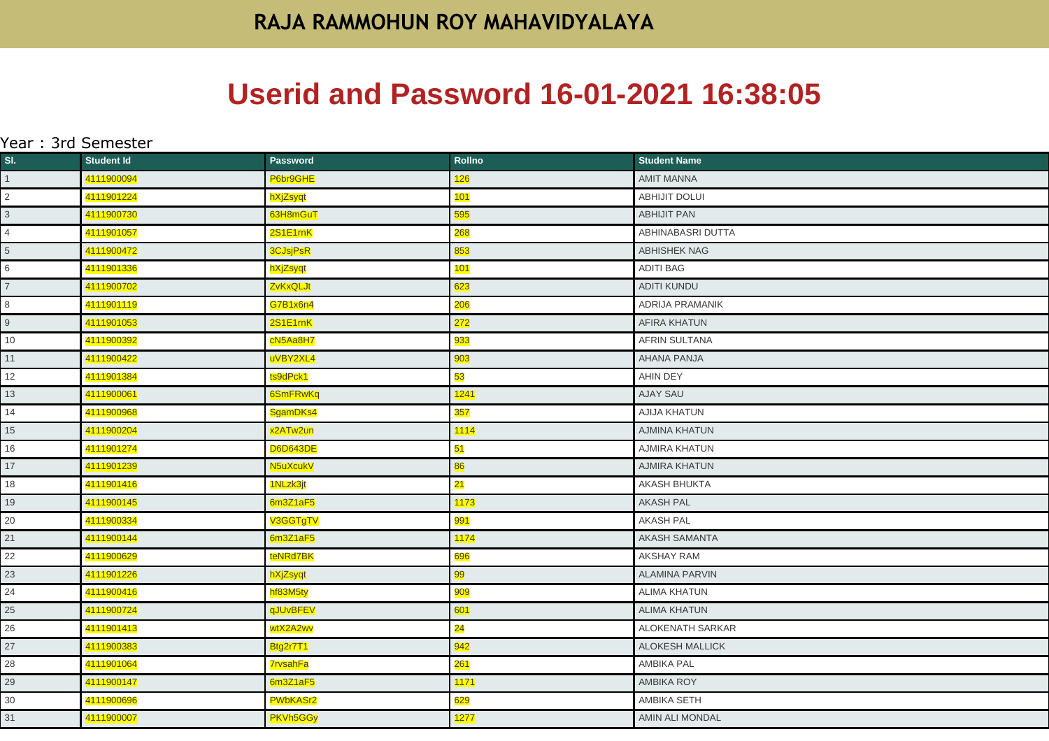# RAJA RAMMOHUN ROY MAHAVIDYALAYA

## Userid and Password 16-01-2021 16:38:05

Year : 3rd Semester

| Sl. | Student Id | Password | Rollno | Student Name |
|---|---|---|---|---|
| 1 | 4111900094 | P6br9GHE | 126 | AMIT MANNA |
| 2 | 4111901224 | hXjZsyqt | 101 | ABHIJIT DOLUI |
| 3 | 4111900730 | 63H8mGuT | 595 | ABHIJIT PAN |
| 4 | 4111901057 | 2S1E1rnK | 268 | ABHINABASRI DUTTA |
| 5 | 4111900472 | 3CJsjPsR | 853 | ABHISHEK NAG |
| 6 | 4111901336 | hXjZsyqt | 101 | ADITI BAG |
| 7 | 4111900702 | ZvKxQLJt | 623 | ADITI KUNDU |
| 8 | 4111901119 | G7B1x6n4 | 206 | ADRIJA PRAMANIK |
| 9 | 4111901053 | 2S1E1rnK | 272 | AFIRA KHATUN |
| 10 | 4111900392 | cN5Aa8H7 | 933 | AFRIN SULTANA |
| 11 | 4111900422 | uVBY2XL4 | 903 | AHANA PANJA |
| 12 | 4111901384 | ts9dPck1 | 53 | AHIN DEY |
| 13 | 4111900061 | 6SmFRwKq | 1241 | AJAY SAU |
| 14 | 4111900968 | SgamDKs4 | 357 | AJIJA KHATUN |
| 15 | 4111900204 | x2ATw2un | 1114 | AJMINA KHATUN |
| 16 | 4111901274 | D6D643DE | 51 | AJMIRA KHATUN |
| 17 | 4111901239 | N5uXcukV | 86 | AJMIRA KHATUN |
| 18 | 4111901416 | 1NLzk3jt | 21 | AKASH BHUKTA |
| 19 | 4111900145 | 6m3Z1aF5 | 1173 | AKASH PAL |
| 20 | 4111900334 | V3GGTgTV | 991 | AKASH PAL |
| 21 | 4111900144 | 6m3Z1aF5 | 1174 | AKASH SAMANTA |
| 22 | 4111900629 | teNRd7BK | 696 | AKSHAY RAM |
| 23 | 4111901226 | hXjZsyqt | 99 | ALAMINA PARVIN |
| 24 | 4111900416 | hf83M5ty | 909 | ALIMA KHATUN |
| 25 | 4111900724 | qJUvBFEV | 601 | ALIMA KHATUN |
| 26 | 4111901413 | wtX2A2wv | 24 | ALOKENATH SARKAR |
| 27 | 4111900383 | Btg2r7T1 | 942 | ALOKESH MALLICK |
| 28 | 4111901064 | 7rvsahFa | 261 | AMBIKA PAL |
| 29 | 4111900147 | 6m3Z1aF5 | 1171 | AMBIKA ROY |
| 30 | 4111900696 | PWbKASr2 | 629 | AMBIKA SETH |
| 31 | 4111900007 | PKVh5GGy | 1277 | AMIN ALI MONDAL |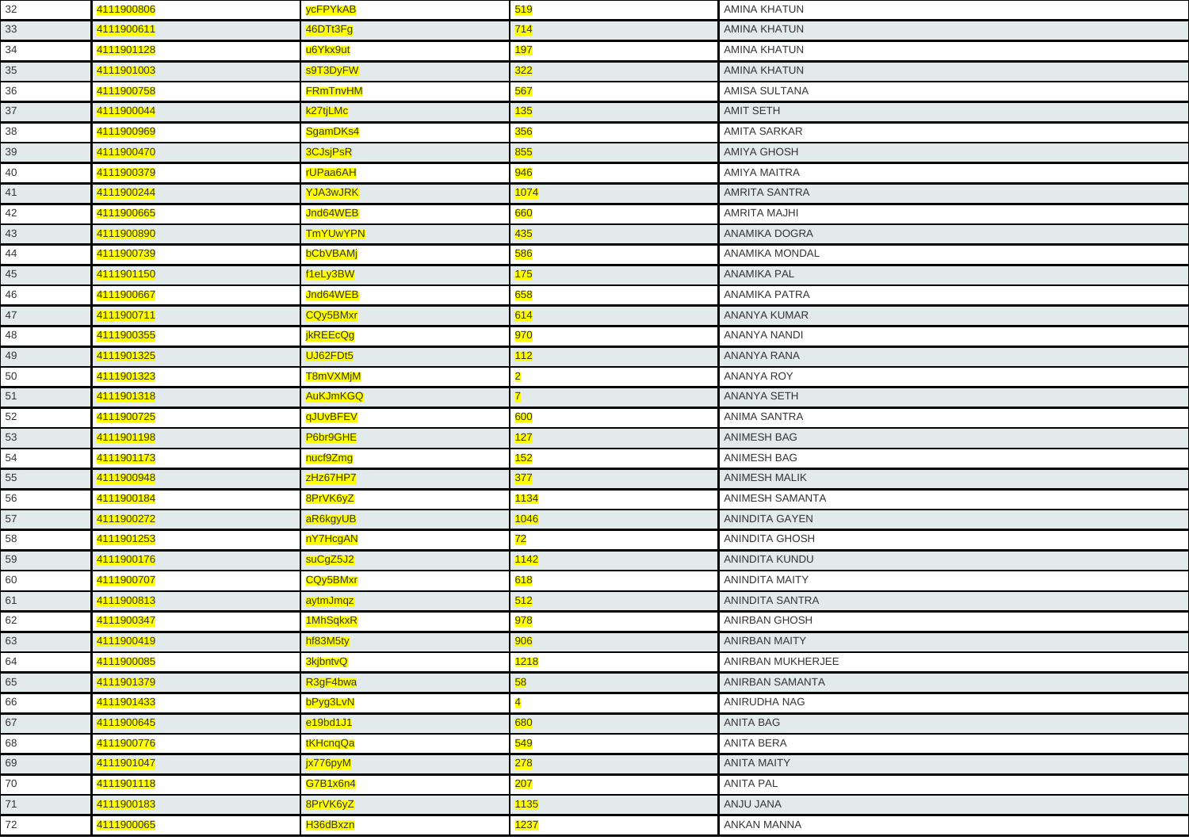| 32 | 4111900806 | ycFPYkAB | 519 | AMINA KHATUN |
|---|---|---|---|---|
| 33 | 4111900611 | 46DTt3Fg | 714 | AMINA KHATUN |
| 34 | 4111901128 | u6Ykx9ut | 197 | AMINA KHATUN |
| 35 | 4111901003 | s9T3DyFW | 322 | AMINA KHATUN |
| 36 | 4111900758 | FRmTnvHM | 567 | AMISA SULTANA |
| 37 | 4111900044 | k27tjLMc | 135 | AMIT SETH |
| 38 | 4111900969 | SgamDKs4 | 356 | AMITA SARKAR |
| 39 | 4111900470 | 3CJsjPsR | 855 | AMIYA GHOSH |
| 40 | 4111900379 | rUPaa6AH | 946 | AMIYA MAITRA |
| 41 | 4111900244 | YJA3wJRK | 1074 | AMRITA SANTRA |
| 42 | 4111900665 | Jnd64WEB | 660 | AMRITA MAJHI |
| 43 | 4111900890 | TmYUwYPN | 435 | ANAMIKA DOGRA |
| 44 | 4111900739 | bCbVBAMj | 586 | ANAMIKA MONDAL |
| 45 | 4111901150 | f1eLy3BW | 175 | ANAMIKA PAL |
| 46 | 4111900667 | Jnd64WEB | 658 | ANAMIKA PATRA |
| 47 | 4111900711 | CQy5BMxr | 614 | ANANYA KUMAR |
| 48 | 4111900355 | jkREEcQg | 970 | ANANYA NANDI |
| 49 | 4111901325 | UJ62FDt5 | 112 | ANANYA RANA |
| 50 | 4111901323 | T8mVXMjM | 2 | ANANYA ROY |
| 51 | 4111901318 | AuKJmKGQ | 7 | ANANYA SETH |
| 52 | 4111900725 | qJUvBFEV | 600 | ANIMA SANTRA |
| 53 | 4111901198 | P6br9GHE | 127 | ANIMESH BAG |
| 54 | 4111901173 | nucf9Zmg | 152 | ANIMESH BAG |
| 55 | 4111900948 | zHz67HP7 | 377 | ANIMESH MALIK |
| 56 | 4111900184 | 8PrVK6yZ | 1134 | ANIMESH SAMANTA |
| 57 | 4111900272 | aR6kgyUB | 1046 | ANINDITA GAYEN |
| 58 | 4111901253 | nY7HcgAN | 72 | ANINDITA GHOSH |
| 59 | 4111900176 | suCgZ5J2 | 1142 | ANINDITA KUNDU |
| 60 | 4111900707 | CQy5BMxr | 618 | ANINDITA MAITY |
| 61 | 4111900813 | aytmJmqz | 512 | ANINDITA SANTRA |
| 62 | 4111900347 | 1MhSqkxR | 978 | ANIRBAN GHOSH |
| 63 | 4111900419 | hf83M5ty | 906 | ANIRBAN MAITY |
| 64 | 4111900085 | 3kjbntvQ | 1218 | ANIRBAN MUKHERJEE |
| 65 | 4111901379 | R3gF4bwa | 58 | ANIRBAN SAMANTA |
| 66 | 4111901433 | bPyg3LvN | 4 | ANIRUDHA NAG |
| 67 | 4111900645 | e19bd1J1 | 680 | ANITA BAG |
| 68 | 4111900776 | tKHcnqQa | 549 | ANITA BERA |
| 69 | 4111901047 | jx776pyM | 278 | ANITA MAITY |
| 70 | 4111901118 | G7B1x6n4 | 207 | ANITA PAL |
| 71 | 4111900183 | 8PrVK6yZ | 1135 | ANJU JANA |
| 72 | 4111900065 | H36dBxzn | 1237 | ANKAN MANNA |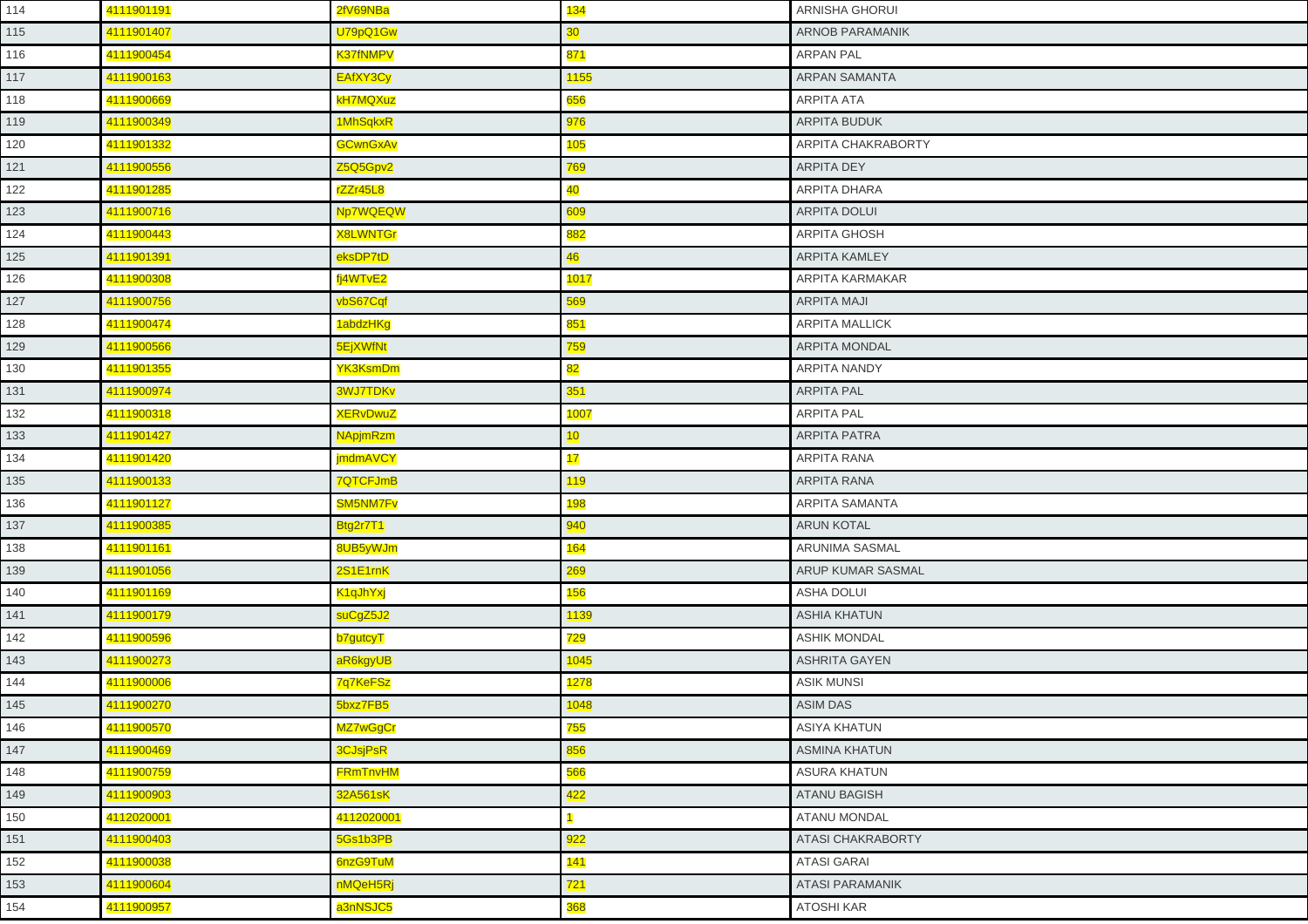| | | | | |
|---|---|---|---|---|
| 114 | 4111901191 | 2fV69NBa | 134 | ARNISHA GHORUI |
| 115 | 4111901407 | U79pQ1Gw | 30 | ARNOB PARAMANIK |
| 116 | 4111900454 | K37fNMPV | 871 | ARPAN PAL |
| 117 | 4111900163 | EAfXY3Cy | 1155 | ARPAN SAMANTA |
| 118 | 4111900669 | kH7MQXuz | 656 | ARPITA ATA |
| 119 | 4111900349 | 1MhSqkxR | 976 | ARPITA BUDUK |
| 120 | 4111901332 | GCwnGxAv | 105 | ARPITA CHAKRABORTY |
| 121 | 4111900556 | Z5Q5Gpv2 | 769 | ARPITA DEY |
| 122 | 4111901285 | rZZr45L8 | 40 | ARPITA DHARA |
| 123 | 4111900716 | Np7WQEQW | 609 | ARPITA DOLUI |
| 124 | 4111900443 | X8LWNTGr | 882 | ARPITA GHOSH |
| 125 | 4111901391 | eksDP7tD | 46 | ARPITA KAMLEY |
| 126 | 4111900308 | fj4WTvE2 | 1017 | ARPITA KARMAKAR |
| 127 | 4111900756 | vbS67Cqf | 569 | ARPITA MAJI |
| 128 | 4111900474 | 1abdzHKg | 851 | ARPITA MALLICK |
| 129 | 4111900566 | 5EjXWfNt | 759 | ARPITA MONDAL |
| 130 | 4111901355 | YK3KsmDm | 82 | ARPITA NANDY |
| 131 | 4111900974 | 3WJ7TDKv | 351 | ARPITA PAL |
| 132 | 4111900318 | XERvDwuZ | 1007 | ARPITA PAL |
| 133 | 4111901427 | NApjmRzm | 10 | ARPITA PATRA |
| 134 | 4111901420 | jmdmAVCY | 17 | ARPITA RANA |
| 135 | 4111900133 | 7QTCFJmB | 119 | ARPITA RANA |
| 136 | 4111901127 | SM5NM7Fv | 198 | ARPITA SAMANTA |
| 137 | 4111900385 | Btg2r7T1 | 940 | ARUN KOTAL |
| 138 | 4111901161 | 8UB5yWJm | 164 | ARUNIMA SASMAL |
| 139 | 4111901056 | 2S1E1rnK | 269 | ARUP KUMAR SASMAL |
| 140 | 4111901169 | K1qJhYxj | 156 | ASHA DOLUI |
| 141 | 4111900179 | suCgZ5J2 | 1139 | ASHIA KHATUN |
| 142 | 4111900596 | b7gutcyT | 729 | ASHIK MONDAL |
| 143 | 4111900273 | aR6kgyUB | 1045 | ASHRITA GAYEN |
| 144 | 4111900006 | 7q7KeFSz | 1278 | ASIK MUNSI |
| 145 | 4111900270 | 5bxz7FB5 | 1048 | ASIM DAS |
| 146 | 4111900570 | MZ7wGgCr | 755 | ASIYA KHATUN |
| 147 | 4111900469 | 3CJsjPsR | 856 | ASMINA KHATUN |
| 148 | 4111900759 | FRmTnvHM | 566 | ASURA KHATUN |
| 149 | 4111900903 | 32A561sK | 422 | ATANU BAGISH |
| 150 | 4112020001 | 4112020001 | 1 | ATANU MONDAL |
| 151 | 4111900403 | 5Gs1b3PB | 922 | ATASI CHAKRABORTY |
| 152 | 4111900038 | 6nzG9TuM | 141 | ATASI GARAI |
| 153 | 4111900604 | nMQeH5Rj | 721 | ATASI PARAMANIK |
| 154 | 4111900957 | a3nNSJC5 | 368 | ATOSHI KAR |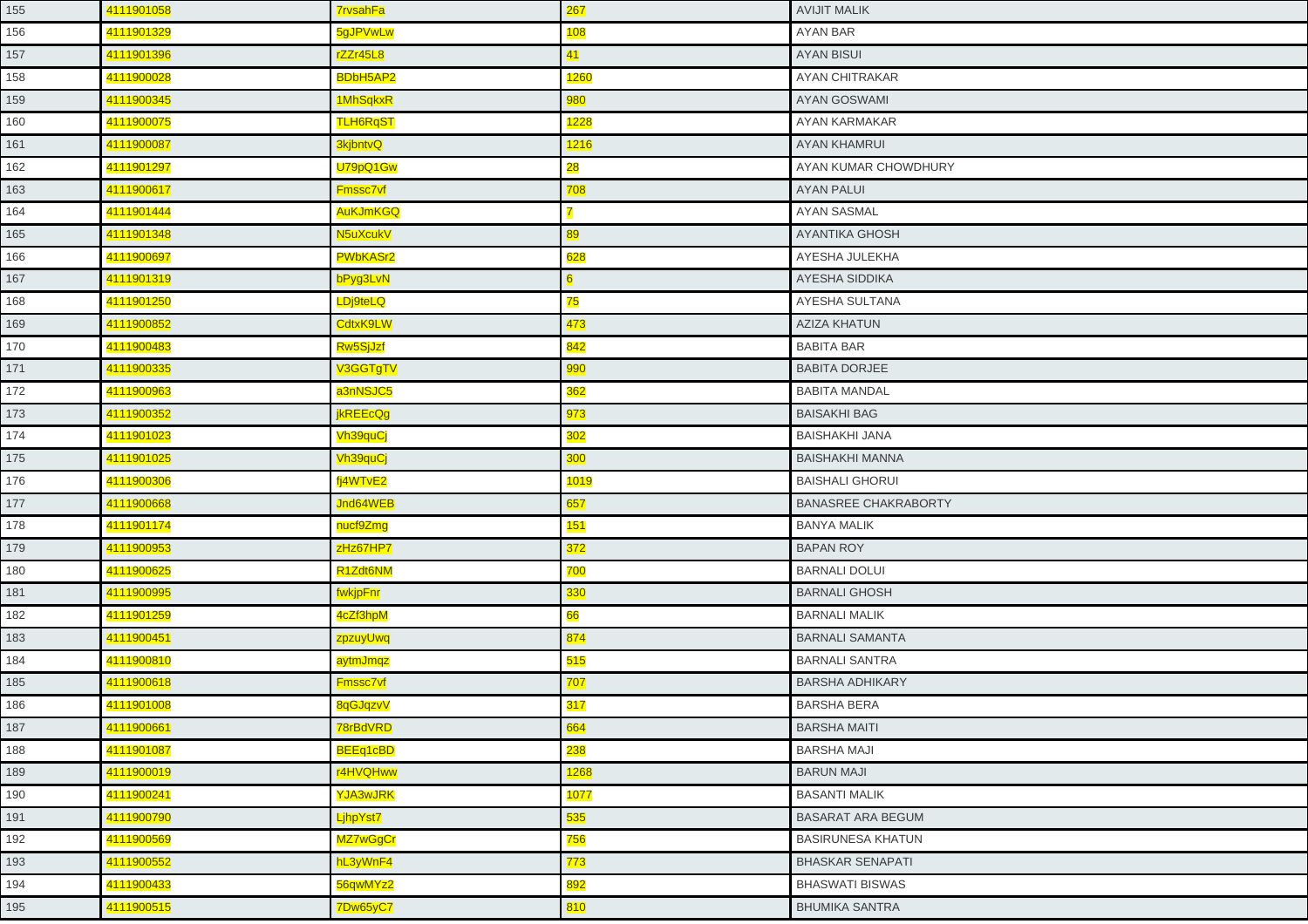| | | | | |
|---|---|---|---|---|
| 155 | 4111901058 | 7rvsahFa | 267 | AVIJIT MALIK |
| 156 | 4111901329 | 5gJPVwLw | 108 | AYAN BAR |
| 157 | 4111901396 | rZZr45L8 | 41 | AYAN BISUI |
| 158 | 4111900028 | BDbH5AP2 | 1260 | AYAN CHITRAKAR |
| 159 | 4111900345 | 1MhSqkxR | 980 | AYAN GOSWAMI |
| 160 | 4111900075 | TLH6RqST | 1228 | AYAN KARMAKAR |
| 161 | 4111900087 | 3kjbntvQ | 1216 | AYAN KHAMRUI |
| 162 | 4111901297 | U79pQ1Gw | 28 | AYAN KUMAR CHOWDHURY |
| 163 | 4111900617 | Fmssc7vf | 708 | AYAN PALUI |
| 164 | 4111901444 | AuKJmKGQ | 7 | AYAN SASMAL |
| 165 | 4111901348 | N5uXcukV | 89 | AYANTIKA GHOSH |
| 166 | 4111900697 | PWbKASr2 | 628 | AYESHA JULEKHA |
| 167 | 4111901319 | bPyg3LvN | 6 | AYESHA SIDDIKA |
| 168 | 4111901250 | LDj9teLQ | 75 | AYESHA SULTANA |
| 169 | 4111900852 | CdtxK9LW | 473 | AZIZA KHATUN |
| 170 | 4111900483 | Rw5SjJzf | 842 | BABITA BAR |
| 171 | 4111900335 | V3GGTgTV | 990 | BABITA DORJEE |
| 172 | 4111900963 | a3nNSJC5 | 362 | BABITA MANDAL |
| 173 | 4111900352 | jkREEcQg | 973 | BAISAKHI BAG |
| 174 | 4111901023 | Vh39quCj | 302 | BAISHAKHI JANA |
| 175 | 4111901025 | Vh39quCj | 300 | BAISHAKHI MANNA |
| 176 | 4111900306 | fj4WTvE2 | 1019 | BAISHALI GHORUI |
| 177 | 4111900668 | Jnd64WEB | 657 | BANASREE CHAKRABORTY |
| 178 | 4111901174 | nucf9Zmg | 151 | BANYA MALIK |
| 179 | 4111900953 | zHz67HP7 | 372 | BAPAN ROY |
| 180 | 4111900625 | R1Zdt6NM | 700 | BARNALI DOLUI |
| 181 | 4111900995 | fwkjpFnr | 330 | BARNALI GHOSH |
| 182 | 4111901259 | 4cZf3hpM | 66 | BARNALI MALIK |
| 183 | 4111900451 | zpzuyUwq | 874 | BARNALI SAMANTA |
| 184 | 4111900810 | aytmJmqz | 515 | BARNALI SANTRA |
| 185 | 4111900618 | Fmssc7vf | 707 | BARSHA ADHIKARY |
| 186 | 4111901008 | 8qGJqzvV | 317 | BARSHA BERA |
| 187 | 4111900661 | 78rBdVRD | 664 | BARSHA MAITI |
| 188 | 4111901087 | BEEq1cBD | 238 | BARSHA MAJI |
| 189 | 4111900019 | r4HVQHww | 1268 | BARUN MAJI |
| 190 | 4111900241 | YJA3wJRK | 1077 | BASANTI MALIK |
| 191 | 4111900790 | LjhpYst7 | 535 | BASARAT ARA BEGUM |
| 192 | 4111900569 | MZ7wGgCr | 756 | BASIRUNESA KHATUN |
| 193 | 4111900552 | hL3yWnF4 | 773 | BHASKAR SENAPATI |
| 194 | 4111900433 | 56qwMYz2 | 892 | BHASWATI BISWAS |
| 195 | 4111900515 | 7Dw65yC7 | 810 | BHUMIKA SANTRA |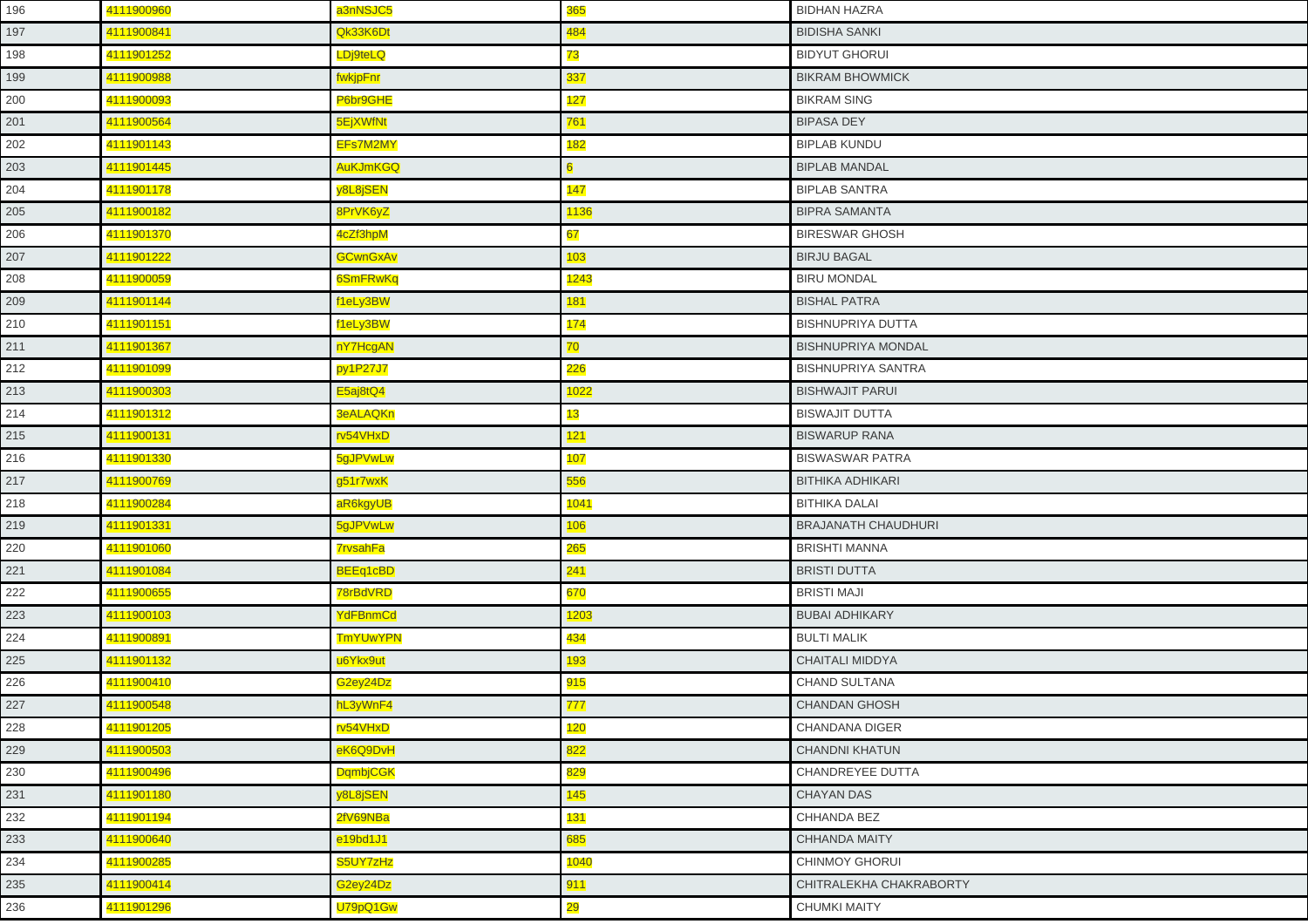| 196 | 4111900960 | a3nNSJC5 | 365 | BIDHAN HAZRA |
|---|---|---|---|---|
| 197 | 4111900841 | Qk33K6Dt | 484 | BIDISHA SANKI |
| 198 | 4111901252 | LDj9teLQ | 73 | BIDYUT GHORUI |
| 199 | 4111900988 | fwkjpFnr | 337 | BIKRAM BHOWMICK |
| 200 | 4111900093 | P6br9GHE | 127 | BIKRAM SING |
| 201 | 4111900564 | 5EjXWfNt | 761 | BIPASA DEY |
| 202 | 4111901143 | EFs7M2MY | 182 | BIPLAB KUNDU |
| 203 | 4111901445 | AuKJmKGQ | 6 | BIPLAB MANDAL |
| 204 | 4111901178 | y8L8jSEN | 147 | BIPLAB SANTRA |
| 205 | 4111900182 | 8PrVK6yZ | 1136 | BIPRA SAMANTA |
| 206 | 4111901370 | 4cZf3hpM | 67 | BIRESWAR GHOSH |
| 207 | 4111901222 | GCwnGxAv | 103 | BIRJU BAGAL |
| 208 | 4111900059 | 6SmFRwKq | 1243 | BIRU MONDAL |
| 209 | 4111901144 | f1eLy3BW | 181 | BISHAL PATRA |
| 210 | 4111901151 | f1eLy3BW | 174 | BISHNUPRIYA DUTTA |
| 211 | 4111901367 | nY7HcgAN | 70 | BISHNUPRIYA MONDAL |
| 212 | 4111901099 | py1P27J7 | 226 | BISHNUPRIYA SANTRA |
| 213 | 4111900303 | E5aj8tQ4 | 1022 | BISHWAJIT PARUI |
| 214 | 4111901312 | 3eALAQKn | 13 | BISWAJIT DUTTA |
| 215 | 4111900131 | rv54VHxD | 121 | BISWARUP RANA |
| 216 | 4111901330 | 5gJPVwLw | 107 | BISWASWAR PATRA |
| 217 | 4111900769 | g51r7wxK | 556 | BITHIKA ADHIKARI |
| 218 | 4111900284 | aR6kgyUB | 1041 | BITHIKA DALAI |
| 219 | 4111901331 | 5gJPVwLw | 106 | BRAJANATH CHAUDHURI |
| 220 | 4111901060 | 7rvsahFa | 265 | BRISHTI MANNA |
| 221 | 4111901084 | BEEq1cBD | 241 | BRISTI DUTTA |
| 222 | 4111900655 | 78rBdVRD | 670 | BRISTI MAJI |
| 223 | 4111900103 | YdFBnmCd | 1203 | BUBAI ADHIKARY |
| 224 | 4111900891 | TmYUwYPN | 434 | BULTI MALIK |
| 225 | 4111901132 | u6Ykx9ut | 193 | CHAITALI MIDDYA |
| 226 | 4111900410 | G2ey24Dz | 915 | CHAND SULTANA |
| 227 | 4111900548 | hL3yWnF4 | 777 | CHANDAN GHOSH |
| 228 | 4111901205 | rv54VHxD | 120 | CHANDANA DIGER |
| 229 | 4111900503 | eK6Q9DvH | 822 | CHANDNI KHATUN |
| 230 | 4111900496 | DqmbjCGK | 829 | CHANDREYEE DUTTA |
| 231 | 4111901180 | y8L8jSEN | 145 | CHAYAN DAS |
| 232 | 4111901194 | 2fV69NBa | 131 | CHHANDA BEZ |
| 233 | 4111900640 | e19bd1J1 | 685 | CHHANDA MAITY |
| 234 | 4111900285 | S5UY7zHz | 1040 | CHINMOY GHORUI |
| 235 | 4111900414 | G2ey24Dz | 911 | CHITRALEKHA CHAKRABORTY |
| 236 | 4111901296 | U79pQ1Gw | 29 | CHUMKI MAITY |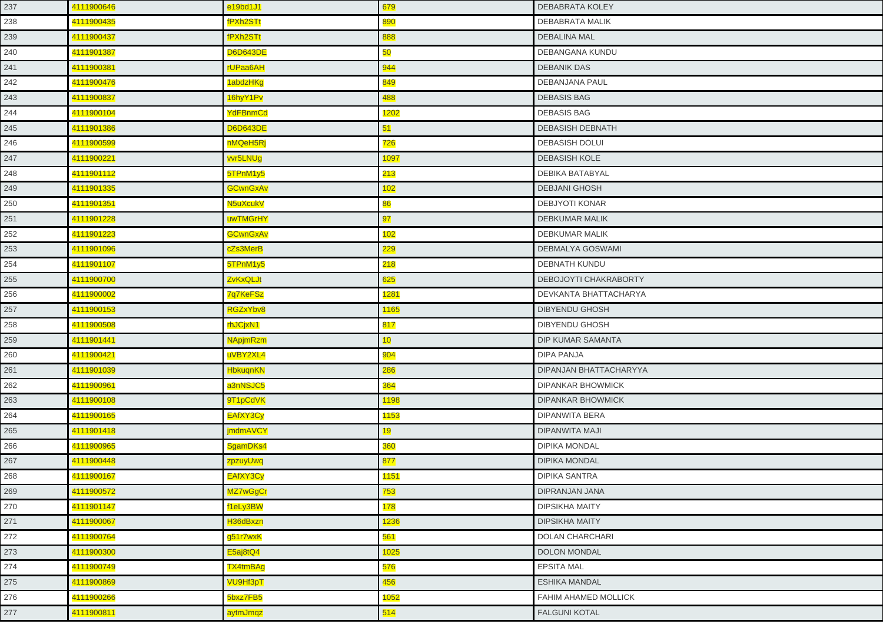| 237 | 4111900646 | e19bd1J1 | 679 | DEBABRATA KOLEY |
|---|---|---|---|---|
| 238 | 4111900435 | fPXh2STt | 890 | DEBABRATA MALIK |
| 239 | 4111900437 | fPXh2STt | 888 | DEBALINA MAL |
| 240 | 4111901387 | D6D643DE | 50 | DEBANGANA KUNDU |
| 241 | 4111900381 | rUPaa6AH | 944 | DEBANIK DAS |
| 242 | 4111900476 | 1abdzHKg | 849 | DEBANJANA PAUL |
| 243 | 4111900837 | 16hyY1Pv | 488 | DEBASIS BAG |
| 244 | 4111900104 | YdFBnmCd | 1202 | DEBASIS BAG |
| 245 | 4111901386 | D6D643DE | 51 | DEBASISH DEBNATH |
| 246 | 4111900599 | nMQeH5Rj | 726 | DEBASISH DOLUI |
| 247 | 4111900221 | vvr5LNUg | 1097 | DEBASISH KOLE |
| 248 | 4111901112 | 5TPnM1y5 | 213 | DEBIKA BATABYAL |
| 249 | 4111901335 | GCwnGxAv | 102 | DEBJANI GHOSH |
| 250 | 4111901351 | N5uXcukV | 86 | DEBJYOTI KONAR |
| 251 | 4111901228 | uwTMGrHY | 97 | DEBKUMAR MALIK |
| 252 | 4111901223 | GCwnGxAv | 102 | DEBKUMAR MALIK |
| 253 | 4111901096 | cZs3MerB | 229 | DEBMALYA GOSWAMI |
| 254 | 4111901107 | 5TPnM1y5 | 218 | DEBNATH KUNDU |
| 255 | 4111900700 | ZvKxQLJt | 625 | DEBOJOYTI CHAKRABORTY |
| 256 | 4111900002 | 7q7KeFSz | 1281 | DEVKANTA BHATTACHARYA |
| 257 | 4111900153 | RGZxYbv8 | 1165 | DIBYENDU GHOSH |
| 258 | 4111900508 | rhJCjxN1 | 817 | DIBYENDU GHOSH |
| 259 | 4111901441 | NApjmRzm | 10 | DIP KUMAR SAMANTA |
| 260 | 4111900421 | uVBY2XL4 | 904 | DIPA PANJA |
| 261 | 4111901039 | HbkuqnKN | 286 | DIPANJAN BHATTACHARYYA |
| 262 | 4111900961 | a3nNSJC5 | 364 | DIPANKAR BHOWMICK |
| 263 | 4111900108 | 9T1pCdVK | 1198 | DIPANKAR BHOWMICK |
| 264 | 4111900165 | EAfXY3Cy | 1153 | DIPANWITA BERA |
| 265 | 4111901418 | jmdmAVCY | 19 | DIPANWITA MAJI |
| 266 | 4111900965 | SgamDKs4 | 360 | DIPIKA MONDAL |
| 267 | 4111900448 | zpzuyUwq | 877 | DIPIKA MONDAL |
| 268 | 4111900167 | EAfXY3Cy | 1151 | DIPIKA SANTRA |
| 269 | 4111900572 | MZ7wGgCr | 753 | DIPRANJAN JANA |
| 270 | 4111901147 | f1eLy3BW | 178 | DIPSIKHA MAITY |
| 271 | 4111900067 | H36dBxzn | 1236 | DIPSIKHA MAITY |
| 272 | 4111900764 | g51r7wxK | 561 | DOLAN CHARCHARI |
| 273 | 4111900300 | E5aj8tQ4 | 1025 | DOLON MONDAL |
| 274 | 4111900749 | TX4tmBAg | 576 | EPSITA MAL |
| 275 | 4111900869 | VU9Hf3pT | 456 | ESHIKA MANDAL |
| 276 | 4111900266 | 5bxz7FB5 | 1052 | FAHIM AHAMED MOLLICK |
| 277 | 4111900811 | aytmJmqz | 514 | FALGUNI KOTAL |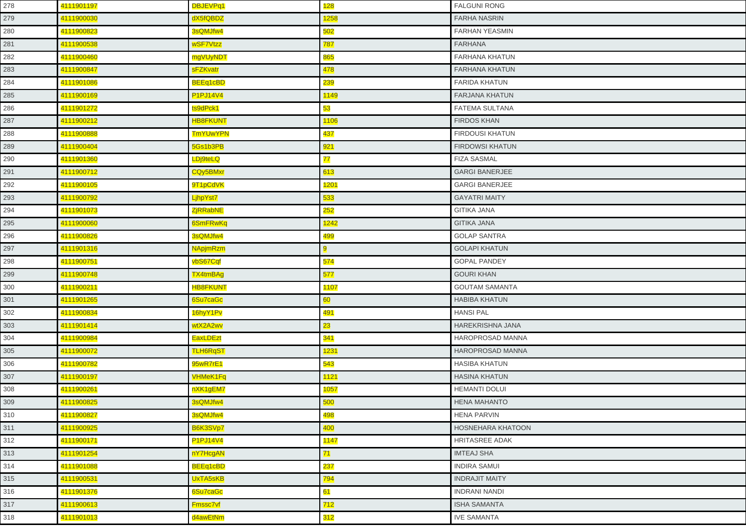| 278 | 4111901197 | DBJEVPq1 | 128 | FALGUNI RONG |
|---|---|---|---|---|
| 279 | 4111900030 | dX5fQBDZ | 1258 | FARHA NASRIN |
| 280 | 4111900823 | 3sQMJfw4 | 502 | FARHAN YEASMIN |
| 281 | 4111900538 | wSF7Vtzz | 787 | FARHANA |
| 282 | 4111900460 | mgVUyNDT | 865 | FARHANA KHATUN |
| 283 | 4111900847 | sFZKvatr | 478 | FARHANA KHATUN |
| 284 | 4111901086 | BEEq1cBD | 239 | FARIDA KHATUN |
| 285 | 4111900169 | P1PJ14V4 | 1149 | FARJANA KHATUN |
| 286 | 4111901272 | ts9dPck1 | 53 | FATEMA SULTANA |
| 287 | 4111900212 | HB8FKUNT | 1106 | FIRDOS KHAN |
| 288 | 4111900888 | TmYUwYPN | 437 | FIRDOUSI KHATUN |
| 289 | 4111900404 | 5Gs1b3PB | 921 | FIRDOWSI KHATUN |
| 290 | 4111901360 | LDj9teLQ | 77 | FIZA SASMAL |
| 291 | 4111900712 | CQy5BMxr | 613 | GARGI BANERJEE |
| 292 | 4111900105 | 9T1pCdVK | 1201 | GARGI BANERJEE |
| 293 | 4111900792 | LjhpYst7 | 533 | GAYATRI MAITY |
| 294 | 4111901073 | ZjRRabNE | 252 | GITIKA JANA |
| 295 | 4111900060 | 6SmFRwKq | 1242 | GITIKA JANA |
| 296 | 4111900826 | 3sQMJfw4 | 499 | GOLAP SANTRA |
| 297 | 4111901316 | NApjmRzm | 9 | GOLAPI KHATUN |
| 298 | 4111900751 | vbS67Cqf | 574 | GOPAL PANDEY |
| 299 | 4111900748 | TX4tmBAg | 577 | GOURI KHAN |
| 300 | 4111900211 | HB8FKUNT | 1107 | GOUTAM SAMANTA |
| 301 | 4111901265 | 6Su7caGc | 60 | HABIBA KHATUN |
| 302 | 4111900834 | 16hyY1Pv | 491 | HANSI PAL |
| 303 | 4111901414 | wtX2A2wv | 23 | HAREKRISHNA JANA |
| 304 | 4111900984 | EaxLDEzt | 341 | HAROPROSAD MANNA |
| 305 | 4111900072 | TLH6RqST | 1231 | HAROPROSAD MANNA |
| 306 | 4111900782 | 95wR7rE1 | 543 | HASIBA KHATUN |
| 307 | 4111900197 | VHMeK1Fq | 1121 | HASINA KHATUN |
| 308 | 4111900261 | nXK1gEM7 | 1057 | HEMANTI DOLUI |
| 309 | 4111900825 | 3sQMJfw4 | 500 | HENA MAHANTO |
| 310 | 4111900827 | 3sQMJfw4 | 498 | HENA PARVIN |
| 311 | 4111900925 | B6K3SVp7 | 400 | HOSNEHARA KHATOON |
| 312 | 4111900171 | P1PJ14V4 | 1147 | HRITASREE ADAK |
| 313 | 4111901254 | nY7HcgAN | 71 | IMTEAJ SHA |
| 314 | 4111901088 | BEEq1cBD | 237 | INDIRA SAMUI |
| 315 | 4111900531 | UxTA5sKB | 794 | INDRAJIT MAITY |
| 316 | 4111901376 | 6Su7caGc | 61 | INDRANI NANDI |
| 317 | 4111900613 | Fmssc7vf | 712 | ISHA SAMANTA |
| 318 | 4111901013 | d4awEtNm | 312 | IVE SAMANTA |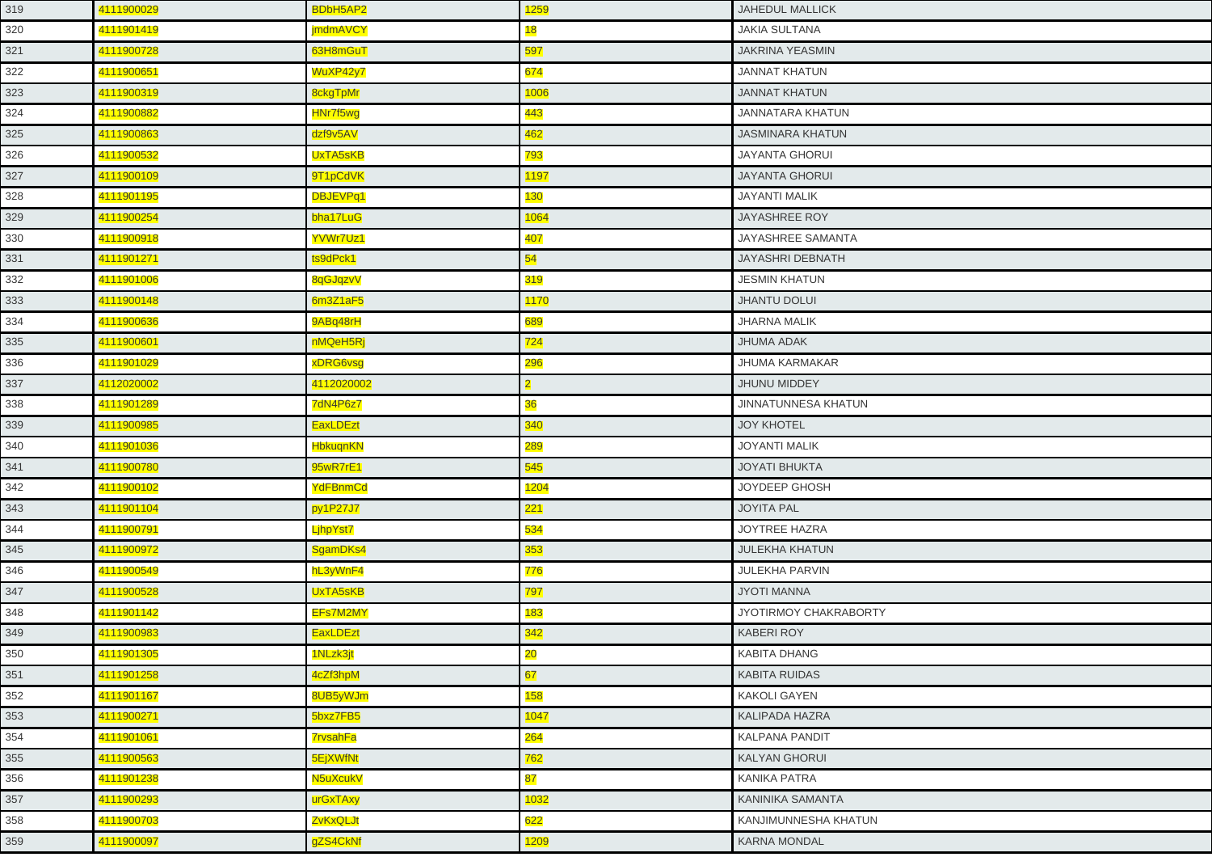| 319 | 4111900029 | BDbH5AP2 | 1259 | JAHEDUL MALLICK |
|---|---|---|---|---|
| 320 | 4111901419 | jmdmAVCY | 18 | JAKIA SULTANA |
| 321 | 4111900728 | 63H8mGuT | 597 | JAKRINA YEASMIN |
| 322 | 4111900651 | WuXP42y7 | 674 | JANNAT KHATUN |
| 323 | 4111900319 | 8ckgTpMr | 1006 | JANNAT KHATUN |
| 324 | 4111900882 | HNr7f5wg | 443 | JANNATARA KHATUN |
| 325 | 4111900863 | dzf9v5AV | 462 | JASMINARA KHATUN |
| 326 | 4111900532 | UxTA5sKB | 793 | JAYANTA GHORUI |
| 327 | 4111900109 | 9T1pCdVK | 1197 | JAYANTA GHORUI |
| 328 | 4111901195 | DBJEVPq1 | 130 | JAYANTI MALIK |
| 329 | 4111900254 | bha17LuG | 1064 | JAYASHREE ROY |
| 330 | 4111900918 | YVWr7Uz1 | 407 | JAYASHREE SAMANTA |
| 331 | 4111901271 | ts9dPck1 | 54 | JAYASHRI DEBNATH |
| 332 | 4111901006 | 8qGJqzvV | 319 | JESMIN KHATUN |
| 333 | 4111900148 | 6m3Z1aF5 | 1170 | JHANTU DOLUI |
| 334 | 4111900636 | 9ABq48rH | 689 | JHARNA MALIK |
| 335 | 4111900601 | nMQeH5Rj | 724 | JHUMA ADAK |
| 336 | 4111901029 | xDRG6vsg | 296 | JHUMA KARMAKAR |
| 337 | 4112020002 | 4112020002 | 2 | JHUNU MIDDEY |
| 338 | 4111901289 | 7dN4P6z7 | 36 | JINNATUNNESA KHATUN |
| 339 | 4111900985 | EaxLDEzt | 340 | JOY KHOTEL |
| 340 | 4111901036 | HbkuqnKN | 289 | JOYANTI MALIK |
| 341 | 4111900780 | 95wR7rE1 | 545 | JOYATI BHUKTA |
| 342 | 4111900102 | YdFBnmCd | 1204 | JOYDEEP GHOSH |
| 343 | 4111901104 | py1P27J7 | 221 | JOYITA PAL |
| 344 | 4111900791 | LjhpYst7 | 534 | JOYTREE HAZRA |
| 345 | 4111900972 | SgamDKs4 | 353 | JULEKHA KHATUN |
| 346 | 4111900549 | hL3yWnF4 | 776 | JULEKHA PARVIN |
| 347 | 4111900528 | UxTA5sKB | 797 | JYOTI MANNA |
| 348 | 4111901142 | EFs7M2MY | 183 | JYOTIRMOY CHAKRABORTY |
| 349 | 4111900983 | EaxLDEzt | 342 | KABERI ROY |
| 350 | 4111901305 | 1NLzk3jt | 20 | KABITA DHANG |
| 351 | 4111901258 | 4cZf3hpM | 67 | KABITA RUIDAS |
| 352 | 4111901167 | 8UB5yWJm | 158 | KAKOLI GAYEN |
| 353 | 4111900271 | 5bxz7FB5 | 1047 | KALIPADA HAZRA |
| 354 | 4111901061 | 7rvsahFa | 264 | KALPANA PANDIT |
| 355 | 4111900563 | 5EjXWfNt | 762 | KALYAN GHORUI |
| 356 | 4111901238 | N5uXcukV | 87 | KANIKA PATRA |
| 357 | 4111900293 | urGxTAxy | 1032 | KANINIKA SAMANTA |
| 358 | 4111900703 | ZvKxQLJt | 622 | KANJIMUNNESHA KHATUN |
| 359 | 4111900097 | gZS4CkNf | 1209 | KARNA MONDAL |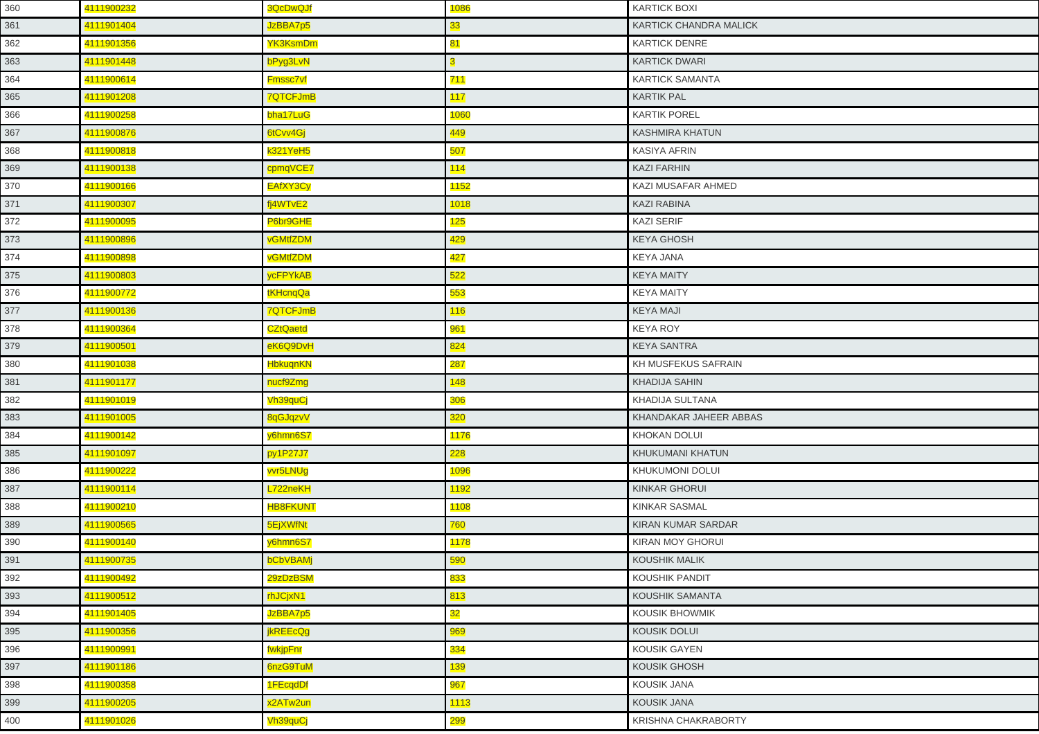| 360 | 4111900232 | 3QcDwQJf | 1086 | KARTICK BOXI |
|---|---|---|---|---|
| 361 | 4111901404 | JzBBA7p5 | 33 | KARTICK CHANDRA MALICK |
| 362 | 4111901356 | YK3KsmDm | 81 | KARTICK DENRE |
| 363 | 4111901448 | bPyg3LvN | 3 | KARTICK DWARI |
| 364 | 4111900614 | Fmssc7vf | 711 | KARTICK SAMANTA |
| 365 | 4111901208 | 7QTCFJmB | 117 | KARTIK PAL |
| 366 | 4111900258 | bha17LuG | 1060 | KARTIK POREL |
| 367 | 4111900876 | 6tCvv4Gj | 449 | KASHMIRA KHATUN |
| 368 | 4111900818 | k321YeH5 | 507 | KASIYA AFRIN |
| 369 | 4111900138 | cpmqVCE7 | 114 | KAZI FARHIN |
| 370 | 4111900166 | EAfXY3Cy | 1152 | KAZI MUSAFAR AHMED |
| 371 | 4111900307 | fj4WTvE2 | 1018 | KAZI RABINA |
| 372 | 4111900095 | P6br9GHE | 125 | KAZI SERIF |
| 373 | 4111900896 | vGMtfZDM | 429 | KEYA GHOSH |
| 374 | 4111900898 | vGMtfZDM | 427 | KEYA JANA |
| 375 | 4111900803 | ycFPYkAB | 522 | KEYA MAITY |
| 376 | 4111900772 | tKHcnqQa | 553 | KEYA MAITY |
| 377 | 4111900136 | 7QTCFJmB | 116 | KEYA MAJI |
| 378 | 4111900364 | CZtQaetd | 961 | KEYA ROY |
| 379 | 4111900501 | eK6Q9DvH | 824 | KEYA SANTRA |
| 380 | 4111901038 | HbkuqnKN | 287 | KH MUSFEKUS SAFRAIN |
| 381 | 4111901177 | nucf9Zmg | 148 | KHADIJA SAHIN |
| 382 | 4111901019 | Vh39quCj | 306 | KHADIJA SULTANA |
| 383 | 4111901005 | 8qGJqzvV | 320 | KHANDAKAR JAHEER ABBAS |
| 384 | 4111900142 | y6hmn6S7 | 1176 | KHOKAN DOLUI |
| 385 | 4111901097 | py1P27J7 | 228 | KHUKUMANI KHATUN |
| 386 | 4111900222 | vvr5LNUg | 1096 | KHUKUMONI DOLUI |
| 387 | 4111900114 | L722neKH | 1192 | KINKAR GHORUI |
| 388 | 4111900210 | HB8FKUNT | 1108 | KINKAR SASMAL |
| 389 | 4111900565 | 5EjXWfNt | 760 | KIRAN KUMAR SARDAR |
| 390 | 4111900140 | y6hmn6S7 | 1178 | KIRAN MOY GHORUI |
| 391 | 4111900735 | bCbVBAMj | 590 | KOUSHIK MALIK |
| 392 | 4111900492 | 29zDzBSM | 833 | KOUSHIK PANDIT |
| 393 | 4111900512 | rhJCjxN1 | 813 | KOUSHIK SAMANTA |
| 394 | 4111901405 | JzBBA7p5 | 32 | KOUSIK BHOWMIK |
| 395 | 4111900356 | jkREEcQg | 969 | KOUSIK DOLUI |
| 396 | 4111900991 | fwkjpFnr | 334 | KOUSIK GAYEN |
| 397 | 4111901186 | 6nzG9TuM | 139 | KOUSIK GHOSH |
| 398 | 4111900358 | 1FEcqdDf | 967 | KOUSIK JANA |
| 399 | 4111900205 | x2ATw2un | 1113 | KOUSIK JANA |
| 400 | 4111901026 | Vh39quCj | 299 | KRISHNA CHAKRABORTY |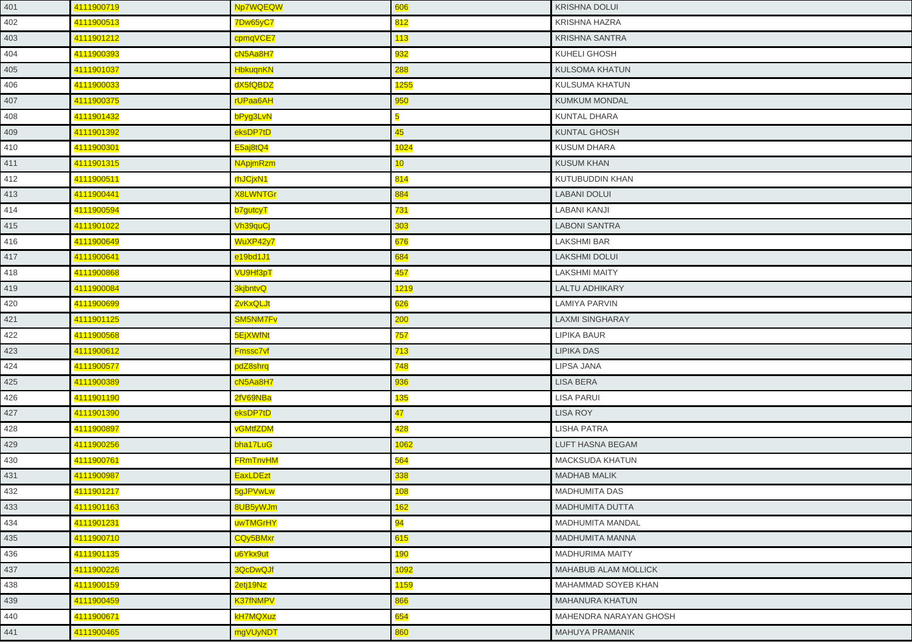| | | | | |
|---|---|---|---|---|
| 401 | 4111900719 | Np7WQEQW | 606 | KRISHNA DOLUI |
| 402 | 4111900513 | 7Dw65yC7 | 812 | KRISHNA HAZRA |
| 403 | 4111901212 | cpmqVCE7 | 113 | KRISHNA SANTRA |
| 404 | 4111900393 | cN5Aa8H7 | 932 | KUHELI GHOSH |
| 405 | 4111901037 | HbkuqnKN | 288 | KULSOMA KHATUN |
| 406 | 4111900033 | dX5fQBDZ | 1255 | KULSUMA KHATUN |
| 407 | 4111900375 | rUPaa6AH | 950 | KUMKUM MONDAL |
| 408 | 4111901432 | bPyg3LvN | 5 | KUNTAL DHARA |
| 409 | 4111901392 | eksDP7tD | 45 | KUNTAL GHOSH |
| 410 | 4111900301 | E5aj8tQ4 | 1024 | KUSUM DHARA |
| 411 | 4111901315 | NApjmRzm | 10 | KUSUM KHAN |
| 412 | 4111900511 | rhJCjxN1 | 814 | KUTUBUDDIN KHAN |
| 413 | 4111900441 | X8LWNTGr | 884 | LABANI DOLUI |
| 414 | 4111900594 | b7gutcyT | 731 | LABANI KANJI |
| 415 | 4111901022 | Vh39quCj | 303 | LABONI SANTRA |
| 416 | 4111900649 | WuXP42y7 | 676 | LAKSHMI BAR |
| 417 | 4111900641 | e19bd1J1 | 684 | LAKSHMI DOLUI |
| 418 | 4111900868 | VU9Hf3pT | 457 | LAKSHMI MAITY |
| 419 | 4111900084 | 3kjbntvQ | 1219 | LALTU ADHIKARY |
| 420 | 4111900699 | ZvKxQLJt | 626 | LAMIYA PARVIN |
| 421 | 4111901125 | SM5NM7Fv | 200 | LAXMI SINGHARAY |
| 422 | 4111900568 | 5EjXWfNt | 757 | LIPIKA BAUR |
| 423 | 4111900612 | Fmssc7vf | 713 | LIPIKA DAS |
| 424 | 4111900577 | pdZ8shrq | 748 | LIPSA JANA |
| 425 | 4111900389 | cN5Aa8H7 | 936 | LISA BERA |
| 426 | 4111901190 | 2fV69NBa | 135 | LISA PARUI |
| 427 | 4111901390 | eksDP7tD | 47 | LISA ROY |
| 428 | 4111900897 | vGMtfZDM | 428 | LISHA PATRA |
| 429 | 4111900256 | bha17LuG | 1062 | LUFT HASNA BEGAM |
| 430 | 4111900761 | FRmTnvHM | 564 | MACKSUDA KHATUN |
| 431 | 4111900987 | EaxLDEzt | 338 | MADHAB MALIK |
| 432 | 4111901217 | 5gJPVwLw | 108 | MADHUMITA DAS |
| 433 | 4111901163 | 8UB5yWJm | 162 | MADHUMITA DUTTA |
| 434 | 4111901231 | uwTMGrHY | 94 | MADHUMITA MANDAL |
| 435 | 4111900710 | CQy5BMxr | 615 | MADHUMITA MANNA |
| 436 | 4111901135 | u6Ykx9ut | 190 | MADHURIMA MAITY |
| 437 | 4111900226 | 3QcDwQJf | 1092 | MAHABUB ALAM MOLLICK |
| 438 | 4111900159 | 2etj19Nz | 1159 | MAHAMMAD SOYEB KHAN |
| 439 | 4111900459 | K37fNMPV | 866 | MAHANURA KHATUN |
| 440 | 4111900671 | kH7MQXuz | 654 | MAHENDRA NARAYAN GHOSH |
| 441 | 4111900465 | mgVUyNDT | 860 | MAHUYA PRAMANIK |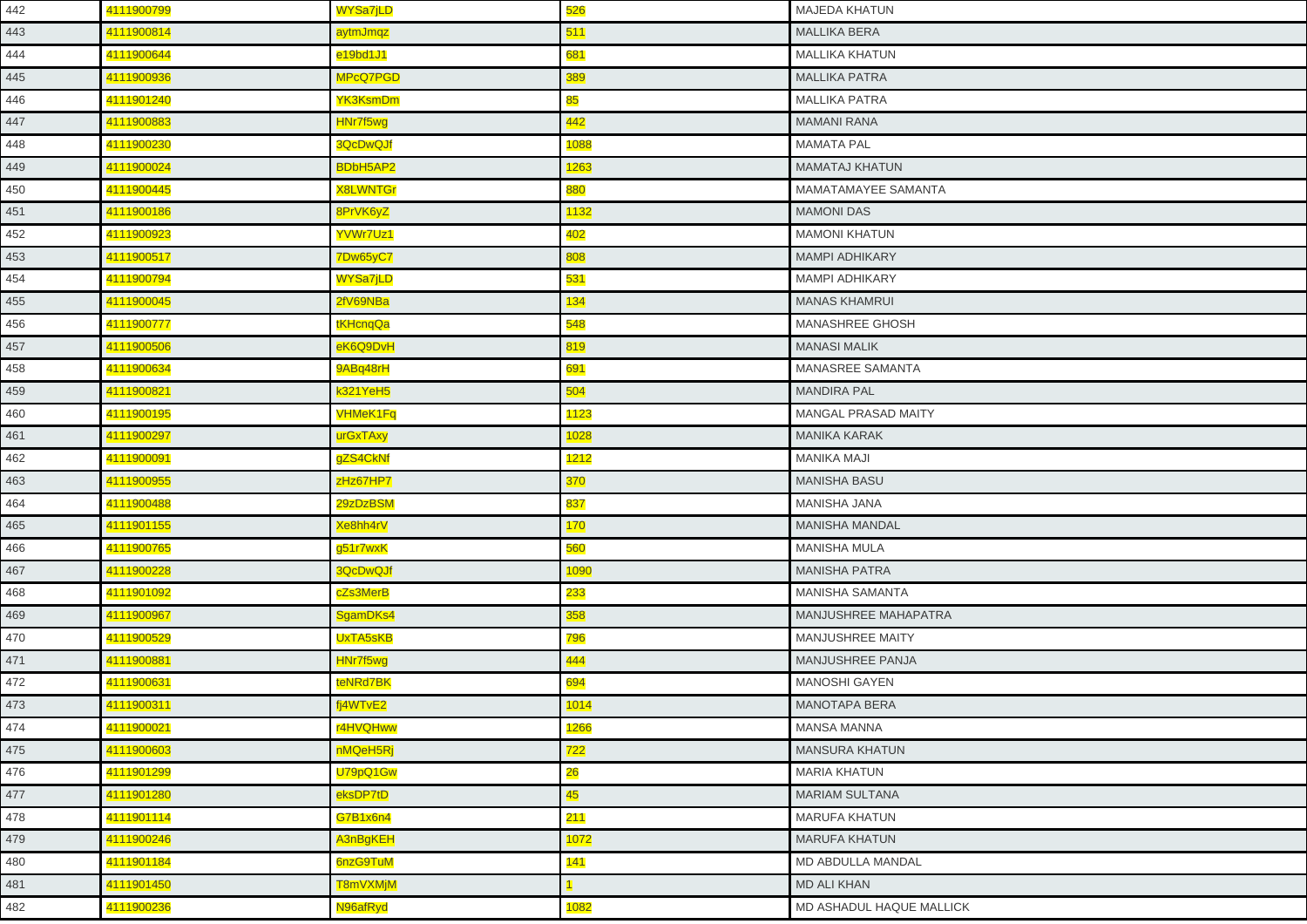| 442 | 4111900799 | WYSa7jLD | 526 | MAJEDA KHATUN |
|---|---|---|---|---|
| 443 | 4111900814 | aytmJmqz | 511 | MALLIKA BERA |
| 444 | 4111900644 | e19bd1J1 | 681 | MALLIKA KHATUN |
| 445 | 4111900936 | MPcQ7PGD | 389 | MALLIKA PATRA |
| 446 | 4111901240 | YK3KsmDm | 85 | MALLIKA PATRA |
| 447 | 4111900883 | HNr7f5wg | 442 | MAMANI RANA |
| 448 | 4111900230 | 3QcDwQJf | 1088 | MAMATA PAL |
| 449 | 4111900024 | BDbH5AP2 | 1263 | MAMATAJ KHATUN |
| 450 | 4111900445 | X8LWNTGr | 880 | MAMATAMAYEE SAMANTA |
| 451 | 4111900186 | 8PrVK6yZ | 1132 | MAMONI DAS |
| 452 | 4111900923 | YVWr7Uz1 | 402 | MAMONI KHATUN |
| 453 | 4111900517 | 7Dw65yC7 | 808 | MAMPI ADHIKARY |
| 454 | 4111900794 | WYSa7jLD | 531 | MAMPI ADHIKARY |
| 455 | 4111900045 | 2fV69NBa | 134 | MANAS KHAMRUI |
| 456 | 4111900777 | tKHcnqQa | 548 | MANASHREE GHOSH |
| 457 | 4111900506 | eK6Q9DvH | 819 | MANASI MALIK |
| 458 | 4111900634 | 9ABq48rH | 691 | MANASREE SAMANTA |
| 459 | 4111900821 | k321YeH5 | 504 | MANDIRA PAL |
| 460 | 4111900195 | VHMeK1Fq | 1123 | MANGAL PRASAD MAITY |
| 461 | 4111900297 | urGxTAxy | 1028 | MANIKA KARAK |
| 462 | 4111900091 | gZS4CkNf | 1212 | MANIKA MAJI |
| 463 | 4111900955 | zHz67HP7 | 370 | MANISHA BASU |
| 464 | 4111900488 | 29zDzBSM | 837 | MANISHA JANA |
| 465 | 4111901155 | Xe8hh4rV | 170 | MANISHA MANDAL |
| 466 | 4111900765 | g51r7wxK | 560 | MANISHA MULA |
| 467 | 4111900228 | 3QcDwQJf | 1090 | MANISHA PATRA |
| 468 | 4111901092 | cZs3MerB | 233 | MANISHA SAMANTA |
| 469 | 4111900967 | SgamDKs4 | 358 | MANJUSHREE MAHAPATRA |
| 470 | 4111900529 | UxTA5sKB | 796 | MANJUSHREE MAITY |
| 471 | 4111900881 | HNr7f5wg | 444 | MANJUSHREE PANJA |
| 472 | 4111900631 | teNRd7BK | 694 | MANOSHI GAYEN |
| 473 | 4111900311 | fj4WTvE2 | 1014 | MANOTAPA BERA |
| 474 | 4111900021 | r4HVQHww | 1266 | MANSA MANNA |
| 475 | 4111900603 | nMQeH5Rj | 722 | MANSURA KHATUN |
| 476 | 4111901299 | U79pQ1Gw | 26 | MARIA KHATUN |
| 477 | 4111901280 | eksDP7tD | 45 | MARIAM SULTANA |
| 478 | 4111901114 | G7B1x6n4 | 211 | MARUFA KHATUN |
| 479 | 4111900246 | A3nBgKEH | 1072 | MARUFA KHATUN |
| 480 | 4111901184 | 6nzG9TuM | 141 | MD ABDULLA MANDAL |
| 481 | 4111901450 | T8mVXMjM | 1 | MD ALI KHAN |
| 482 | 4111900236 | N96afRyd | 1082 | MD ASHADUL HAQUE MALLICK |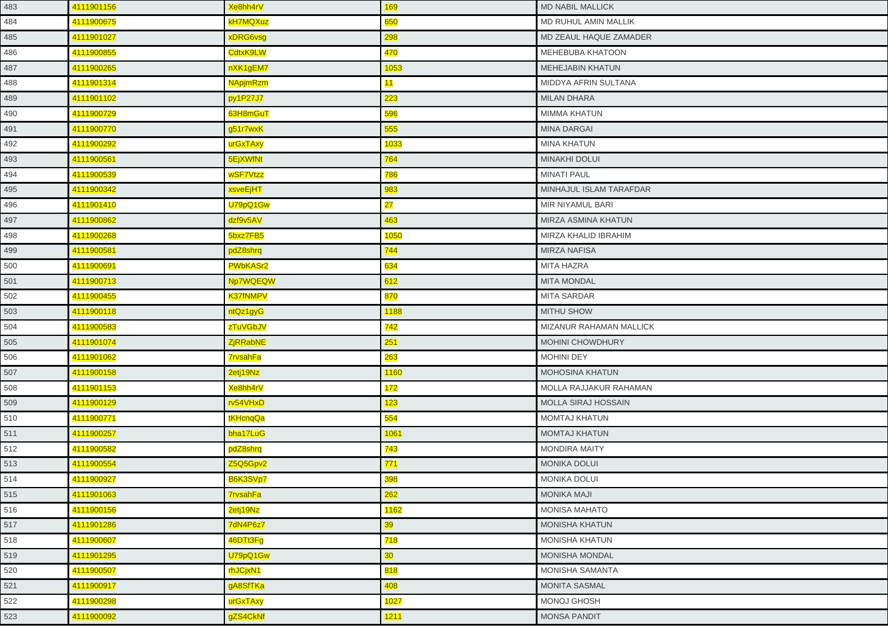| | | | | |
|---|---|---|---|---|
| 483 | 4111901156 | Xe8hh4rV | 169 | MD NABIL MALLICK |
| 484 | 4111900675 | kH7MQXuz | 650 | MD RUHUL AMIN MALLIK |
| 485 | 4111901027 | xDRG6vsg | 298 | MD ZEAUL HAQUE ZAMADER |
| 486 | 4111900855 | CdtxK9LW | 470 | MEHEBUBA KHATOON |
| 487 | 4111900265 | nXK1gEM7 | 1053 | MEHEJABIN KHATUN |
| 488 | 4111901314 | NApjmRzm | 11 | MIDDYA AFRIN SULTANA |
| 489 | 4111901102 | py1P27J7 | 223 | MILAN DHARA |
| 490 | 4111900729 | 63H8mGuT | 596 | MIMMA KHATUN |
| 491 | 4111900770 | g51r7wxK | 555 | MINA DARGAI |
| 492 | 4111900292 | urGxTAxy | 1033 | MINA KHATUN |
| 493 | 4111900561 | 5EjXWfNt | 764 | MINAKHI DOLUI |
| 494 | 4111900539 | wSF7Vtzz | 786 | MINATI PAUL |
| 495 | 4111900342 | xsveEjHT | 983 | MINHAJUL ISLAM TARAFDAR |
| 496 | 4111901410 | U79pQ1Gw | 27 | MIR NIYAMUL BARI |
| 497 | 4111900862 | dzf9v5AV | 463 | MIRZA ASMINA KHATUN |
| 498 | 4111900268 | 5bxz7FB5 | 1050 | MIRZA KHALID IBRAHIM |
| 499 | 4111900581 | pdZ8shrq | 744 | MIRZA NAFISA |
| 500 | 4111900691 | PWbKASr2 | 634 | MITA HAZRA |
| 501 | 4111900713 | Np7WQEQW | 612 | MITA MONDAL |
| 502 | 4111900455 | K37fNMPV | 870 | MITA SARDAR |
| 503 | 4111900118 | ntQz1gyG | 1188 | MITHU SHOW |
| 504 | 4111900583 | zTuVGbJV | 742 | MIZANUR RAHAMAN MALLICK |
| 505 | 4111901074 | ZjRRabNE | 251 | MOHINI CHOWDHURY |
| 506 | 4111901062 | 7rvsahFa | 263 | MOHINI DEY |
| 507 | 4111900158 | 2etj19Nz | 1160 | MOHOSINA KHATUN |
| 508 | 4111901153 | Xe8hh4rV | 172 | MOLLA RAJJAKUR RAHAMAN |
| 509 | 4111900129 | rv54VHxD | 123 | MOLLA SIRAJ HOSSAIN |
| 510 | 4111900771 | tKHcnqQa | 554 | MOMTAJ KHATUN |
| 511 | 4111900257 | bha17LuG | 1061 | MOMTAJ KHATUN |
| 512 | 4111900582 | pdZ8shrq | 743 | MONDIRA MAITY |
| 513 | 4111900554 | Z5Q5Gpv2 | 771 | MONIKA DOLUI |
| 514 | 4111900927 | B6K3SVp7 | 398 | MONIKA DOLUI |
| 515 | 4111901063 | 7rvsahFa | 262 | MONIKA MAJI |
| 516 | 4111900156 | 2etj19Nz | 1162 | MONISA MAHATO |
| 517 | 4111901286 | 7dN4P6z7 | 39 | MONISHA KHATUN |
| 518 | 4111900607 | 46DTt3Fg | 718 | MONISHA KHATUN |
| 519 | 4111901295 | U79pQ1Gw | 30 | MONISHA MONDAL |
| 520 | 4111900507 | rhJCjxN1 | 818 | MONISHA SAMANTA |
| 521 | 4111900917 | gA8SfTKa | 408 | MONITA SASMAL |
| 522 | 4111900298 | urGxTAxy | 1027 | MONOJ GHOSH |
| 523 | 4111900092 | gZS4CkNf | 1211 | MONSA PANDIT |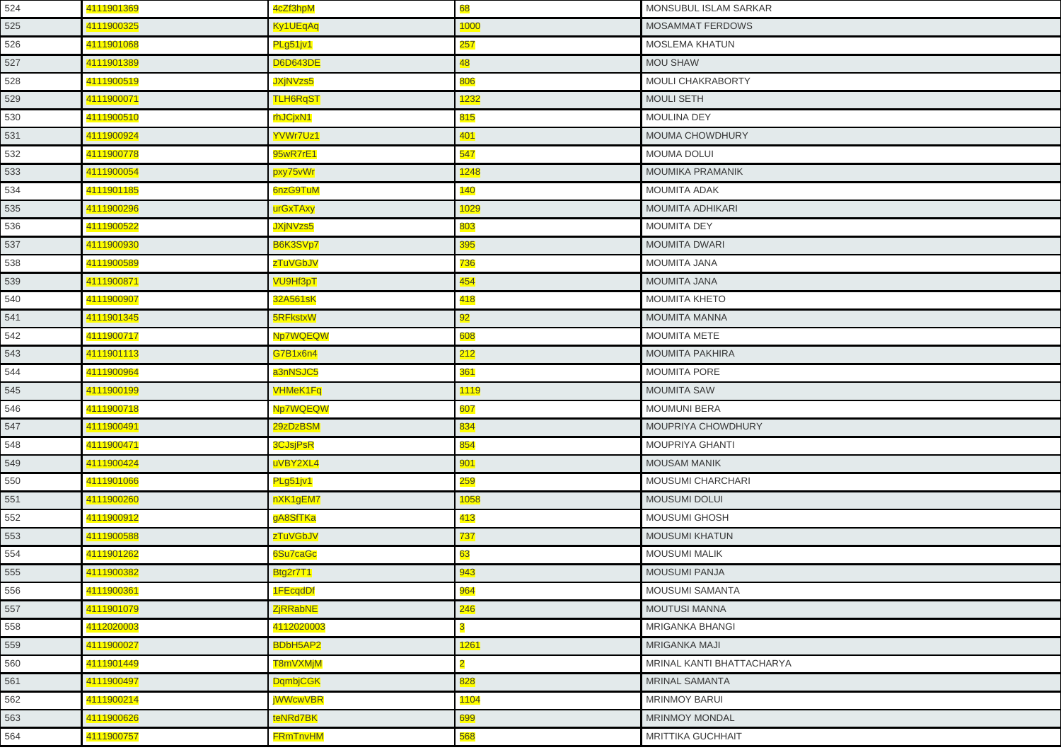| 524 | 4111901369 | 4cZf3hpM | 68 | MONSUBUL ISLAM SARKAR |
|---|---|---|---|---|
| 525 | 4111900325 | Ky1UEqAq | 1000 | MOSAMMAT FERDOWS |
| 526 | 4111901068 | PLg51jv1 | 257 | MOSLEMA KHATUN |
| 527 | 4111901389 | D6D643DE | 48 | MOU SHAW |
| 528 | 4111900519 | JXjNVzs5 | 806 | MOULI CHAKRABORTY |
| 529 | 4111900071 | TLH6RqST | 1232 | MOULI SETH |
| 530 | 4111900510 | rhJCjxN1 | 815 | MOULINA DEY |
| 531 | 4111900924 | YVWr7Uz1 | 401 | MOUMA CHOWDHURY |
| 532 | 4111900778 | 95wR7rE1 | 547 | MOUMA DOLUI |
| 533 | 4111900054 | pxy75vWr | 1248 | MOUMIKA PRAMANIK |
| 534 | 4111901185 | 6nzG9TuM | 140 | MOUMITA ADAK |
| 535 | 4111900296 | urGxTAxy | 1029 | MOUMITA ADHIKARI |
| 536 | 4111900522 | JXjNVzs5 | 803 | MOUMITA DEY |
| 537 | 4111900930 | B6K3SVp7 | 395 | MOUMITA DWARI |
| 538 | 4111900589 | zTuVGbJV | 736 | MOUMITA JANA |
| 539 | 4111900871 | VU9Hf3pT | 454 | MOUMITA JANA |
| 540 | 4111900907 | 32A561sK | 418 | MOUMITA KHETO |
| 541 | 4111901345 | 5RFkstxW | 92 | MOUMITA MANNA |
| 542 | 4111900717 | Np7WQEQW | 608 | MOUMITA METE |
| 543 | 4111901113 | G7B1x6n4 | 212 | MOUMITA PAKHIRA |
| 544 | 4111900964 | a3nNSJC5 | 361 | MOUMITA PORE |
| 545 | 4111900199 | VHMeK1Fq | 1119 | MOUMITA SAW |
| 546 | 4111900718 | Np7WQEQW | 607 | MOUMUNI BERA |
| 547 | 4111900491 | 29zDzBSM | 834 | MOUPRIYA CHOWDHURY |
| 548 | 4111900471 | 3CJsjPsR | 854 | MOUPRIYA GHANTI |
| 549 | 4111900424 | uVBY2XL4 | 901 | MOUSAM MANIK |
| 550 | 4111901066 | PLg51jv1 | 259 | MOUSUMI CHARCHARI |
| 551 | 4111900260 | nXK1gEM7 | 1058 | MOUSUMI DOLUI |
| 552 | 4111900912 | gA8SfTKa | 413 | MOUSUMI GHOSH |
| 553 | 4111900588 | zTuVGbJV | 737 | MOUSUMI KHATUN |
| 554 | 4111901262 | 6Su7caGc | 63 | MOUSUMI MALIK |
| 555 | 4111900382 | Btg2r7T1 | 943 | MOUSUMI PANJA |
| 556 | 4111900361 | 1FEcqdDf | 964 | MOUSUMI SAMANTA |
| 557 | 4111901079 | ZjRRabNE | 246 | MOUTUSI MANNA |
| 558 | 4112020003 | 4112020003 | 3 | MRIGANKA BHANGI |
| 559 | 4111900027 | BDbH5AP2 | 1261 | MRIGANKA MAJI |
| 560 | 4111901449 | T8mVXMjM | 2 | MRINAL KANTI BHATTACHARYA |
| 561 | 4111900497 | DqmbjCGK | 828 | MRINAL SAMANTA |
| 562 | 4111900214 | jWWcwVBR | 1104 | MRINMOY BARUI |
| 563 | 4111900626 | teNRd7BK | 699 | MRINMOY MONDAL |
| 564 | 4111900757 | FRmTnvHM | 568 | MRITTIKA GUCHHAIT |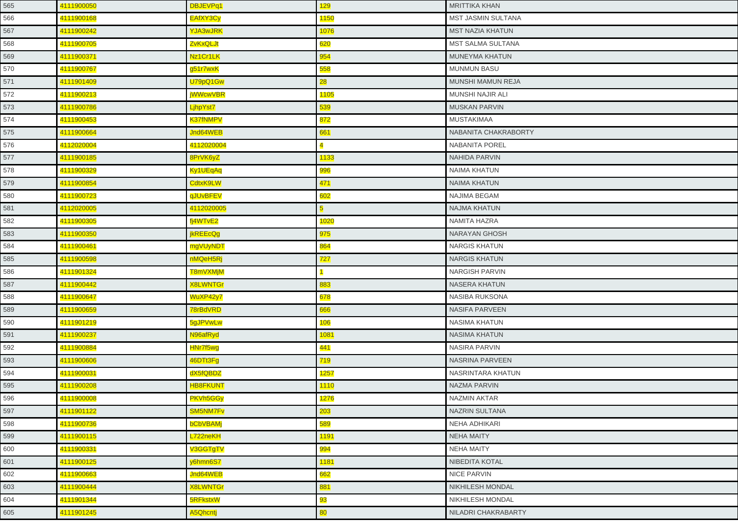| 565 | 4111900050 | DBJEVPq1 | 129 | MRITTIKA KHAN |
|---|---|---|---|---|
| 566 | 4111900168 | EAfXY3Cy | 1150 | MST JASMIN SULTANA |
| 567 | 4111900242 | YJA3wJRK | 1076 | MST NAZIA KHATUN |
| 568 | 4111900705 | ZvKxQLJt | 620 | MST SALMA SULTANA |
| 569 | 4111900371 | Nz1Cr1LK | 954 | MUNEYMA KHATUN |
| 570 | 4111900767 | g51r7wxK | 558 | MUNMUN BASU |
| 571 | 4111901409 | U79pQ1Gw | 28 | MUNSHI MAMUN REJA |
| 572 | 4111900213 | jWWcwVBR | 1105 | MUNSHI NAJIR ALI |
| 573 | 4111900786 | LjhpYst7 | 539 | MUSKAN PARVIN |
| 574 | 4111900453 | K37fNMPV | 872 | MUSTAKIMAA |
| 575 | 4111900664 | Jnd64WEB | 661 | NABANITA CHAKRABORTY |
| 576 | 4112020004 | 4112020004 | 4 | NABANITA POREL |
| 577 | 4111900185 | 8PrVK6yZ | 1133 | NAHIDA PARVIN |
| 578 | 4111900329 | Ky1UEqAq | 996 | NAIMA KHATUN |
| 579 | 4111900854 | CdtxK9LW | 471 | NAIMA KHATUN |
| 580 | 4111900723 | qJUvBFEV | 602 | NAJIMA BEGAM |
| 581 | 4112020005 | 4112020005 | 5 | NAJMA KHATUN |
| 582 | 4111900305 | fj4WTvE2 | 1020 | NAMITA HAZRA |
| 583 | 4111900350 | jkREEcQg | 975 | NARAYAN GHOSH |
| 584 | 4111900461 | mgVUyNDT | 864 | NARGIS KHATUN |
| 585 | 4111900598 | nMQeH5Rj | 727 | NARGIS KHATUN |
| 586 | 4111901324 | T8mVXMjM | 1 | NARGISH PARVIN |
| 587 | 4111900442 | X8LWNTGr | 883 | NASERA KHATUN |
| 588 | 4111900647 | WuXP42y7 | 678 | NASIBA RUKSONA |
| 589 | 4111900659 | 78rBdVRD | 666 | NASIFA PARVEEN |
| 590 | 4111901219 | 5gJPVwLw | 106 | NASIMA KHATUN |
| 591 | 4111900237 | N96afRyd | 1081 | NASIMA KHATUN |
| 592 | 4111900884 | HNr7f5wg | 441 | NASIRA PARVIN |
| 593 | 4111900606 | 46DTt3Fg | 719 | NASRINA PARVEEN |
| 594 | 4111900031 | dX5fQBDZ | 1257 | NASRINTARA KHATUN |
| 595 | 4111900208 | HB8FKUNT | 1110 | NAZMA PARVIN |
| 596 | 4111900008 | PKVh5GGy | 1276 | NAZMIN AKTAR |
| 597 | 4111901122 | SM5NM7Fv | 203 | NAZRIN SULTANA |
| 598 | 4111900736 | bCbVBAMj | 589 | NEHA ADHIKARI |
| 599 | 4111900115 | L722neKH | 1191 | NEHA MAITY |
| 600 | 4111900331 | V3GGTgTV | 994 | NEHA MAITY |
| 601 | 4111900125 | y6hmn6S7 | 1181 | NIBEDITA KOTAL |
| 602 | 4111900663 | Jnd64WEB | 662 | NICE PARVIN |
| 603 | 4111900444 | X8LWNTGr | 881 | NIKHILESH MONDAL |
| 604 | 4111901344 | 5RFkstxW | 93 | NIKHILESH MONDAL |
| 605 | 4111901245 | A5Qhcntj | 80 | NILADRI CHAKRABARTY |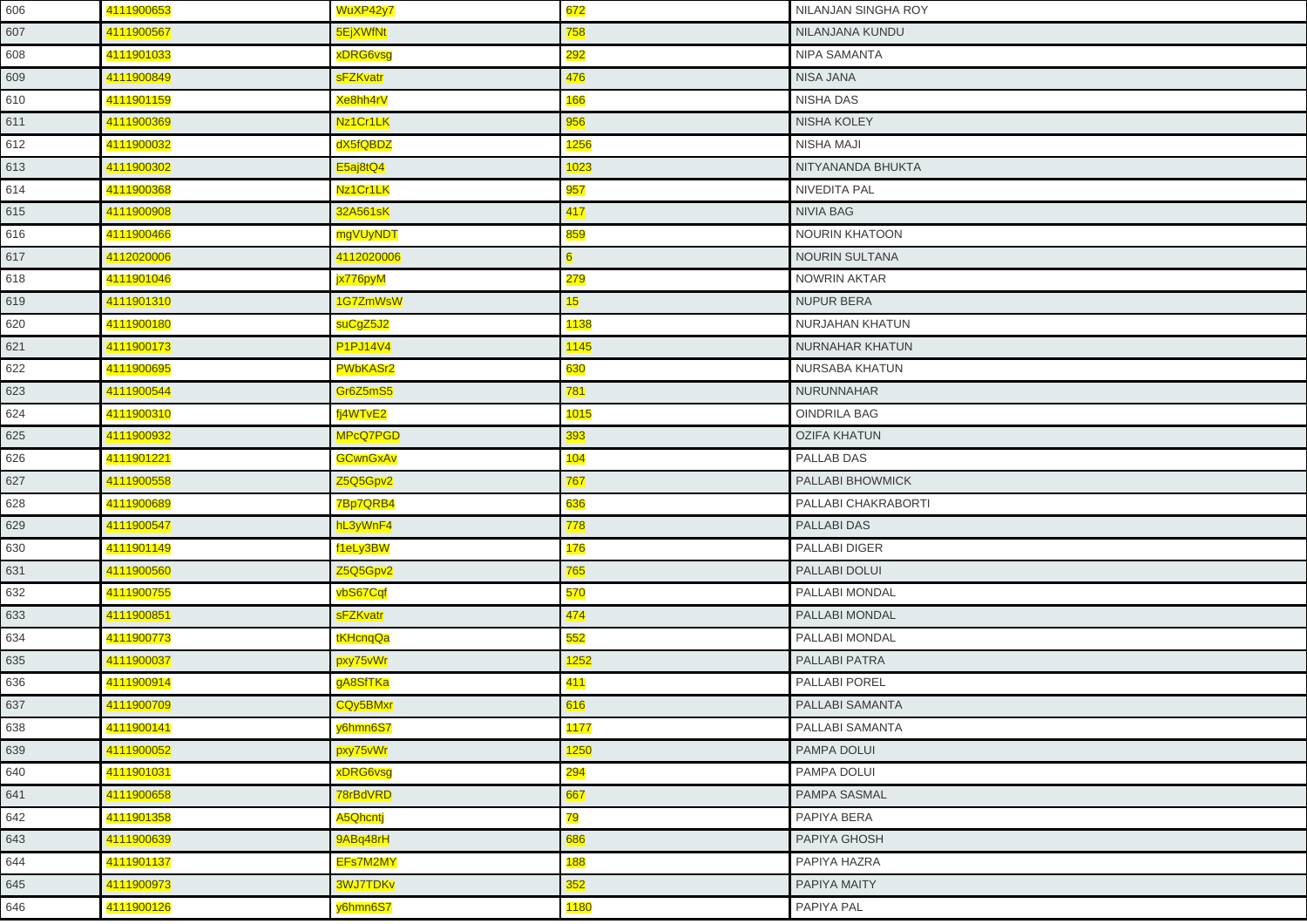| 606 | 4111900653 | WuXP42y7 | 672 | NILANJAN SINGHA ROY |
|---|---|---|---|---|
| 607 | 4111900567 | 5EjXWfNt | 758 | NILANJANA KUNDU |
| 608 | 4111901033 | xDRG6vsg | 292 | NIPA SAMANTA |
| 609 | 4111900849 | sFZKvatr | 476 | NISA JANA |
| 610 | 4111901159 | Xe8hh4rV | 166 | NISHA DAS |
| 611 | 4111900369 | Nz1Cr1LK | 956 | NISHA KOLEY |
| 612 | 4111900032 | dX5fQBDZ | 1256 | NISHA MAJI |
| 613 | 4111900302 | E5aj8tQ4 | 1023 | NITYANANDA BHUKTA |
| 614 | 4111900368 | Nz1Cr1LK | 957 | NIVEDITA PAL |
| 615 | 4111900908 | 32A561sK | 417 | NIVIA BAG |
| 616 | 4111900466 | mgVUyNDT | 859 | NOURIN KHATOON |
| 617 | 4112020006 | 4112020006 | 6 | NOURIN SULTANA |
| 618 | 4111901046 | jx776pyM | 279 | NOWRIN AKTAR |
| 619 | 4111901310 | 1G7ZmWsW | 15 | NUPUR BERA |
| 620 | 4111900180 | suCgZ5J2 | 1138 | NURJAHAN KHATUN |
| 621 | 4111900173 | P1PJ14V4 | 1145 | NURNAHAR KHATUN |
| 622 | 4111900695 | PWbKASr2 | 630 | NURSABA KHATUN |
| 623 | 4111900544 | Gr6Z5mS5 | 781 | NURUNNAHAR |
| 624 | 4111900310 | fj4WTvE2 | 1015 | OINDRILA BAG |
| 625 | 4111900932 | MPcQ7PGD | 393 | OZIFA KHATUN |
| 626 | 4111901221 | GCwnGxAv | 104 | PALLAB DAS |
| 627 | 4111900558 | Z5Q5Gpv2 | 767 | PALLABI BHOWMICK |
| 628 | 4111900689 | 7Bp7QRB4 | 636 | PALLABI CHAKRABORTI |
| 629 | 4111900547 | hL3yWnF4 | 778 | PALLABI DAS |
| 630 | 4111901149 | f1eLy3BW | 176 | PALLABI DIGER |
| 631 | 4111900560 | Z5Q5Gpv2 | 765 | PALLABI DOLUI |
| 632 | 4111900755 | vbS67Cqf | 570 | PALLABI MONDAL |
| 633 | 4111900851 | sFZKvatr | 474 | PALLABI MONDAL |
| 634 | 4111900773 | tKHcnqQa | 552 | PALLABI MONDAL |
| 635 | 4111900037 | pxy75vWr | 1252 | PALLABI PATRA |
| 636 | 4111900914 | gA8SfTKa | 411 | PALLABI POREL |
| 637 | 4111900709 | CQy5BMxr | 616 | PALLABI SAMANTA |
| 638 | 4111900141 | y6hmn6S7 | 1177 | PALLABI SAMANTA |
| 639 | 4111900052 | pxy75vWr | 1250 | PAMPA DOLUI |
| 640 | 4111901031 | xDRG6vsg | 294 | PAMPA DOLUI |
| 641 | 4111900658 | 78rBdVRD | 667 | PAMPA SASMAL |
| 642 | 4111901358 | A5Qhcntj | 79 | PAPIYA BERA |
| 643 | 4111900639 | 9ABq48rH | 686 | PAPIYA GHOSH |
| 644 | 4111901137 | EFs7M2MY | 188 | PAPIYA HAZRA |
| 645 | 4111900973 | 3WJ7TDKv | 352 | PAPIYA MAITY |
| 646 | 4111900126 | y6hmn6S7 | 1180 | PAPIYA PAL |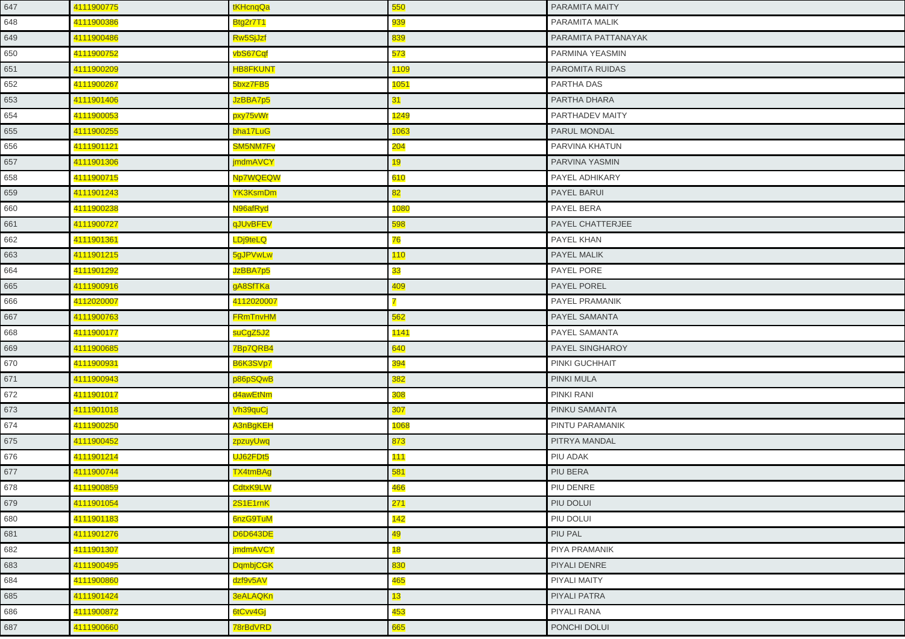| | | | | |
|---|---|---|---|---|
| 647 | 4111900775 | tKHcnqQa | 550 | PARAMITA MAITY |
| 648 | 4111900386 | Btg2r7T1 | 939 | PARAMITA MALIK |
| 649 | 4111900486 | Rw5SjJzf | 839 | PARAMITA PATTANAYAK |
| 650 | 4111900752 | vbS67Cqf | 573 | PARMINA YEASMIN |
| 651 | 4111900209 | HB8FKUNT | 1109 | PAROMITA RUIDAS |
| 652 | 4111900267 | 5bxz7FB5 | 1051 | PARTHA DAS |
| 653 | 4111901406 | JzBBA7p5 | 31 | PARTHA DHARA |
| 654 | 4111900053 | pxy75vWr | 1249 | PARTHADEV MAITY |
| 655 | 4111900255 | bha17LuG | 1063 | PARUL MONDAL |
| 656 | 4111901121 | SM5NM7Fv | 204 | PARVINA KHATUN |
| 657 | 4111901306 | jmdmAVCY | 19 | PARVINA YASMIN |
| 658 | 4111900715 | Np7WQEQW | 610 | PAYEL ADHIKARY |
| 659 | 4111901243 | YK3KsmDm | 82 | PAYEL BARUI |
| 660 | 4111900238 | N96afRyd | 1080 | PAYEL BERA |
| 661 | 4111900727 | qJUvBFEV | 598 | PAYEL CHATTERJEE |
| 662 | 4111901361 | LDj9teLQ | 76 | PAYEL KHAN |
| 663 | 4111901215 | 5gJPVwLw | 110 | PAYEL MALIK |
| 664 | 4111901292 | JzBBA7p5 | 33 | PAYEL PORE |
| 665 | 4111900916 | gA8SfTKa | 409 | PAYEL POREL |
| 666 | 4112020007 | 4112020007 | 7 | PAYEL PRAMANIK |
| 667 | 4111900763 | FRmTnvHM | 562 | PAYEL SAMANTA |
| 668 | 4111900177 | suCgZ5J2 | 1141 | PAYEL SAMANTA |
| 669 | 4111900685 | 7Bp7QRB4 | 640 | PAYEL SINGHAROY |
| 670 | 4111900931 | B6K3SVp7 | 394 | PINKI GUCHHAIT |
| 671 | 4111900943 | p86pSQwB | 382 | PINKI MULA |
| 672 | 4111901017 | d4awEtNm | 308 | PINKI RANI |
| 673 | 4111901018 | Vh39quCj | 307 | PINKU SAMANTA |
| 674 | 4111900250 | A3nBgKEH | 1068 | PINTU PARAMANIK |
| 675 | 4111900452 | zpzuyUwq | 873 | PITRYA MANDAL |
| 676 | 4111901214 | UJ62FDt5 | 111 | PIU ADAK |
| 677 | 4111900744 | TX4tmBAg | 581 | PIU BERA |
| 678 | 4111900859 | CdtxK9LW | 466 | PIU DENRE |
| 679 | 4111901054 | 2S1E1rnK | 271 | PIU DOLUI |
| 680 | 4111901183 | 6nzG9TuM | 142 | PIU DOLUI |
| 681 | 4111901276 | D6D643DE | 49 | PIU PAL |
| 682 | 4111901307 | jmdmAVCY | 18 | PIYA PRAMANIK |
| 683 | 4111900495 | DqmbjCGK | 830 | PIYALI DENRE |
| 684 | 4111900860 | dzf9v5AV | 465 | PIYALI MAITY |
| 685 | 4111901424 | 3eALAQKn | 13 | PIYALI PATRA |
| 686 | 4111900872 | 6tCvv4Gj | 453 | PIYALI RANA |
| 687 | 4111900660 | 78rBdVRD | 665 | PONCHI DOLUI |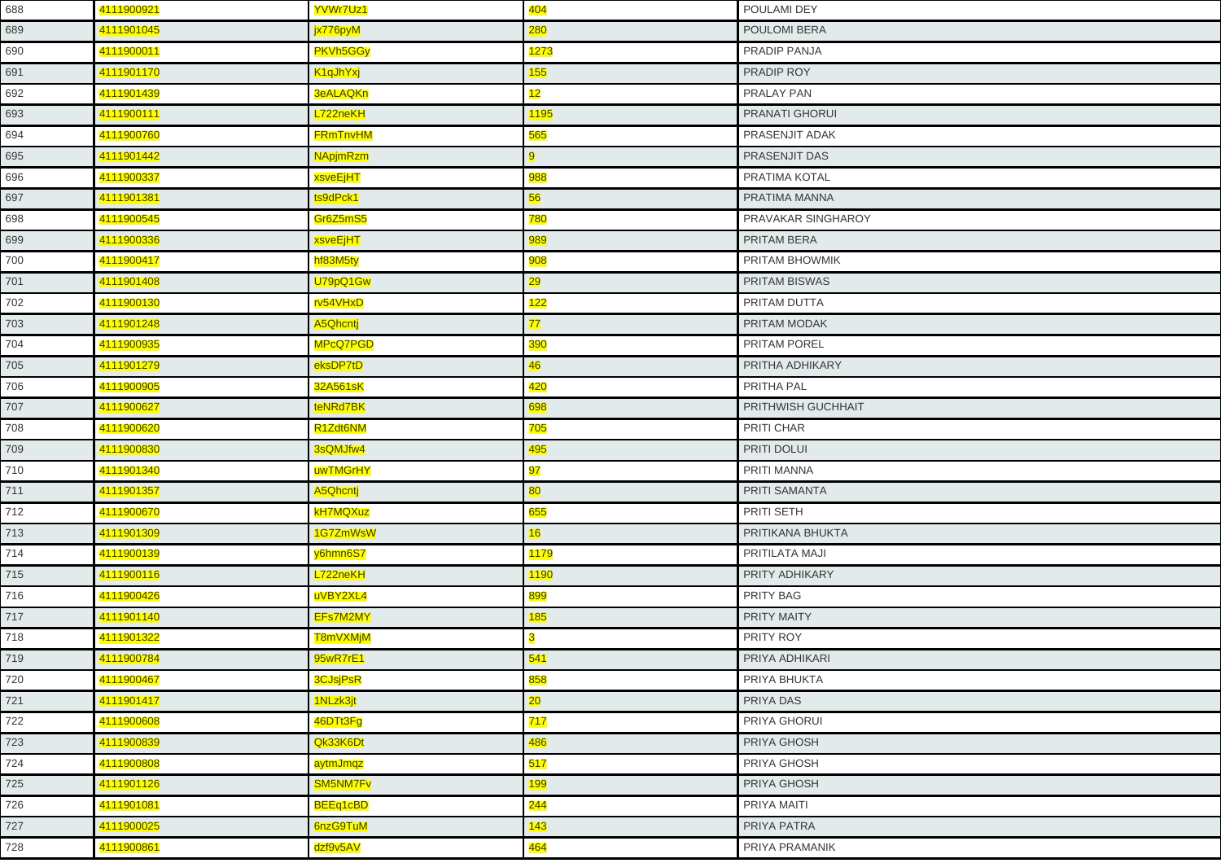| | | | | |
|---|---|---|---|---|
| 688 | 4111900921 | YVWr7Uz1 | 404 | POULAMI DEY |
| 689 | 4111901045 | jx776pyM | 280 | POULOMI BERA |
| 690 | 4111900011 | PKVh5GGy | 1273 | PRADIP PANJA |
| 691 | 4111901170 | K1qJhYxj | 155 | PRADIP ROY |
| 692 | 4111901439 | 3eALAQKn | 12 | PRALAY PAN |
| 693 | 4111900111 | L722neKH | 1195 | PRANATI GHORUI |
| 694 | 4111900760 | FRmTnvHM | 565 | PRASENJIT ADAK |
| 695 | 4111901442 | NApjmRzm | 9 | PRASENJIT DAS |
| 696 | 4111900337 | xsveEjHT | 988 | PRATIMA KOTAL |
| 697 | 4111901381 | ts9dPck1 | 56 | PRATIMA MANNA |
| 698 | 4111900545 | Gr6Z5mS5 | 780 | PRAVAKAR SINGHAROY |
| 699 | 4111900336 | xsveEjHT | 989 | PRITAM BERA |
| 700 | 4111900417 | hf83M5ty | 908 | PRITAM BHOWMIK |
| 701 | 4111901408 | U79pQ1Gw | 29 | PRITAM BISWAS |
| 702 | 4111900130 | rv54VHxD | 122 | PRITAM DUTTA |
| 703 | 4111901248 | A5Qhcntj | 77 | PRITAM MODAK |
| 704 | 4111900935 | MPcQ7PGD | 390 | PRITAM POREL |
| 705 | 4111901279 | eksDP7tD | 46 | PRITHA ADHIKARY |
| 706 | 4111900905 | 32A561sK | 420 | PRITHA PAL |
| 707 | 4111900627 | teNRd7BK | 698 | PRITHWISH GUCHHAIT |
| 708 | 4111900620 | R1Zdt6NM | 705 | PRITI CHAR |
| 709 | 4111900830 | 3sQMJfw4 | 495 | PRITI DOLUI |
| 710 | 4111901340 | uwTMGrHY | 97 | PRITI MANNA |
| 711 | 4111901357 | A5Qhcntj | 80 | PRITI SAMANTA |
| 712 | 4111900670 | kH7MQXuz | 655 | PRITI SETH |
| 713 | 4111901309 | 1G7ZmWsW | 16 | PRITIKANA BHUKTA |
| 714 | 4111900139 | y6hmn6S7 | 1179 | PRITILATA MAJI |
| 715 | 4111900116 | L722neKH | 1190 | PRITY ADHIKARY |
| 716 | 4111900426 | uVBY2XL4 | 899 | PRITY BAG |
| 717 | 4111901140 | EFs7M2MY | 185 | PRITY MAITY |
| 718 | 4111901322 | T8mVXMjM | 3 | PRITY ROY |
| 719 | 4111900784 | 95wR7rE1 | 541 | PRIYA ADHIKARI |
| 720 | 4111900467 | 3CJsjPsR | 858 | PRIYA BHUKTA |
| 721 | 4111901417 | 1NLzk3jt | 20 | PRIYA DAS |
| 722 | 4111900608 | 46DTt3Fg | 717 | PRIYA GHORUI |
| 723 | 4111900839 | Qk33K6Dt | 486 | PRIYA GHOSH |
| 724 | 4111900808 | aytmJmqz | 517 | PRIYA GHOSH |
| 725 | 4111901126 | SM5NM7Fv | 199 | PRIYA GHOSH |
| 726 | 4111901081 | BEEq1cBD | 244 | PRIYA MAITI |
| 727 | 4111900025 | 6nzG9TuM | 143 | PRIYA PATRA |
| 728 | 4111900861 | dzf9v5AV | 464 | PRIYA PRAMANIK |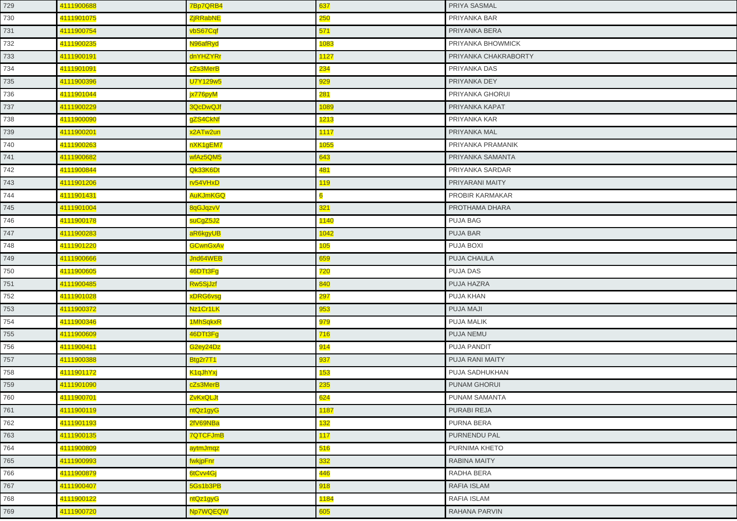| 729 | 4111900688 | 7Bp7QRB4 | 637 | PRIYA SASMAL |
|---|---|---|---|---|
| 730 | 4111901075 | ZjRRabNE | 250 | PRIYANKA BAR |
| 731 | 4111900754 | vbS67Cqf | 571 | PRIYANKA BERA |
| 732 | 4111900235 | N96afRyd | 1083 | PRIYANKA BHOWMICK |
| 733 | 4111900191 | dnYHZYRr | 1127 | PRIYANKA CHAKRABORTY |
| 734 | 4111901091 | cZs3MerB | 234 | PRIYANKA DAS |
| 735 | 4111900396 | U7Y129w5 | 929 | PRIYANKA DEY |
| 736 | 4111901044 | jx776pyM | 281 | PRIYANKA GHORUI |
| 737 | 4111900229 | 3QcDwQJf | 1089 | PRIYANKA KAPAT |
| 738 | 4111900090 | gZS4CkNf | 1213 | PRIYANKA KAR |
| 739 | 4111900201 | x2ATw2un | 1117 | PRIYANKA MAL |
| 740 | 4111900263 | nXK1gEM7 | 1055 | PRIYANKA PRAMANIK |
| 741 | 4111900682 | wfAz5QM5 | 643 | PRIYANKA SAMANTA |
| 742 | 4111900844 | Qk33K6Dt | 481 | PRIYANKA SARDAR |
| 743 | 4111901206 | rv54VHxD | 119 | PRIYARANI MAITY |
| 744 | 4111901431 | AuKJmKGQ | 6 | PROBIR KARMAKAR |
| 745 | 4111901004 | 8qGJqzvV | 321 | PROTHAMA DHARA |
| 746 | 4111900178 | suCgZ5J2 | 1140 | PUJA BAG |
| 747 | 4111900283 | aR6kgyUB | 1042 | PUJA BAR |
| 748 | 4111901220 | GCwnGxAv | 105 | PUJA BOXI |
| 749 | 4111900666 | Jnd64WEB | 659 | PUJA CHAULA |
| 750 | 4111900605 | 46DTt3Fg | 720 | PUJA DAS |
| 751 | 4111900485 | Rw5SjJzf | 840 | PUJA HAZRA |
| 752 | 4111901028 | xDRG6vsg | 297 | PUJA KHAN |
| 753 | 4111900372 | Nz1Cr1LK | 953 | PUJA MAJI |
| 754 | 4111900346 | 1MhSqkxR | 979 | PUJA MALIK |
| 755 | 4111900609 | 46DTt3Fg | 716 | PUJA NEMU |
| 756 | 4111900411 | G2ey24Dz | 914 | PUJA PANDIT |
| 757 | 4111900388 | Btg2r7T1 | 937 | PUJA RANI MAITY |
| 758 | 4111901172 | K1qJhYxj | 153 | PUJA SADHUKHAN |
| 759 | 4111901090 | cZs3MerB | 235 | PUNAM GHORUI |
| 760 | 4111900701 | ZvKxQLJt | 624 | PUNAM SAMANTA |
| 761 | 4111900119 | ntQz1gyG | 1187 | PURABI REJA |
| 762 | 4111901193 | 2fV69NBa | 132 | PURNA BERA |
| 763 | 4111900135 | 7QTCFJmB | 117 | PURNENDU PAL |
| 764 | 4111900809 | aytmJmqz | 516 | PURNIMA KHETO |
| 765 | 4111900993 | fwkjpFnr | 332 | RABINA MAITY |
| 766 | 4111900879 | 6tCvv4Gj | 446 | RADHA BERA |
| 767 | 4111900407 | 5Gs1b3PB | 918 | RAFIA ISLAM |
| 768 | 4111900122 | ntQz1gyG | 1184 | RAFIA ISLAM |
| 769 | 4111900720 | Np7WQEQW | 605 | RAHANA PARVIN |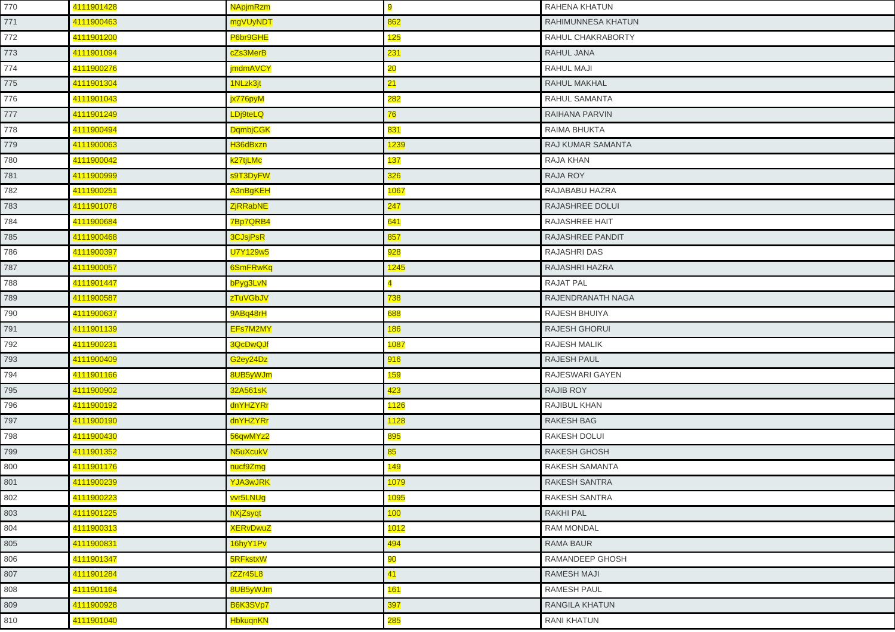| 770 | 4111901428 | NApjmRzm | 9 | RAHENA KHATUN |
|---|---|---|---|---|
| 771 | 4111900463 | mgVUyNDT | 862 | RAHIMUNNESA KHATUN |
| 772 | 4111901200 | P6br9GHE | 125 | RAHUL CHAKRABORTY |
| 773 | 4111901094 | cZs3MerB | 231 | RAHUL JANA |
| 774 | 4111900276 | jmdmAVCY | 20 | RAHUL MAJI |
| 775 | 4111901304 | 1NLzk3jt | 21 | RAHUL MAKHAL |
| 776 | 4111901043 | jx776pyM | 282 | RAHUL SAMANTA |
| 777 | 4111901249 | LDj9teLQ | 76 | RAIHANA PARVIN |
| 778 | 4111900494 | DqmbjCGK | 831 | RAIMA BHUKTA |
| 779 | 4111900063 | H36dBxzn | 1239 | RAJ KUMAR SAMANTA |
| 780 | 4111900042 | k27tjLMc | 137 | RAJA KHAN |
| 781 | 4111900999 | s9T3DyFW | 326 | RAJA ROY |
| 782 | 4111900251 | A3nBgKEH | 1067 | RAJABABU HAZRA |
| 783 | 4111901078 | ZjRRabNE | 247 | RAJASHREE DOLUI |
| 784 | 4111900684 | 7Bp7QRB4 | 641 | RAJASHREE HAIT |
| 785 | 4111900468 | 3CJsjPsR | 857 | RAJASHREE PANDIT |
| 786 | 4111900397 | U7Y129w5 | 928 | RAJASHRI DAS |
| 787 | 4111900057 | 6SmFRwKq | 1245 | RAJASHRI HAZRA |
| 788 | 4111901447 | bPyg3LvN | 4 | RAJAT PAL |
| 789 | 4111900587 | zTuVGbJV | 738 | RAJENDRANATH NAGA |
| 790 | 4111900637 | 9ABq48rH | 688 | RAJESH BHUIYA |
| 791 | 4111901139 | EFs7M2MY | 186 | RAJESH GHORUI |
| 792 | 4111900231 | 3QcDwQJf | 1087 | RAJESH MALIK |
| 793 | 4111900409 | G2ey24Dz | 916 | RAJESH PAUL |
| 794 | 4111901166 | 8UB5yWJm | 159 | RAJESWARI GAYEN |
| 795 | 4111900902 | 32A561sK | 423 | RAJIB ROY |
| 796 | 4111900192 | dnYHZYRr | 1126 | RAJIBUL KHAN |
| 797 | 4111900190 | dnYHZYRr | 1128 | RAKESH BAG |
| 798 | 4111900430 | 56qwMYz2 | 895 | RAKESH DOLUI |
| 799 | 4111901352 | N5uXcukV | 85 | RAKESH GHOSH |
| 800 | 4111901176 | nucf9Zmg | 149 | RAKESH SAMANTA |
| 801 | 4111900239 | YJA3wJRK | 1079 | RAKESH SANTRA |
| 802 | 4111900223 | vvr5LNUg | 1095 | RAKESH SANTRA |
| 803 | 4111901225 | hXjZsyqt | 100 | RAKHI PAL |
| 804 | 4111900313 | XERvDwuZ | 1012 | RAM MONDAL |
| 805 | 4111900831 | 16hyY1Pv | 494 | RAMA BAUR |
| 806 | 4111901347 | 5RFkstxW | 90 | RAMANDEEP GHOSH |
| 807 | 4111901284 | rZZr45L8 | 41 | RAMESH MAJI |
| 808 | 4111901164 | 8UB5yWJm | 161 | RAMESH PAUL |
| 809 | 4111900928 | B6K3SVp7 | 397 | RANGILA KHATUN |
| 810 | 4111901040 | HbkuqnKN | 285 | RANI KHATUN |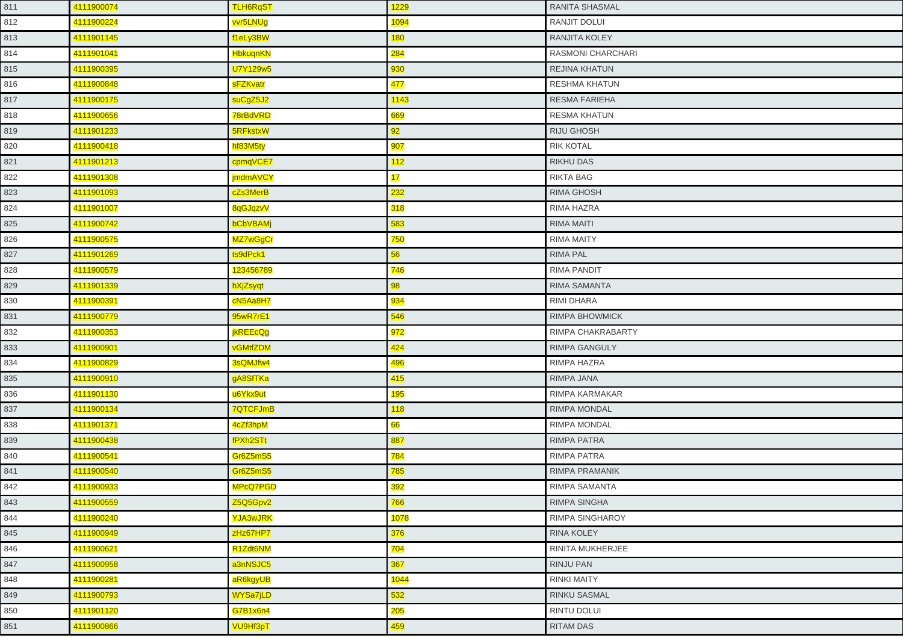| 811 | 4111900074 | TLH6RqST | 1229 | RANITA SHASMAL |
|---|---|---|---|---|
| 812 | 4111900224 | vvr5LNUg | 1094 | RANJIT DOLUI |
| 813 | 4111901145 | f1eLy3BW | 180 | RANJITA KOLEY |
| 814 | 4111901041 | HbkuqnKN | 284 | RASMONI CHARCHARI |
| 815 | 4111900395 | U7Y129w5 | 930 | REJINA KHATUN |
| 816 | 4111900848 | sFZKvatr | 477 | RESHMA KHATUN |
| 817 | 4111900175 | suCgZ5J2 | 1143 | RESMA FARIEHA |
| 818 | 4111900656 | 78rBdVRD | 669 | RESMA KHATUN |
| 819 | 4111901233 | 5RFkstxW | 92 | RIJU GHOSH |
| 820 | 4111900418 | hf83M5ty | 907 | RIK KOTAL |
| 821 | 4111901213 | cpmqVCE7 | 112 | RIKHU DAS |
| 822 | 4111901308 | jmdmAVCY | 17 | RIKTA BAG |
| 823 | 4111901093 | cZs3MerB | 232 | RIMA GHOSH |
| 824 | 4111901007 | 8qGJqzvV | 318 | RIMA HAZRA |
| 825 | 4111900742 | bCbVBAMj | 583 | RIMA MAITI |
| 826 | 4111900575 | MZ7wGgCr | 750 | RIMA MAITY |
| 827 | 4111901269 | ts9dPck1 | 56 | RIMA PAL |
| 828 | 4111900579 | 123456789 | 746 | RIMA PANDIT |
| 829 | 4111901339 | hXjZsyqt | 98 | RIMA SAMANTA |
| 830 | 4111900391 | cN5Aa8H7 | 934 | RIMI DHARA |
| 831 | 4111900779 | 95wR7rE1 | 546 | RIMPA BHOWMICK |
| 832 | 4111900353 | jkREEcQg | 972 | RIMPA CHAKRABARTY |
| 833 | 4111900901 | vGMtfZDM | 424 | RIMPA GANGULY |
| 834 | 4111900829 | 3sQMJfw4 | 496 | RIMPA HAZRA |
| 835 | 4111900910 | gA8SfTKa | 415 | RIMPA JANA |
| 836 | 4111901130 | u6Ykx9ut | 195 | RIMPA KARMAKAR |
| 837 | 4111900134 | 7QTCFJmB | 118 | RIMPA MONDAL |
| 838 | 4111901371 | 4cZf3hpM | 66 | RIMPA MONDAL |
| 839 | 4111900438 | fPXh2STt | 887 | RIMPA PATRA |
| 840 | 4111900541 | Gr6Z5mS5 | 784 | RIMPA PATRA |
| 841 | 4111900540 | Gr6Z5mS5 | 785 | RIMPA PRAMANIK |
| 842 | 4111900933 | MPcQ7PGD | 392 | RIMPA SAMANTA |
| 843 | 4111900559 | Z5Q5Gpv2 | 766 | RIMPA SINGHA |
| 844 | 4111900240 | YJA3wJRK | 1078 | RIMPA SINGHAROY |
| 845 | 4111900949 | zHz67HP7 | 376 | RINA KOLEY |
| 846 | 4111900621 | R1Zdt6NM | 704 | RINITA MUKHERJEE |
| 847 | 4111900958 | a3nNSJC5 | 367 | RINJU PAN |
| 848 | 4111900281 | aR6kgyUB | 1044 | RINKI MAITY |
| 849 | 4111900793 | WYSa7jLD | 532 | RINKU SASMAL |
| 850 | 4111901120 | G7B1x6n4 | 205 | RINTU DOLUI |
| 851 | 4111900866 | VU9Hf3pT | 459 | RITAM DAS |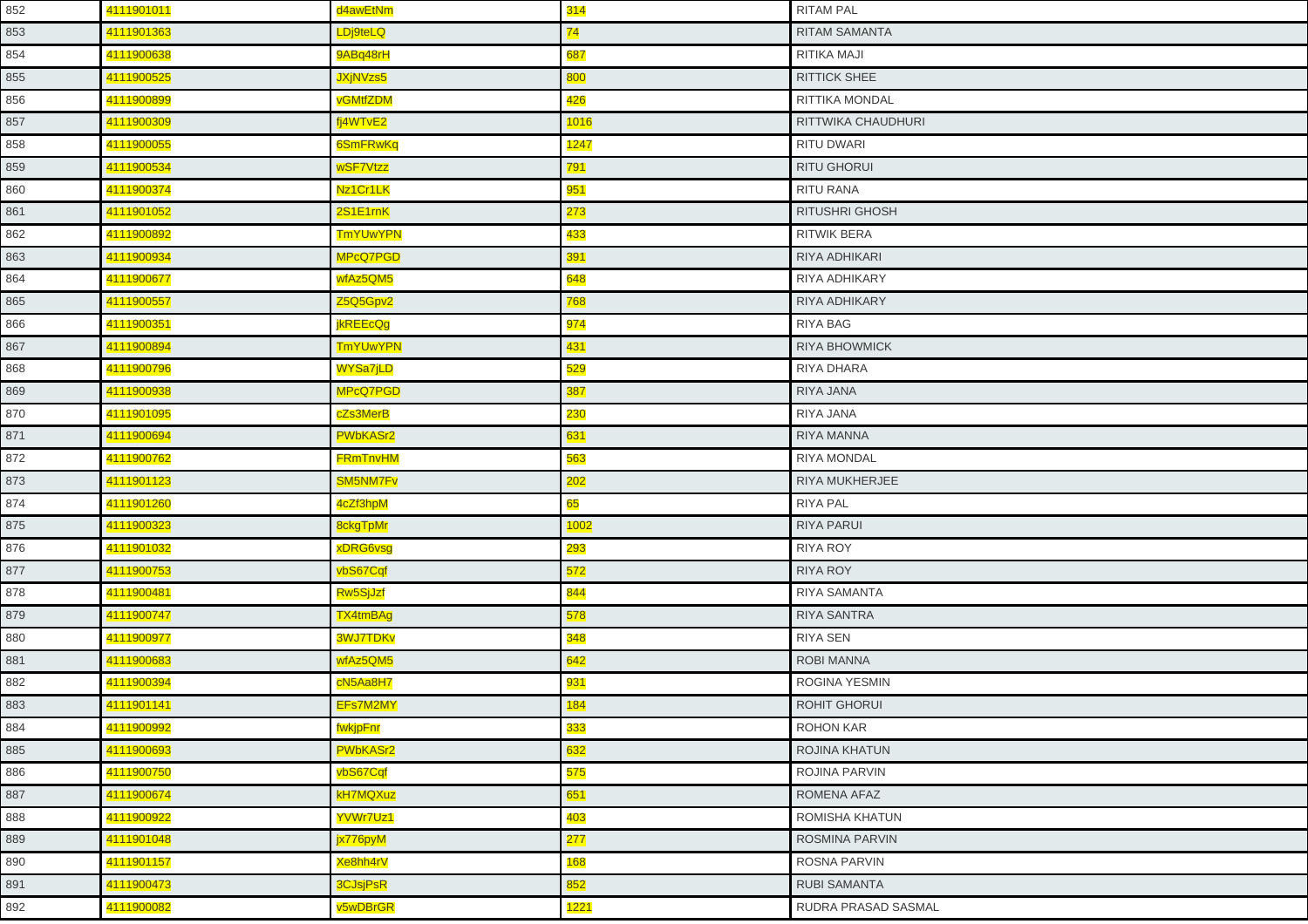| | | | | |
|---|---|---|---|---|
| 852 | 4111901011 | d4awEtNm | 314 | RITAM PAL |
| 853 | 4111901363 | LDj9teLQ | 74 | RITAM SAMANTA |
| 854 | 4111900638 | 9ABq48rH | 687 | RITIKA MAJI |
| 855 | 4111900525 | JXjNVzs5 | 800 | RITTICK SHEE |
| 856 | 4111900899 | vGMtfZDM | 426 | RITTIKA MONDAL |
| 857 | 4111900309 | fj4WTvE2 | 1016 | RITTWIKA CHAUDHURI |
| 858 | 4111900055 | 6SmFRwKq | 1247 | RITU DWARI |
| 859 | 4111900534 | wSF7Vtzz | 791 | RITU GHORUI |
| 860 | 4111900374 | Nz1Cr1LK | 951 | RITU RANA |
| 861 | 4111901052 | 2S1E1rnK | 273 | RITUSHRI GHOSH |
| 862 | 4111900892 | TmYUwYPN | 433 | RITWIK BERA |
| 863 | 4111900934 | MPcQ7PGD | 391 | RIYA ADHIKARI |
| 864 | 4111900677 | wfAz5QM5 | 648 | RIYA ADHIKARY |
| 865 | 4111900557 | Z5Q5Gpv2 | 768 | RIYA ADHIKARY |
| 866 | 4111900351 | jkREEcQg | 974 | RIYA BAG |
| 867 | 4111900894 | TmYUwYPN | 431 | RIYA BHOWMICK |
| 868 | 4111900796 | WYSa7jLD | 529 | RIYA DHARA |
| 869 | 4111900938 | MPcQ7PGD | 387 | RIYA JANA |
| 870 | 4111901095 | cZs3MerB | 230 | RIYA JANA |
| 871 | 4111900694 | PWbKASr2 | 631 | RIYA MANNA |
| 872 | 4111900762 | FRmTnvHM | 563 | RIYA MONDAL |
| 873 | 4111901123 | SM5NM7Fv | 202 | RIYA MUKHERJEE |
| 874 | 4111901260 | 4cZf3hpM | 65 | RIYA PAL |
| 875 | 4111900323 | 8ckgTpMr | 1002 | RIYA PARUI |
| 876 | 4111901032 | xDRG6vsg | 293 | RIYA ROY |
| 877 | 4111900753 | vbS67Cqf | 572 | RIYA ROY |
| 878 | 4111900481 | Rw5SjJzf | 844 | RIYA SAMANTA |
| 879 | 4111900747 | TX4tmBAg | 578 | RIYA SANTRA |
| 880 | 4111900977 | 3WJ7TDKv | 348 | RIYA SEN |
| 881 | 4111900683 | wfAz5QM5 | 642 | ROBI MANNA |
| 882 | 4111900394 | cN5Aa8H7 | 931 | ROGINA YESMIN |
| 883 | 4111901141 | EFs7M2MY | 184 | ROHIT GHORUI |
| 884 | 4111900992 | fwkjpFnr | 333 | ROHON KAR |
| 885 | 4111900693 | PWbKASr2 | 632 | ROJINA KHATUN |
| 886 | 4111900750 | vbS67Cqf | 575 | ROJINA PARVIN |
| 887 | 4111900674 | kH7MQXuz | 651 | ROMENA AFAZ |
| 888 | 4111900922 | YVWr7Uz1 | 403 | ROMISHA KHATUN |
| 889 | 4111901048 | jx776pyM | 277 | ROSMINA PARVIN |
| 890 | 4111901157 | Xe8hh4rV | 168 | ROSNA PARVIN |
| 891 | 4111900473 | 3CJsjPsR | 852 | RUBI SAMANTA |
| 892 | 4111900082 | v5wDBrGR | 1221 | RUDRA PRASAD SASMAL |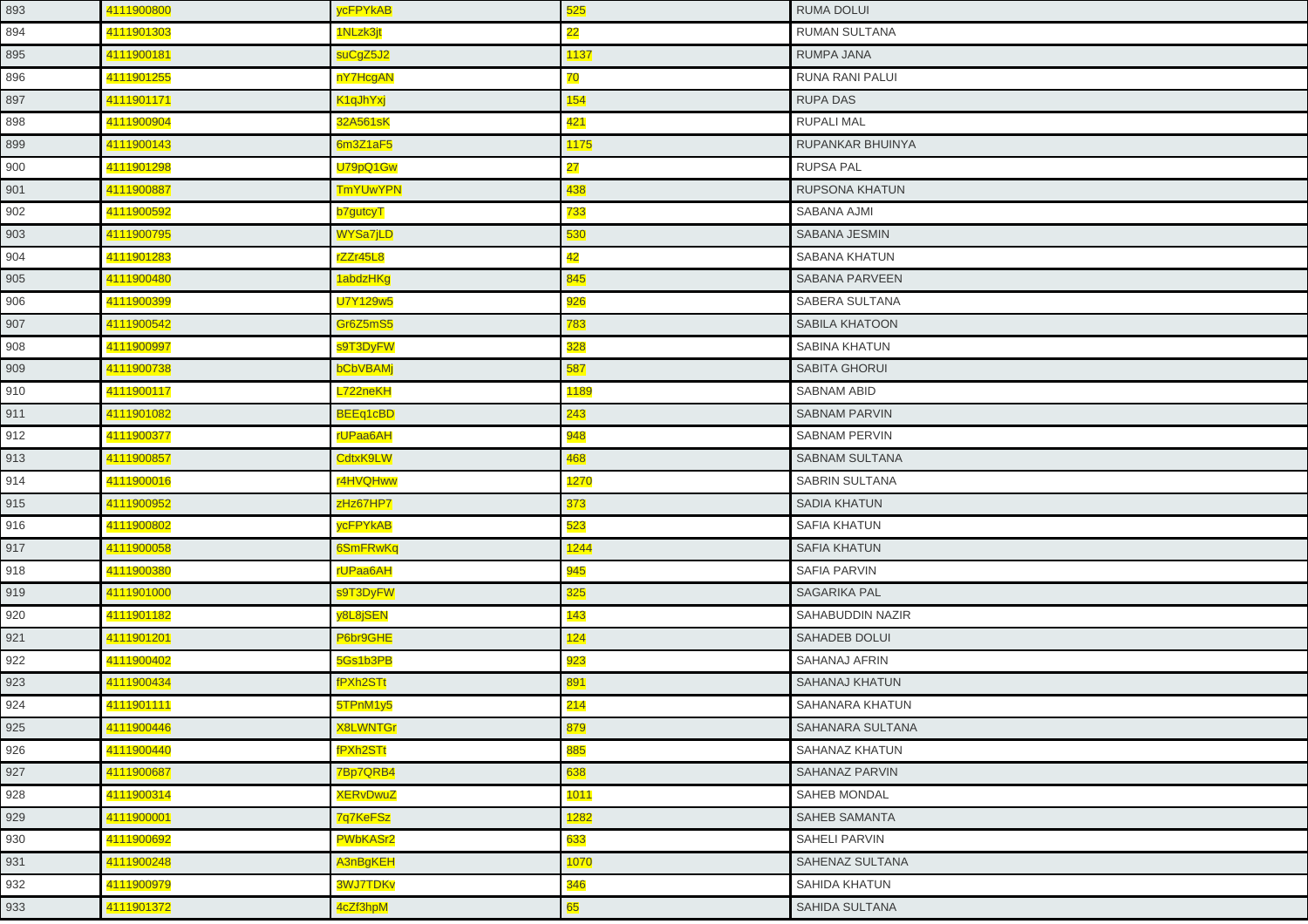| | | | | |
|---|---|---|---|---|
| 893 | 4111900800 | ycFPYkAB | 525 | RUMA DOLUI |
| 894 | 4111901303 | 1NLzk3jt | 22 | RUMAN SULTANA |
| 895 | 4111900181 | suCgZ5J2 | 1137 | RUMPA JANA |
| 896 | 4111901255 | nY7HcgAN | 70 | RUNA RANI PALUI |
| 897 | 4111901171 | K1qJhYxj | 154 | RUPA DAS |
| 898 | 4111900904 | 32A561sK | 421 | RUPALI MAL |
| 899 | 4111900143 | 6m3Z1aF5 | 1175 | RUPANKAR BHUINYA |
| 900 | 4111901298 | U79pQ1Gw | 27 | RUPSA PAL |
| 901 | 4111900887 | TmYUwYPN | 438 | RUPSONA KHATUN |
| 902 | 4111900592 | b7gutcyT | 733 | SABANA AJMI |
| 903 | 4111900795 | WYSa7jLD | 530 | SABANA JESMIN |
| 904 | 4111901283 | rZZr45L8 | 42 | SABANA KHATUN |
| 905 | 4111900480 | 1abdzHKg | 845 | SABANA PARVEEN |
| 906 | 4111900399 | U7Y129w5 | 926 | SABERA SULTANA |
| 907 | 4111900542 | Gr6Z5mS5 | 783 | SABILA KHATOON |
| 908 | 4111900997 | s9T3DyFW | 328 | SABINA KHATUN |
| 909 | 4111900738 | bCbVBAMj | 587 | SABITA GHORUI |
| 910 | 4111900117 | L722neKH | 1189 | SABNAM ABID |
| 911 | 4111901082 | BEEq1cBD | 243 | SABNAM PARVIN |
| 912 | 4111900377 | rUPaa6AH | 948 | SABNAM PERVIN |
| 913 | 4111900857 | CdtxK9LW | 468 | SABNAM SULTANA |
| 914 | 4111900016 | r4HVQHww | 1270 | SABRIN SULTANA |
| 915 | 4111900952 | zHz67HP7 | 373 | SADIA KHATUN |
| 916 | 4111900802 | ycFPYkAB | 523 | SAFIA KHATUN |
| 917 | 4111900058 | 6SmFRwKq | 1244 | SAFIA KHATUN |
| 918 | 4111900380 | rUPaa6AH | 945 | SAFIA PARVIN |
| 919 | 4111901000 | s9T3DyFW | 325 | SAGARIKA PAL |
| 920 | 4111901182 | y8L8jSEN | 143 | SAHABUDDIN NAZIR |
| 921 | 4111901201 | P6br9GHE | 124 | SAHADEB DOLUI |
| 922 | 4111900402 | 5Gs1b3PB | 923 | SAHANAJ AFRIN |
| 923 | 4111900434 | fPXh2STt | 891 | SAHANAJ KHATUN |
| 924 | 4111901111 | 5TPnM1y5 | 214 | SAHANARA KHATUN |
| 925 | 4111900446 | X8LWNTGr | 879 | SAHANARA SULTANA |
| 926 | 4111900440 | fPXh2STt | 885 | SAHANAZ KHATUN |
| 927 | 4111900687 | 7Bp7QRB4 | 638 | SAHANAZ PARVIN |
| 928 | 4111900314 | XERvDwuZ | 1011 | SAHEB MONDAL |
| 929 | 4111900001 | 7q7KeFSz | 1282 | SAHEB SAMANTA |
| 930 | 4111900692 | PWbKASr2 | 633 | SAHELI PARVIN |
| 931 | 4111900248 | A3nBgKEH | 1070 | SAHENAZ SULTANA |
| 932 | 4111900979 | 3WJ7TDKv | 346 | SAHIDA KHATUN |
| 933 | 4111901372 | 4cZf3hpM | 65 | SAHIDA SULTANA |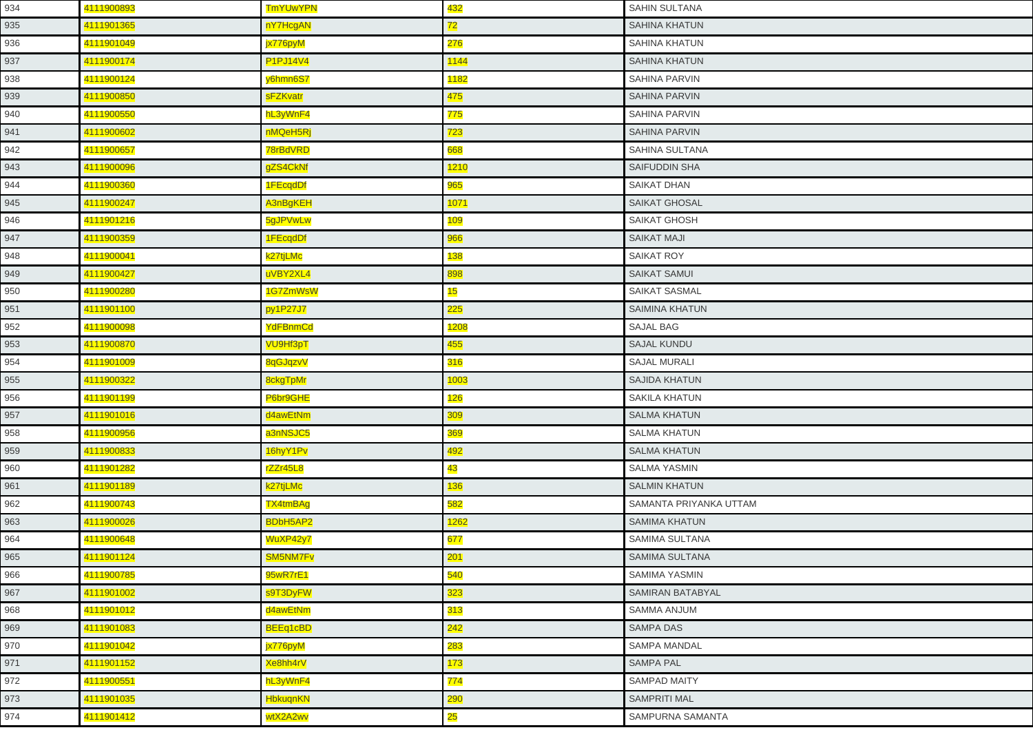| 934 | 4111900893 | TmYUwYPN | 432 | SAHIN SULTANA |
|---|---|---|---|---|
| 935 | 4111901365 | nY7HcgAN | 72 | SAHINA KHATUN |
| 936 | 4111901049 | jx776pyM | 276 | SAHINA KHATUN |
| 937 | 4111900174 | P1PJ14V4 | 1144 | SAHINA KHATUN |
| 938 | 4111900124 | y6hmn6S7 | 1182 | SAHINA PARVIN |
| 939 | 4111900850 | sFZKvatr | 475 | SAHINA PARVIN |
| 940 | 4111900550 | hL3yWnF4 | 775 | SAHINA PARVIN |
| 941 | 4111900602 | nMQeH5Rj | 723 | SAHINA PARVIN |
| 942 | 4111900657 | 78rBdVRD | 668 | SAHINA SULTANA |
| 943 | 4111900096 | gZS4CkNf | 1210 | SAIFUDDIN SHA |
| 944 | 4111900360 | 1FEcqdDf | 965 | SAIKAT DHAN |
| 945 | 4111900247 | A3nBgKEH | 1071 | SAIKAT GHOSAL |
| 946 | 4111901216 | 5gJPVwLw | 109 | SAIKAT GHOSH |
| 947 | 4111900359 | 1FEcqdDf | 966 | SAIKAT MAJI |
| 948 | 4111900041 | k27tjLMc | 138 | SAIKAT ROY |
| 949 | 4111900427 | uVBY2XL4 | 898 | SAIKAT SAMUI |
| 950 | 4111900280 | 1G7ZmWsW | 15 | SAIKAT SASMAL |
| 951 | 4111901100 | py1P27J7 | 225 | SAIMINA KHATUN |
| 952 | 4111900098 | YdFBnmCd | 1208 | SAJAL BAG |
| 953 | 4111900870 | VU9Hf3pT | 455 | SAJAL KUNDU |
| 954 | 4111901009 | 8qGJqzvV | 316 | SAJAL MURALI |
| 955 | 4111900322 | 8ckgTpMr | 1003 | SAJIDA KHATUN |
| 956 | 4111901199 | P6br9GHE | 126 | SAKILA KHATUN |
| 957 | 4111901016 | d4awEtNm | 309 | SALMA KHATUN |
| 958 | 4111900956 | a3nNSJC5 | 369 | SALMA KHATUN |
| 959 | 4111900833 | 16hyY1Pv | 492 | SALMA KHATUN |
| 960 | 4111901282 | rZZr45L8 | 43 | SALMA YASMIN |
| 961 | 4111901189 | k27tjLMc | 136 | SALMIN KHATUN |
| 962 | 4111900743 | TX4tmBAg | 582 | SAMANTA PRIYANKA UTTAM |
| 963 | 4111900026 | BDbH5AP2 | 1262 | SAMIMA KHATUN |
| 964 | 4111900648 | WuXP42y7 | 677 | SAMIMA SULTANA |
| 965 | 4111901124 | SM5NM7Fv | 201 | SAMIMA SULTANA |
| 966 | 4111900785 | 95wR7rE1 | 540 | SAMIMA YASMIN |
| 967 | 4111901002 | s9T3DyFW | 323 | SAMIRAN BATABYAL |
| 968 | 4111901012 | d4awEtNm | 313 | SAMMA ANJUM |
| 969 | 4111901083 | BEEq1cBD | 242 | SAMPA DAS |
| 970 | 4111901042 | jx776pyM | 283 | SAMPA MANDAL |
| 971 | 4111901152 | Xe8hh4rV | 173 | SAMPA PAL |
| 972 | 4111900551 | hL3yWnF4 | 774 | SAMPAD MAITY |
| 973 | 4111901035 | HbkuqnKN | 290 | SAMPRITI MAL |
| 974 | 4111901412 | wtX2A2wv | 25 | SAMPURNA SAMANTA |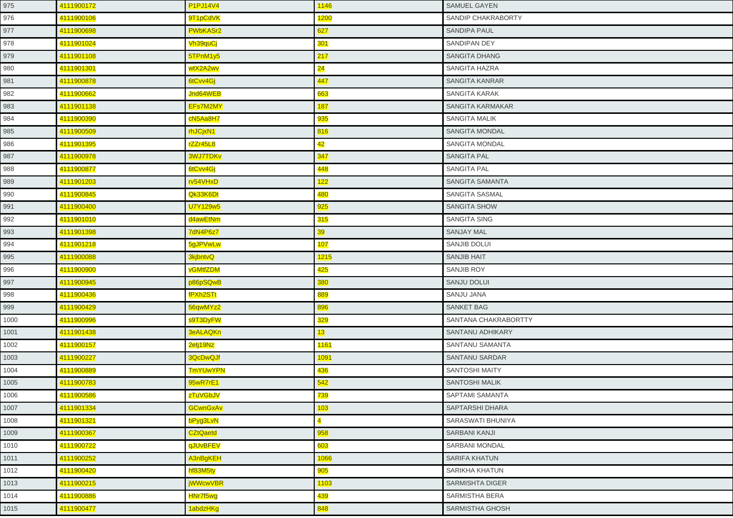| 975 | 4111900172 | P1PJ14V4 | 1146 | SAMUEL GAYEN |
|---|---|---|---|---|
| 976 | 4111900106 | 9T1pCdVK | 1200 | SANDIP CHAKRABORTY |
| 977 | 4111900698 | PWbKASr2 | 627 | SANDIPA PAUL |
| 978 | 4111901024 | Vh39quCj | 301 | SANDIPAN DEY |
| 979 | 4111901108 | 5TPnM1y5 | 217 | SANGITA DHANG |
| 980 | 4111901301 | wtX2A2wv | 24 | SANGITA HAZRA |
| 981 | 4111900878 | 6tCvv4Gj | 447 | SANGITA KANRAR |
| 982 | 4111900662 | Jnd64WEB | 663 | SANGITA KARAK |
| 983 | 4111901138 | EFs7M2MY | 187 | SANGITA KARMAKAR |
| 984 | 4111900390 | cN5Aa8H7 | 935 | SANGITA MALIK |
| 985 | 4111900509 | rhJCjxN1 | 816 | SANGITA MONDAL |
| 986 | 4111901395 | rZZr45L8 | 42 | SANGITA MONDAL |
| 987 | 4111900978 | 3WJ7TDKv | 347 | SANGITA PAL |
| 988 | 4111900877 | 6tCvv4Gj | 448 | SANGITA PAL |
| 989 | 4111901203 | rv54VHxD | 122 | SANGITA SAMANTA |
| 990 | 4111900845 | Qk33K6Dt | 480 | SANGITA SASMAL |
| 991 | 4111900400 | U7Y129w5 | 925 | SANGITA SHOW |
| 992 | 4111901010 | d4awEtNm | 315 | SANGITA SING |
| 993 | 4111901398 | 7dN4P6z7 | 39 | SANJAY MAL |
| 994 | 4111901218 | 5gJPVwLw | 107 | SANJIB DOLUI |
| 995 | 4111900088 | 3kjbntvQ | 1215 | SANJIB HAIT |
| 996 | 4111900900 | vGMtfZDM | 425 | SANJIB ROY |
| 997 | 4111900945 | p86pSQwB | 380 | SANJU DOLUI |
| 998 | 4111900436 | fPXh2STt | 889 | SANJU JANA |
| 999 | 4111900429 | 56qwMYz2 | 896 | SANKET BAG |
| 1000 | 4111900996 | s9T3DyFW | 329 | SANTANA CHAKRABORTTY |
| 1001 | 4111901438 | 3eALAQKn | 13 | SANTANU ADHIKARY |
| 1002 | 4111900157 | 2etj19Nz | 1161 | SANTANU SAMANTA |
| 1003 | 4111900227 | 3QcDwQJf | 1091 | SANTANU SARDAR |
| 1004 | 4111900889 | TmYUwYPN | 436 | SANTOSHI MAITY |
| 1005 | 4111900783 | 95wR7rE1 | 542 | SANTOSHI MALIK |
| 1006 | 4111900586 | zTuVGbJV | 739 | SAPTAMI SAMANTA |
| 1007 | 4111901334 | GCwnGxAv | 103 | SAPTARSHI DHARA |
| 1008 | 4111901321 | bPyg3LvN | 4 | SARASWATI BHUNIYA |
| 1009 | 4111900367 | CZtQaetd | 958 | SARBANI KANJI |
| 1010 | 4111900722 | qJUvBFEV | 603 | SARBANI MONDAL |
| 1011 | 4111900252 | A3nBgKEH | 1066 | SARIFA KHATUN |
| 1012 | 4111900420 | hf83M5ty | 905 | SARIKHA KHATUN |
| 1013 | 4111900215 | jWWcwVBR | 1103 | SARMISHTA DIGER |
| 1014 | 4111900886 | HNr7f5wg | 439 | SARMISTHA BERA |
| 1015 | 4111900477 | 1abdzHKg | 848 | SARMISTHA GHOSH |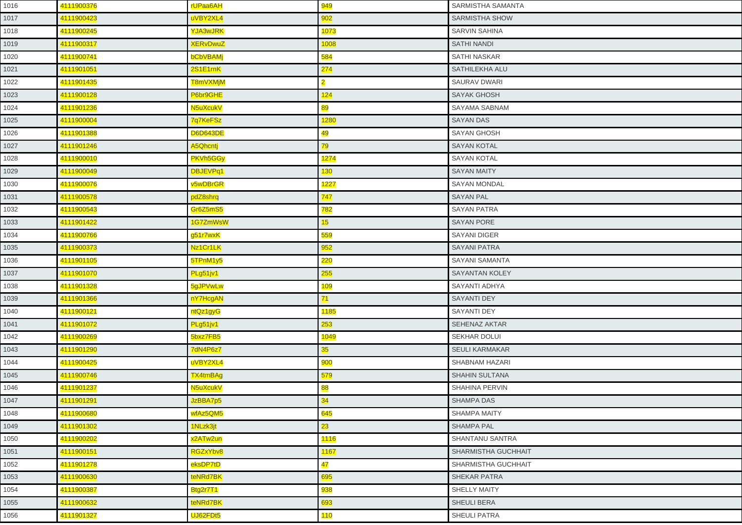| | | | | |
|---|---|---|---|---|
| 1016 | 4111900376 | rUPaa6AH | 949 | SARMISTHA SAMANTA |
| 1017 | 4111900423 | uVBY2XL4 | 902 | SARMISTHA SHOW |
| 1018 | 4111900245 | YJA3wJRK | 1073 | SARVIN SAHINA |
| 1019 | 4111900317 | XERvDwuZ | 1008 | SATHI NANDI |
| 1020 | 4111900741 | bCbVBAMj | 584 | SATHI NASKAR |
| 1021 | 4111901051 | 2S1E1rnK | 274 | SATHILEKHA ALU |
| 1022 | 4111901435 | T8mVXMjM | 2 | SAURAV DWARI |
| 1023 | 4111900128 | P6br9GHE | 124 | SAYAK GHOSH |
| 1024 | 4111901236 | N5uXcukV | 89 | SAYAMA SABNAM |
| 1025 | 4111900004 | 7q7KeFSz | 1280 | SAYAN DAS |
| 1026 | 4111901388 | D6D643DE | 49 | SAYAN GHOSH |
| 1027 | 4111901246 | A5Qhcntj | 79 | SAYAN KOTAL |
| 1028 | 4111900010 | PKVh5GGy | 1274 | SAYAN KOTAL |
| 1029 | 4111900049 | DBJEVPq1 | 130 | SAYAN MAITY |
| 1030 | 4111900076 | v5wDBrGR | 1227 | SAYAN MONDAL |
| 1031 | 4111900578 | pdZ8shrq | 747 | SAYAN PAL |
| 1032 | 4111900543 | Gr6Z5mS5 | 782 | SAYAN PATRA |
| 1033 | 4111901422 | 1G7ZmWsW | 15 | SAYAN PORE |
| 1034 | 4111900766 | g51r7wxK | 559 | SAYANI DIGER |
| 1035 | 4111900373 | Nz1Cr1LK | 952 | SAYANI PATRA |
| 1036 | 4111901105 | 5TPnM1y5 | 220 | SAYANI SAMANTA |
| 1037 | 4111901070 | PLg51jv1 | 255 | SAYANTAN KOLEY |
| 1038 | 4111901328 | 5gJPVwLw | 109 | SAYANTI ADHYA |
| 1039 | 4111901366 | nY7HcgAN | 71 | SAYANTI DEY |
| 1040 | 4111900121 | ntQz1gyG | 1185 | SAYANTI DEY |
| 1041 | 4111901072 | PLg51jv1 | 253 | SEHENAZ AKTAR |
| 1042 | 4111900269 | 5bxz7FB5 | 1049 | SEKHAR DOLUI |
| 1043 | 4111901290 | 7dN4P6z7 | 35 | SEULI KARMAKAR |
| 1044 | 4111900425 | uVBY2XL4 | 900 | SHABNAM HAZARI |
| 1045 | 4111900746 | TX4tmBAg | 579 | SHAHIN SULTANA |
| 1046 | 4111901237 | N5uXcukV | 88 | SHAHINA PERVIN |
| 1047 | 4111901291 | JzBBA7p5 | 34 | SHAMPA DAS |
| 1048 | 4111900680 | wfAz5QM5 | 645 | SHAMPA MAITY |
| 1049 | 4111901302 | 1NLzk3jt | 23 | SHAMPA PAL |
| 1050 | 4111900202 | x2ATw2un | 1116 | SHANTANU SANTRA |
| 1051 | 4111900151 | RGZxYbv8 | 1167 | SHARMISTHA GUCHHAIT |
| 1052 | 4111901278 | eksDP7tD | 47 | SHARMISTHA GUCHHAIT |
| 1053 | 4111900630 | teNRd7BK | 695 | SHEKAR PATRA |
| 1054 | 4111900387 | Btg2r7T1 | 938 | SHELLY MAITY |
| 1055 | 4111900632 | teNRd7BK | 693 | SHEULI BERA |
| 1056 | 4111901327 | UJ62FDt5 | 110 | SHEULI PATRA |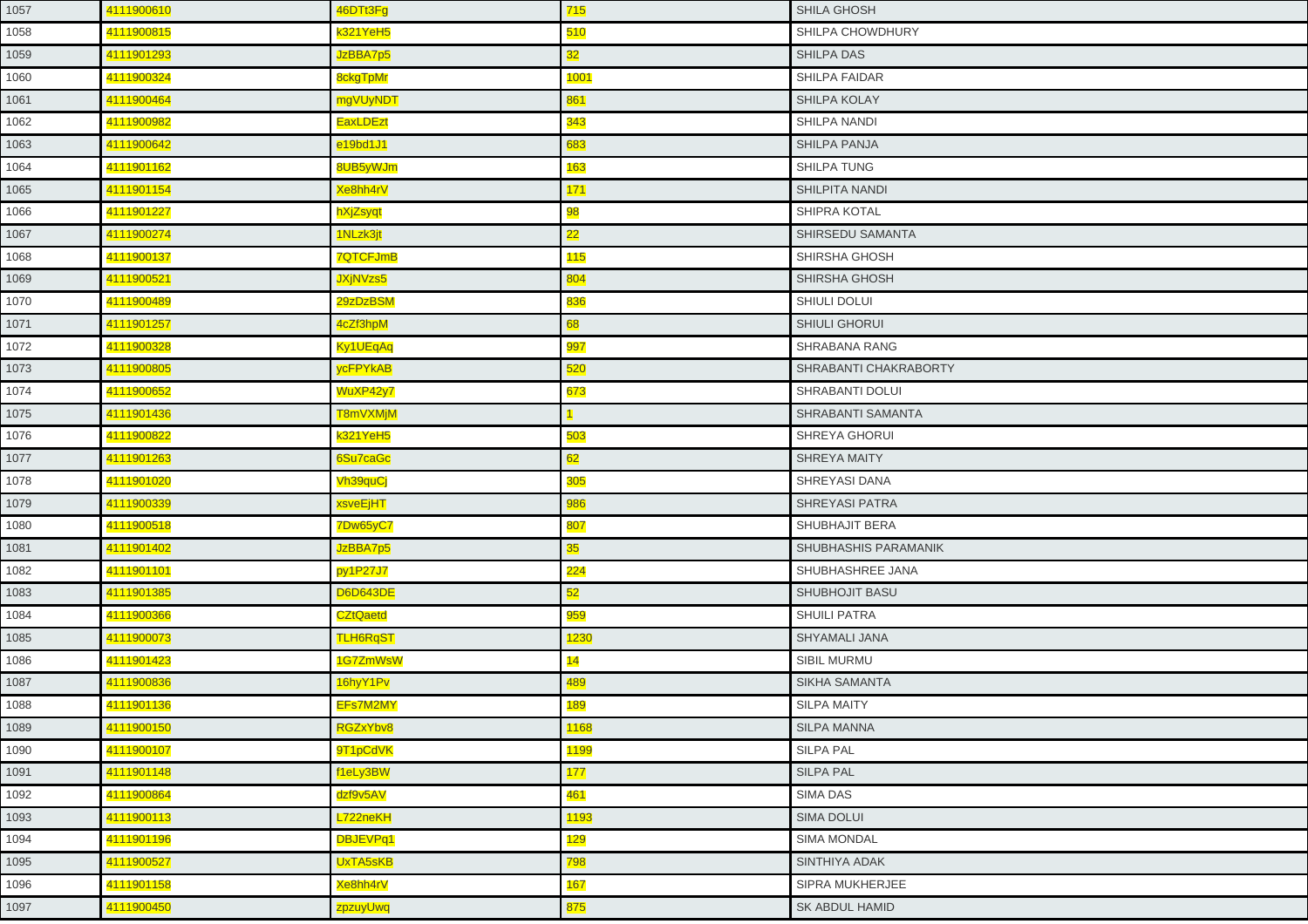| 1057 | 4111900610 | 46DTt3Fg | 715 | SHILA GHOSH |
|---|---|---|---|---|
| 1058 | 4111900815 | k321YeH5 | 510 | SHILPA CHOWDHURY |
| 1059 | 4111901293 | JzBBA7p5 | 32 | SHILPA DAS |
| 1060 | 4111900324 | 8ckgTpMr | 1001 | SHILPA FAIDAR |
| 1061 | 4111900464 | mgVUyNDT | 861 | SHILPA KOLAY |
| 1062 | 4111900982 | EaxLDEzt | 343 | SHILPA NANDI |
| 1063 | 4111900642 | e19bd1J1 | 683 | SHILPA PANJA |
| 1064 | 4111901162 | 8UB5yWJm | 163 | SHILPA TUNG |
| 1065 | 4111901154 | Xe8hh4rV | 171 | SHILPITA NANDI |
| 1066 | 4111901227 | hXjZsyqt | 98 | SHIPRA KOTAL |
| 1067 | 4111900274 | 1NLzk3jt | 22 | SHIRSEDU SAMANTA |
| 1068 | 4111900137 | 7QTCFJmB | 115 | SHIRSHA GHOSH |
| 1069 | 4111900521 | JXjNVzs5 | 804 | SHIRSHA GHOSH |
| 1070 | 4111900489 | 29zDzBSM | 836 | SHIULI DOLUI |
| 1071 | 4111901257 | 4cZf3hpM | 68 | SHIULI GHORUI |
| 1072 | 4111900328 | Ky1UEqAq | 997 | SHRABANA RANG |
| 1073 | 4111900805 | ycFPYkAB | 520 | SHRABANTI CHAKRABORTY |
| 1074 | 4111900652 | WuXP42y7 | 673 | SHRABANTI DOLUI |
| 1075 | 4111901436 | T8mVXMjM | 1 | SHRABANTI SAMANTA |
| 1076 | 4111900822 | k321YeH5 | 503 | SHREYA GHORUI |
| 1077 | 4111901263 | 6Su7caGc | 62 | SHREYA MAITY |
| 1078 | 4111901020 | Vh39quCj | 305 | SHREYASI DANA |
| 1079 | 4111900339 | xsveEjHT | 986 | SHREYASI PATRA |
| 1080 | 4111900518 | 7Dw65yC7 | 807 | SHUBHAJIT BERA |
| 1081 | 4111901402 | JzBBA7p5 | 35 | SHUBHASHIS PARAMANIK |
| 1082 | 4111901101 | py1P27J7 | 224 | SHUBHASHREE JANA |
| 1083 | 4111901385 | D6D643DE | 52 | SHUBHOJIT BASU |
| 1084 | 4111900366 | CZtQaetd | 959 | SHUILI PATRA |
| 1085 | 4111900073 | TLH6RqST | 1230 | SHYAMALI JANA |
| 1086 | 4111901423 | 1G7ZmWsW | 14 | SIBIL MURMU |
| 1087 | 4111900836 | 16hyY1Pv | 489 | SIKHA SAMANTA |
| 1088 | 4111901136 | EFs7M2MY | 189 | SILPA MAITY |
| 1089 | 4111900150 | RGZxYbv8 | 1168 | SILPA MANNA |
| 1090 | 4111900107 | 9T1pCdVK | 1199 | SILPA PAL |
| 1091 | 4111901148 | f1eLy3BW | 177 | SILPA PAL |
| 1092 | 4111900864 | dzf9v5AV | 461 | SIMA DAS |
| 1093 | 4111900113 | L722neKH | 1193 | SIMA DOLUI |
| 1094 | 4111901196 | DBJEVPq1 | 129 | SIMA MONDAL |
| 1095 | 4111900527 | UxTA5sKB | 798 | SINTHIYA ADAK |
| 1096 | 4111901158 | Xe8hh4rV | 167 | SIPRA MUKHERJEE |
| 1097 | 4111900450 | zpzuyUwq | 875 | SK ABDUL HAMID |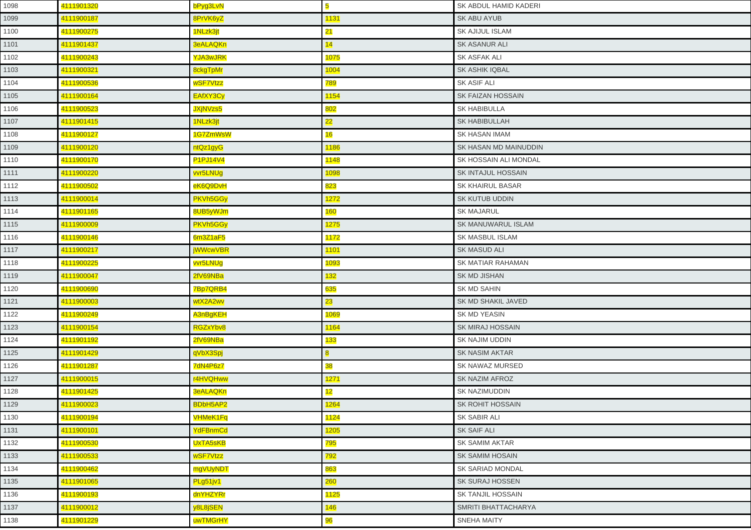| | | | | |
|---|---|---|---|---|
| 1098 | 4111901320 | bPyg3LvN | 5 | SK ABDUL HAMID KADERI |
| 1099 | 4111900187 | 8PrVK6yZ | 1131 | SK ABU AYUB |
| 1100 | 4111900275 | 1NLzk3jt | 21 | SK AJIJUL ISLAM |
| 1101 | 4111901437 | 3eALAQKn | 14 | SK ASANUR ALI |
| 1102 | 4111900243 | YJA3wJRK | 1075 | SK ASFAK ALI |
| 1103 | 4111900321 | 8ckgTpMr | 1004 | SK ASHIK IQBAL |
| 1104 | 4111900536 | wSF7Vtzz | 789 | SK ASIF ALI |
| 1105 | 4111900164 | EAfXY3Cy | 1154 | SK FAIZAN HOSSAIN |
| 1106 | 4111900523 | JXjNVzs5 | 802 | SK HABIBULLA |
| 1107 | 4111901415 | 1NLzk3jt | 22 | SK HABIBULLAH |
| 1108 | 4111900127 | 1G7ZmWsW | 16 | SK HASAN IMAM |
| 1109 | 4111900120 | ntQz1gyG | 1186 | SK HASAN MD MAINUDDIN |
| 1110 | 4111900170 | P1PJ14V4 | 1148 | SK HOSSAIN ALI MONDAL |
| 1111 | 4111900220 | vvr5LNUg | 1098 | SK INTAJUL HOSSAIN |
| 1112 | 4111900502 | eK6Q9DvH | 823 | SK KHAIRUL BASAR |
| 1113 | 4111900014 | PKVh5GGy | 1272 | SK KUTUB UDDIN |
| 1114 | 4111901165 | 8UB5yWJm | 160 | SK MAJARUL |
| 1115 | 4111900009 | PKVh5GGy | 1275 | SK MANUWARUL ISLAM |
| 1116 | 4111900146 | 6m3Z1aF5 | 1172 | SK MASBUL ISLAM |
| 1117 | 4111900217 | jWWcwVBR | 1101 | SK MASUD ALI |
| 1118 | 4111900225 | vvr5LNUg | 1093 | SK MATIAR RAHAMAN |
| 1119 | 4111900047 | 2fV69NBa | 132 | SK MD JISHAN |
| 1120 | 4111900690 | 7Bp7QRB4 | 635 | SK MD SAHIN |
| 1121 | 4111900003 | wtX2A2wv | 23 | SK MD SHAKIL JAVED |
| 1122 | 4111900249 | A3nBgKEH | 1069 | SK MD YEASIN |
| 1123 | 4111900154 | RGZxYbv8 | 1164 | SK MIRAJ HOSSAIN |
| 1124 | 4111901192 | 2fV69NBa | 133 | SK NAJIM UDDIN |
| 1125 | 4111901429 | qVbX3Spj | 8 | SK NASIM AKTAR |
| 1126 | 4111901287 | 7dN4P6z7 | 38 | SK NAWAZ MURSED |
| 1127 | 4111900015 | r4HVQHww | 1271 | SK NAZIM AFROZ |
| 1128 | 4111901425 | 3eALAQKn | 12 | SK NAZIMUDDIN |
| 1129 | 4111900023 | BDbH5AP2 | 1264 | SK ROHIT HOSSAIN |
| 1130 | 4111900194 | VHMeK1Fq | 1124 | SK SABIR ALI |
| 1131 | 4111900101 | YdFBnmCd | 1205 | SK SAIF ALI |
| 1132 | 4111900530 | UxTA5sKB | 795 | SK SAMIM AKTAR |
| 1133 | 4111900533 | wSF7Vtzz | 792 | SK SAMIM HOSAIN |
| 1134 | 4111900462 | mgVUyNDT | 863 | SK SARIAD MONDAL |
| 1135 | 4111901065 | PLg51jv1 | 260 | SK SURAJ HOSSEN |
| 1136 | 4111900193 | dnYHZYRr | 1125 | SK TANJIL HOSSAIN |
| 1137 | 4111900012 | y8L8jSEN | 146 | SMRITI BHATTACHARYA |
| 1138 | 4111901229 | uwTMGrHY | 96 | SNEHA MAITY |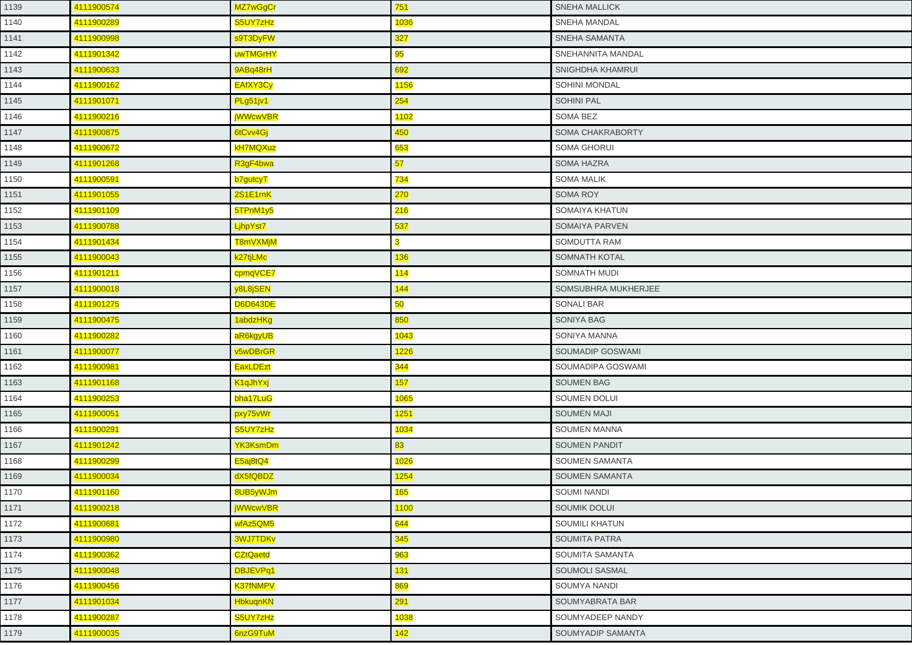| 1139 | 4111900574 | MZ7wGgCr | 751 | SNEHA MALLICK |
|---|---|---|---|---|
| 1140 | 4111900289 | S5UY7zHz | 1036 | SNEHA MANDAL |
| 1141 | 4111900998 | s9T3DyFW | 327 | SNEHA SAMANTA |
| 1142 | 4111901342 | uwTMGrHY | 95 | SNEHANNITA MANDAL |
| 1143 | 4111900633 | 9ABq48rH | 692 | SNIGHDHA KHAMRUI |
| 1144 | 4111900162 | EAfXY3Cy | 1156 | SOHINI MONDAL |
| 1145 | 4111901071 | PLg51jv1 | 254 | SOHINI PAL |
| 1146 | 4111900216 | jWWcwVBR | 1102 | SOMA BEZ |
| 1147 | 4111900875 | 6tCvv4Gj | 450 | SOMA CHAKRABORTY |
| 1148 | 4111900672 | kH7MQXuz | 653 | SOMA GHORUI |
| 1149 | 4111901268 | R3gF4bwa | 57 | SOMA HAZRA |
| 1150 | 4111900591 | b7gutcyT | 734 | SOMA MALIK |
| 1151 | 4111901055 | 2S1E1rnK | 270 | SOMA ROY |
| 1152 | 4111901109 | 5TPnM1y5 | 216 | SOMAIYA KHATUN |
| 1153 | 4111900788 | LjhpYst7 | 537 | SOMAIYA PARVEN |
| 1154 | 4111901434 | T8mVXMjM | 3 | SOMDUTTA RAM |
| 1155 | 4111900043 | k27tjLMc | 136 | SOMNATH KOTAL |
| 1156 | 4111901211 | cpmqVCE7 | 114 | SOMNATH MUDI |
| 1157 | 4111900018 | y8L8jSEN | 144 | SOMSUBHRA MUKHERJEE |
| 1158 | 4111901275 | D6D643DE | 50 | SONALI BAR |
| 1159 | 4111900475 | 1abdzHKg | 850 | SONIYA BAG |
| 1160 | 4111900282 | aR6kgyUB | 1043 | SONIYA MANNA |
| 1161 | 4111900077 | v5wDBrGR | 1226 | SOUMADIP GOSWAMI |
| 1162 | 4111900981 | EaxLDEzt | 344 | SOUMADIPA GOSWAMI |
| 1163 | 4111901168 | K1qJhYxj | 157 | SOUMEN BAG |
| 1164 | 4111900253 | bha17LuG | 1065 | SOUMEN DOLUI |
| 1165 | 4111900051 | pxy75vWr | 1251 | SOUMEN MAJI |
| 1166 | 4111900291 | S5UY7zHz | 1034 | SOUMEN MANNA |
| 1167 | 4111901242 | YK3KsmDm | 83 | SOUMEN PANDIT |
| 1168 | 4111900299 | E5aj8tQ4 | 1026 | SOUMEN SAMANTA |
| 1169 | 4111900034 | dX5fQBDZ | 1254 | SOUMEN SAMANTA |
| 1170 | 4111901160 | 8UB5yWJm | 165 | SOUMI NANDI |
| 1171 | 4111900218 | jWWcwVBR | 1100 | SOUMIK DOLUI |
| 1172 | 4111900681 | wfAz5QM5 | 644 | SOUMILI KHATUN |
| 1173 | 4111900980 | 3WJ7TDKv | 345 | SOUMITA PATRA |
| 1174 | 4111900362 | CZtQaetd | 963 | SOUMITA SAMANTA |
| 1175 | 4111900048 | DBJEVPq1 | 131 | SOUMOLI SASMAL |
| 1176 | 4111900456 | K37fNMPV | 869 | SOUMYA NANDI |
| 1177 | 4111901034 | HbkuqnKN | 291 | SOUMYABRATA BAR |
| 1178 | 4111900287 | S5UY7zHz | 1038 | SOUMYADEEP NANDY |
| 1179 | 4111900035 | 6nzG9TuM | 142 | SOUMYADIP SAMANTA |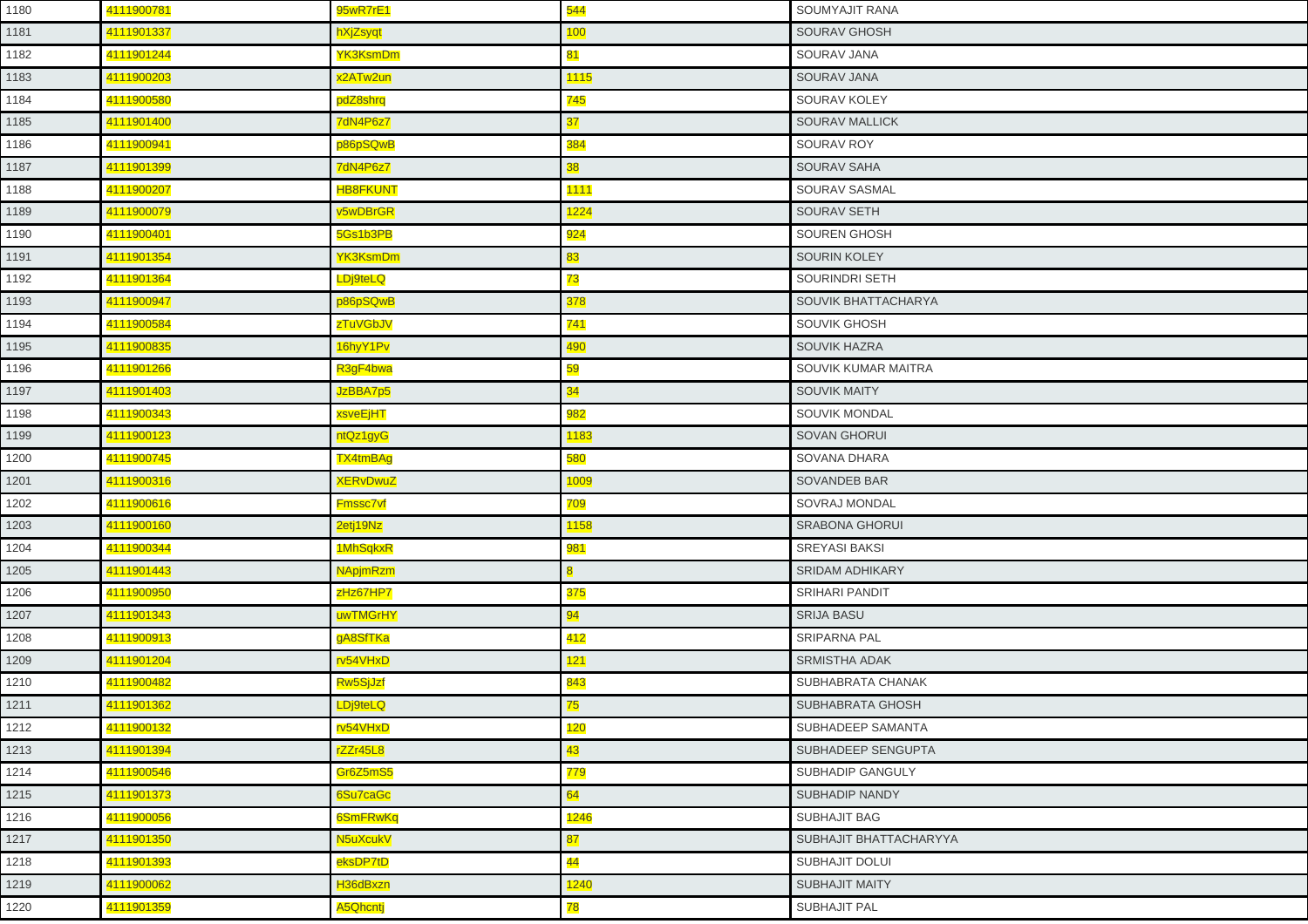| | | | | |
|---|---|---|---|---|
| 1180 | 4111900781 | 95wR7rE1 | 544 | SOUMYAJIT RANA |
| 1181 | 4111901337 | hXjZsyqt | 100 | SOURAV GHOSH |
| 1182 | 4111901244 | YK3KsmDm | 81 | SOURAV JANA |
| 1183 | 4111900203 | x2ATw2un | 1115 | SOURAV JANA |
| 1184 | 4111900580 | pdZ8shrq | 745 | SOURAV KOLEY |
| 1185 | 4111901400 | 7dN4P6z7 | 37 | SOURAV MALLICK |
| 1186 | 4111900941 | p86pSQwB | 384 | SOURAV ROY |
| 1187 | 4111901399 | 7dN4P6z7 | 38 | SOURAV SAHA |
| 1188 | 4111900207 | HB8FKUNT | 1111 | SOURAV SASMAL |
| 1189 | 4111900079 | v5wDBrGR | 1224 | SOURAV SETH |
| 1190 | 4111900401 | 5Gs1b3PB | 924 | SOUREN GHOSH |
| 1191 | 4111901354 | YK3KsmDm | 83 | SOURIN KOLEY |
| 1192 | 4111901364 | LDj9teLQ | 73 | SOURINDRI SETH |
| 1193 | 4111900947 | p86pSQwB | 378 | SOUVIK BHATTACHARYA |
| 1194 | 4111900584 | zTuVGbJV | 741 | SOUVIK GHOSH |
| 1195 | 4111900835 | 16hyY1Pv | 490 | SOUVIK HAZRA |
| 1196 | 4111901266 | R3gF4bwa | 59 | SOUVIK KUMAR MAITRA |
| 1197 | 4111901403 | JzBBA7p5 | 34 | SOUVIK MAITY |
| 1198 | 4111900343 | xsveEjHT | 982 | SOUVIK MONDAL |
| 1199 | 4111900123 | ntQz1gyG | 1183 | SOVAN GHORUI |
| 1200 | 4111900745 | TX4tmBAg | 580 | SOVANA DHARA |
| 1201 | 4111900316 | XERvDwuZ | 1009 | SOVANDEB BAR |
| 1202 | 4111900616 | Fmssc7vf | 709 | SOVRAJ MONDAL |
| 1203 | 4111900160 | 2etj19Nz | 1158 | SRABONA GHORUI |
| 1204 | 4111900344 | 1MhSqkxR | 981 | SREYASI BAKSI |
| 1205 | 4111901443 | NApjmRzm | 8 | SRIDAM ADHIKARY |
| 1206 | 4111900950 | zHz67HP7 | 375 | SRIHARI PANDIT |
| 1207 | 4111901343 | uwTMGrHY | 94 | SRIJA BASU |
| 1208 | 4111900913 | gA8SfTKa | 412 | SRIPARNA PAL |
| 1209 | 4111901204 | rv54VHxD | 121 | SRMISTHA ADAK |
| 1210 | 4111900482 | Rw5SjJzf | 843 | SUBHABRATA CHANAK |
| 1211 | 4111901362 | LDj9teLQ | 75 | SUBHABRATA GHOSH |
| 1212 | 4111900132 | rv54VHxD | 120 | SUBHADEEP SAMANTA |
| 1213 | 4111901394 | rZZr45L8 | 43 | SUBHADEEP SENGUPTA |
| 1214 | 4111900546 | Gr6Z5mS5 | 779 | SUBHADIP GANGULY |
| 1215 | 4111901373 | 6Su7caGc | 64 | SUBHADIP NANDY |
| 1216 | 4111900056 | 6SmFRwKq | 1246 | SUBHAJIT BAG |
| 1217 | 4111901350 | N5uXcukV | 87 | SUBHAJIT BHATTACHARYYA |
| 1218 | 4111901393 | eksDP7tD | 44 | SUBHAJIT DOLUI |
| 1219 | 4111900062 | H36dBxzn | 1240 | SUBHAJIT MAITY |
| 1220 | 4111901359 | A5Qhcntj | 78 | SUBHAJIT PAL |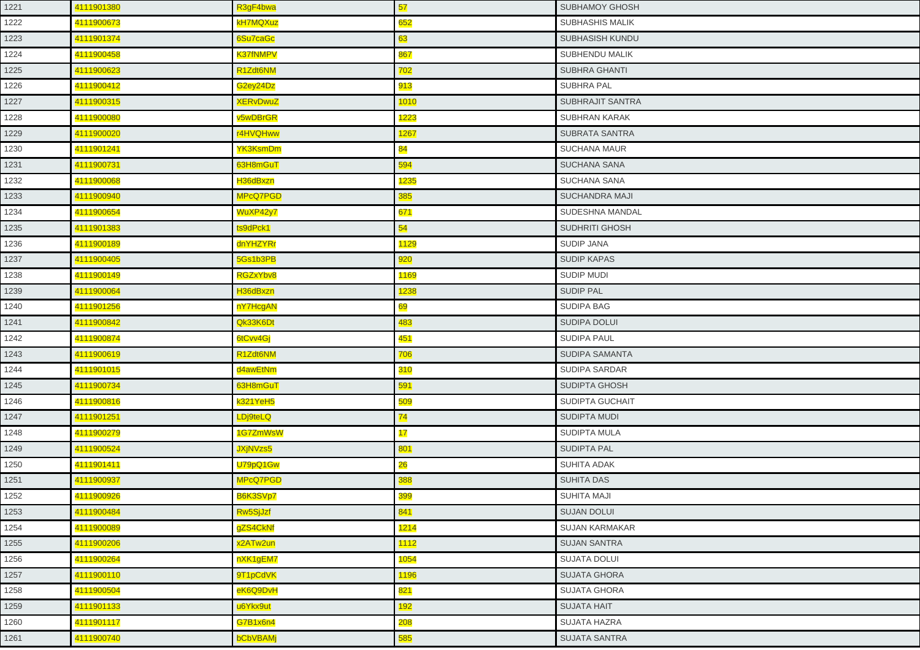| 1221 | 4111901380 | R3gF4bwa | 57 | SUBHAMOY GHOSH |
|---|---|---|---|---|
| 1222 | 4111900673 | kH7MQXuz | 652 | SUBHASHIS MALIK |
| 1223 | 4111901374 | 6Su7caGc | 63 | SUBHASISH KUNDU |
| 1224 | 4111900458 | K37fNMPV | 867 | SUBHENDU MALIK |
| 1225 | 4111900623 | R1Zdt6NM | 702 | SUBHRA GHANTI |
| 1226 | 4111900412 | G2ey24Dz | 913 | SUBHRA PAL |
| 1227 | 4111900315 | XERvDwuZ | 1010 | SUBHRAJIT SANTRA |
| 1228 | 4111900080 | v5wDBrGR | 1223 | SUBHRAN KARAK |
| 1229 | 4111900020 | r4HVQHww | 1267 | SUBRATA SANTRA |
| 1230 | 4111901241 | YK3KsmDm | 84 | SUCHANA MAUR |
| 1231 | 4111900731 | 63H8mGuT | 594 | SUCHANA SANA |
| 1232 | 4111900068 | H36dBxzn | 1235 | SUCHANA SANA |
| 1233 | 4111900940 | MPcQ7PGD | 385 | SUCHANDRA MAJI |
| 1234 | 4111900654 | WuXP42y7 | 671 | SUDESHNA MANDAL |
| 1235 | 4111901383 | ts9dPck1 | 54 | SUDHRITI GHOSH |
| 1236 | 4111900189 | dnYHZYRr | 1129 | SUDIP JANA |
| 1237 | 4111900405 | 5Gs1b3PB | 920 | SUDIP KAPAS |
| 1238 | 4111900149 | RGZxYbv8 | 1169 | SUDIP MUDI |
| 1239 | 4111900064 | H36dBxzn | 1238 | SUDIP PAL |
| 1240 | 4111901256 | nY7HcgAN | 69 | SUDIPA BAG |
| 1241 | 4111900842 | Qk33K6Dt | 483 | SUDIPA DOLUI |
| 1242 | 4111900874 | 6tCvv4Gj | 451 | SUDIPA PAUL |
| 1243 | 4111900619 | R1Zdt6NM | 706 | SUDIPA SAMANTA |
| 1244 | 4111901015 | d4awEtNm | 310 | SUDIPA SARDAR |
| 1245 | 4111900734 | 63H8mGuT | 591 | SUDIPTA GHOSH |
| 1246 | 4111900816 | k321YeH5 | 509 | SUDIPTA GUCHAIT |
| 1247 | 4111901251 | LDj9teLQ | 74 | SUDIPTA MUDI |
| 1248 | 4111900279 | 1G7ZmWsW | 17 | SUDIPTA MULA |
| 1249 | 4111900524 | JXjNVzs5 | 801 | SUDIPTA PAL |
| 1250 | 4111901411 | U79pQ1Gw | 26 | SUHITA ADAK |
| 1251 | 4111900937 | MPcQ7PGD | 388 | SUHITA DAS |
| 1252 | 4111900926 | B6K3SVp7 | 399 | SUHITA MAJI |
| 1253 | 4111900484 | Rw5SjJzf | 841 | SUJAN DOLUI |
| 1254 | 4111900089 | gZS4CkNf | 1214 | SUJAN KARMAKAR |
| 1255 | 4111900206 | x2ATw2un | 1112 | SUJAN SANTRA |
| 1256 | 4111900264 | nXK1gEM7 | 1054 | SUJATA DOLUI |
| 1257 | 4111900110 | 9T1pCdVK | 1196 | SUJATA GHORA |
| 1258 | 4111900504 | eK6Q9DvH | 821 | SUJATA GHORA |
| 1259 | 4111901133 | u6Ykx9ut | 192 | SUJATA HAIT |
| 1260 | 4111901117 | G7B1x6n4 | 208 | SUJATA HAZRA |
| 1261 | 4111900740 | bCbVBAMj | 585 | SUJATA SANTRA |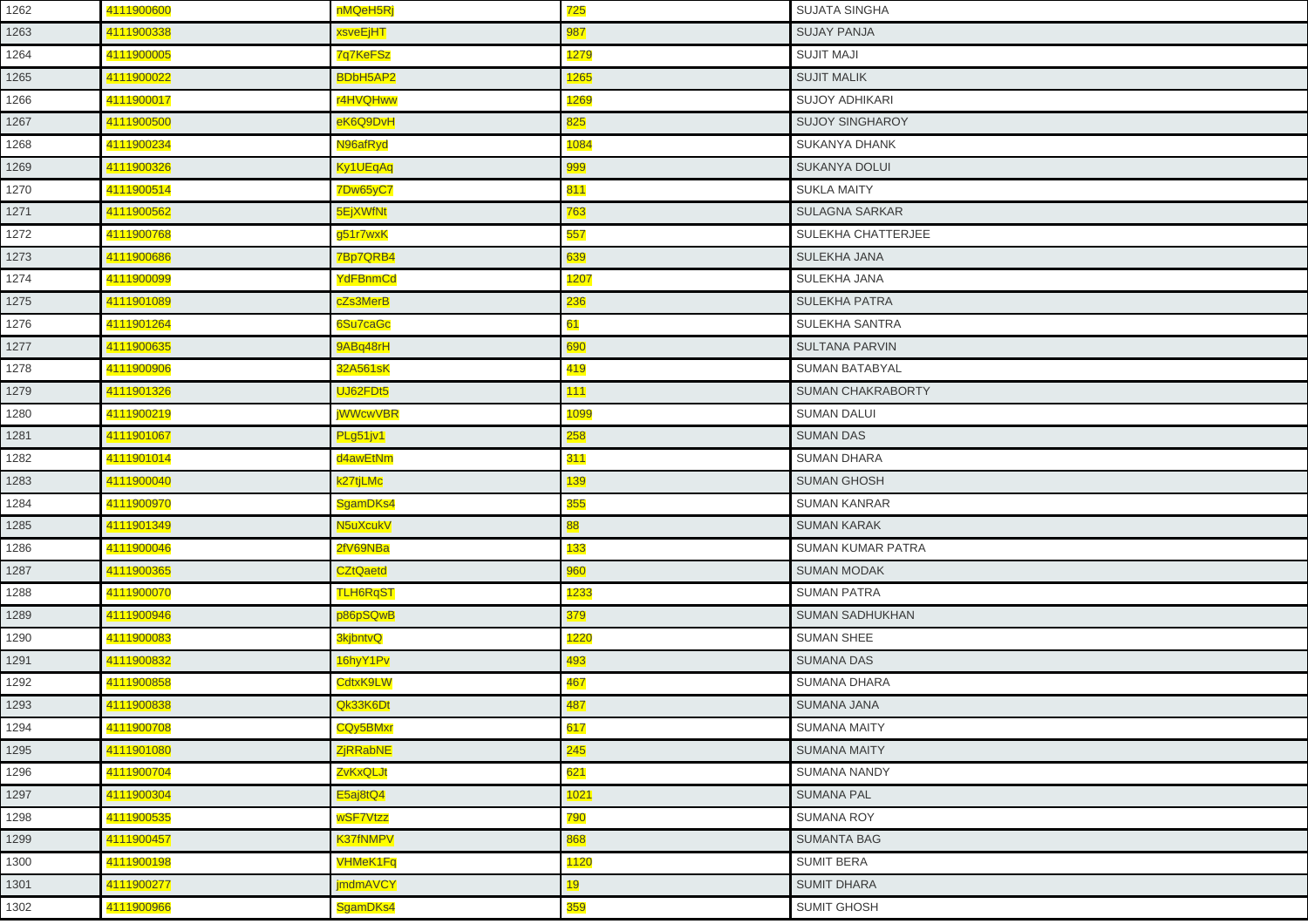| 1262 | 4111900600 | nMQeH5Rj | 725 | SUJATA SINGHA |
|---|---|---|---|---|
| 1263 | 4111900338 | xsveEjHT | 987 | SUJAY PANJA |
| 1264 | 4111900005 | 7q7KeFSz | 1279 | SUJIT MAJI |
| 1265 | 4111900022 | BDbH5AP2 | 1265 | SUJIT MALIK |
| 1266 | 4111900017 | r4HVQHww | 1269 | SUJOY ADHIKARI |
| 1267 | 4111900500 | eK6Q9DvH | 825 | SUJOY SINGHAROY |
| 1268 | 4111900234 | N96afRyd | 1084 | SUKANYA DHANK |
| 1269 | 4111900326 | Ky1UEqAq | 999 | SUKANYA DOLUI |
| 1270 | 4111900514 | 7Dw65yC7 | 811 | SUKLA MAITY |
| 1271 | 4111900562 | 5EjXWfNt | 763 | SULAGNA SARKAR |
| 1272 | 4111900768 | g51r7wxK | 557 | SULEKHA CHATTERJEE |
| 1273 | 4111900686 | 7Bp7QRB4 | 639 | SULEKHA JANA |
| 1274 | 4111900099 | YdFBnmCd | 1207 | SULEKHA JANA |
| 1275 | 4111901089 | cZs3MerB | 236 | SULEKHA PATRA |
| 1276 | 4111901264 | 6Su7caGc | 61 | SULEKHA SANTRA |
| 1277 | 4111900635 | 9ABq48rH | 690 | SULTANA PARVIN |
| 1278 | 4111900906 | 32A561sK | 419 | SUMAN BATABYAL |
| 1279 | 4111901326 | UJ62FDt5 | 111 | SUMAN CHAKRABORTY |
| 1280 | 4111900219 | jWWcwVBR | 1099 | SUMAN DALUI |
| 1281 | 4111901067 | PLg51jv1 | 258 | SUMAN DAS |
| 1282 | 4111901014 | d4awEtNm | 311 | SUMAN DHARA |
| 1283 | 4111900040 | k27tjLMc | 139 | SUMAN GHOSH |
| 1284 | 4111900970 | SgamDKs4 | 355 | SUMAN KANRAR |
| 1285 | 4111901349 | N5uXcukV | 88 | SUMAN KARAK |
| 1286 | 4111900046 | 2fV69NBa | 133 | SUMAN KUMAR PATRA |
| 1287 | 4111900365 | CZtQaetd | 960 | SUMAN MODAK |
| 1288 | 4111900070 | TLH6RqST | 1233 | SUMAN PATRA |
| 1289 | 4111900946 | p86pSQwB | 379 | SUMAN SADHUKHAN |
| 1290 | 4111900083 | 3kjbntvQ | 1220 | SUMAN SHEE |
| 1291 | 4111900832 | 16hyY1Pv | 493 | SUMANA DAS |
| 1292 | 4111900858 | CdtxK9LW | 467 | SUMANA DHARA |
| 1293 | 4111900838 | Qk33K6Dt | 487 | SUMANA JANA |
| 1294 | 4111900708 | CQy5BMxr | 617 | SUMANA MAITY |
| 1295 | 4111901080 | ZjRRabNE | 245 | SUMANA MAITY |
| 1296 | 4111900704 | ZvKxQLJt | 621 | SUMANA NANDY |
| 1297 | 4111900304 | E5aj8tQ4 | 1021 | SUMANA PAL |
| 1298 | 4111900535 | wSF7Vtzz | 790 | SUMANA ROY |
| 1299 | 4111900457 | K37fNMPV | 868 | SUMANTA BAG |
| 1300 | 4111900198 | VHMeK1Fq | 1120 | SUMIT BERA |
| 1301 | 4111900277 | jmdmAVCY | 19 | SUMIT DHARA |
| 1302 | 4111900966 | SgamDKs4 | 359 | SUMIT GHOSH |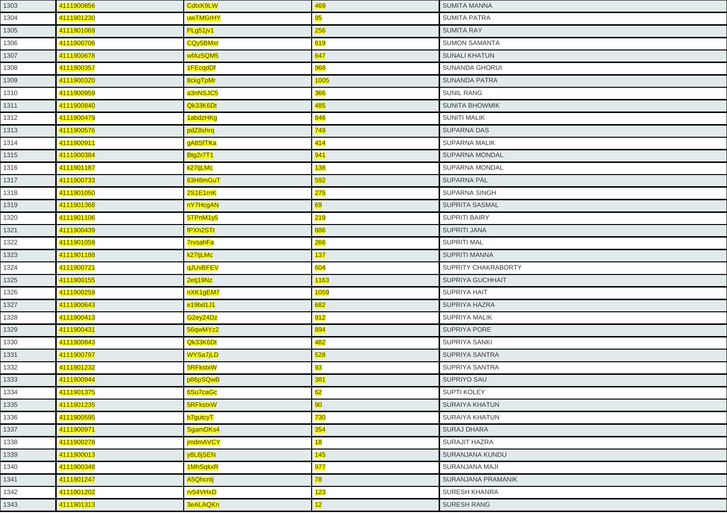| | | | | |
|---|---|---|---|---|
| 1303 | 4111900856 | CdtxK9LW | 469 | SUMITA MANNA |
| 1304 | 4111901230 | uwTMGrHY | 95 | SUMITA PATRA |
| 1305 | 4111901069 | PLg51jv1 | 256 | SUMITA RAY |
| 1306 | 4111900706 | CQy5BMxr | 619 | SUMON SAMANTA |
| 1307 | 4111900678 | wfAz5QM5 | 647 | SUNALI KHATUN |
| 1308 | 4111900357 | 1FEcqdDf | 968 | SUNANDA GHORUI |
| 1309 | 4111900320 | 8ckgTpMr | 1005 | SUNANDA PATRA |
| 1310 | 4111900959 | a3nNSJC5 | 366 | SUNIL RANG |
| 1311 | 4111900840 | Qk33K6Dt | 485 | SUNITA BHOWMIK |
| 1312 | 4111900479 | 1abdzHKg | 846 | SUNITI MALIK |
| 1313 | 4111900576 | pdZ8shrq | 749 | SUPARNA DAS |
| 1314 | 4111900911 | gA8SfTKa | 414 | SUPARNA MALIK |
| 1315 | 4111900384 | Btg2r7T1 | 941 | SUPARNA MONDAL |
| 1316 | 4111901187 | k27tjLMc | 138 | SUPARNA MONDAL |
| 1317 | 4111900733 | 63H8mGuT | 592 | SUPARNA PAL |
| 1318 | 4111901050 | 2S1E1rnK | 275 | SUPARNA SINGH |
| 1319 | 4111901368 | nY7HcgAN | 69 | SUPRITA SASMAL |
| 1320 | 4111901106 | 5TPnM1y5 | 219 | SUPRITI BAIRY |
| 1321 | 4111900439 | fPXh2STt | 886 | SUPRITI JANA |
| 1322 | 4111901059 | 7rvsahFa | 266 | SUPRITI MAL |
| 1323 | 4111901188 | k27tjLMc | 137 | SUPRITI MANNA |
| 1324 | 4111900721 | qJUvBFEV | 604 | SUPRITY CHAKRABORTY |
| 1325 | 4111900155 | 2etj19Nz | 1163 | SUPRIYA GUCHHAIT |
| 1326 | 4111900259 | nXK1gEM7 | 1059 | SUPRIYA HAIT |
| 1327 | 4111900643 | e19bd1J1 | 682 | SUPRIYA HAZRA |
| 1328 | 4111900413 | G2ey24Dz | 912 | SUPRIYA MALIK |
| 1329 | 4111900431 | 56qwMYz2 | 894 | SUPRIYA PORE |
| 1330 | 4111900843 | Qk33K6Dt | 482 | SUPRIYA SANKI |
| 1331 | 4111900797 | WYSa7jLD | 528 | SUPRIYA SANTRA |
| 1332 | 4111901232 | 5RFkstxW | 93 | SUPRIYA SANTRA |
| 1333 | 4111900944 | p86pSQwB | 381 | SUPRIYO SAU |
| 1334 | 4111901375 | 6Su7caGc | 62 | SUPTI KOLEY |
| 1335 | 4111901235 | 5RFkstxW | 90 | SURAIYA KHATUN |
| 1336 | 4111900595 | b7gutcyT | 730 | SURAIYA KHATUN |
| 1337 | 4111900971 | SgamDKs4 | 354 | SURAJ DHARA |
| 1338 | 4111900278 | jmdmAVCY | 18 | SURAJIT HAZRA |
| 1339 | 4111900013 | y8L8jSEN | 145 | SURANJANA KUNDU |
| 1340 | 4111900348 | 1MhSqkxR | 977 | SURANJANA MAJI |
| 1341 | 4111901247 | A5Qhcntj | 78 | SURANJANA PRAMANIK |
| 1342 | 4111901202 | rv54VHxD | 123 | SURESH KHANRA |
| 1343 | 4111901313 | 3eALAQKn | 12 | SURESH RANG |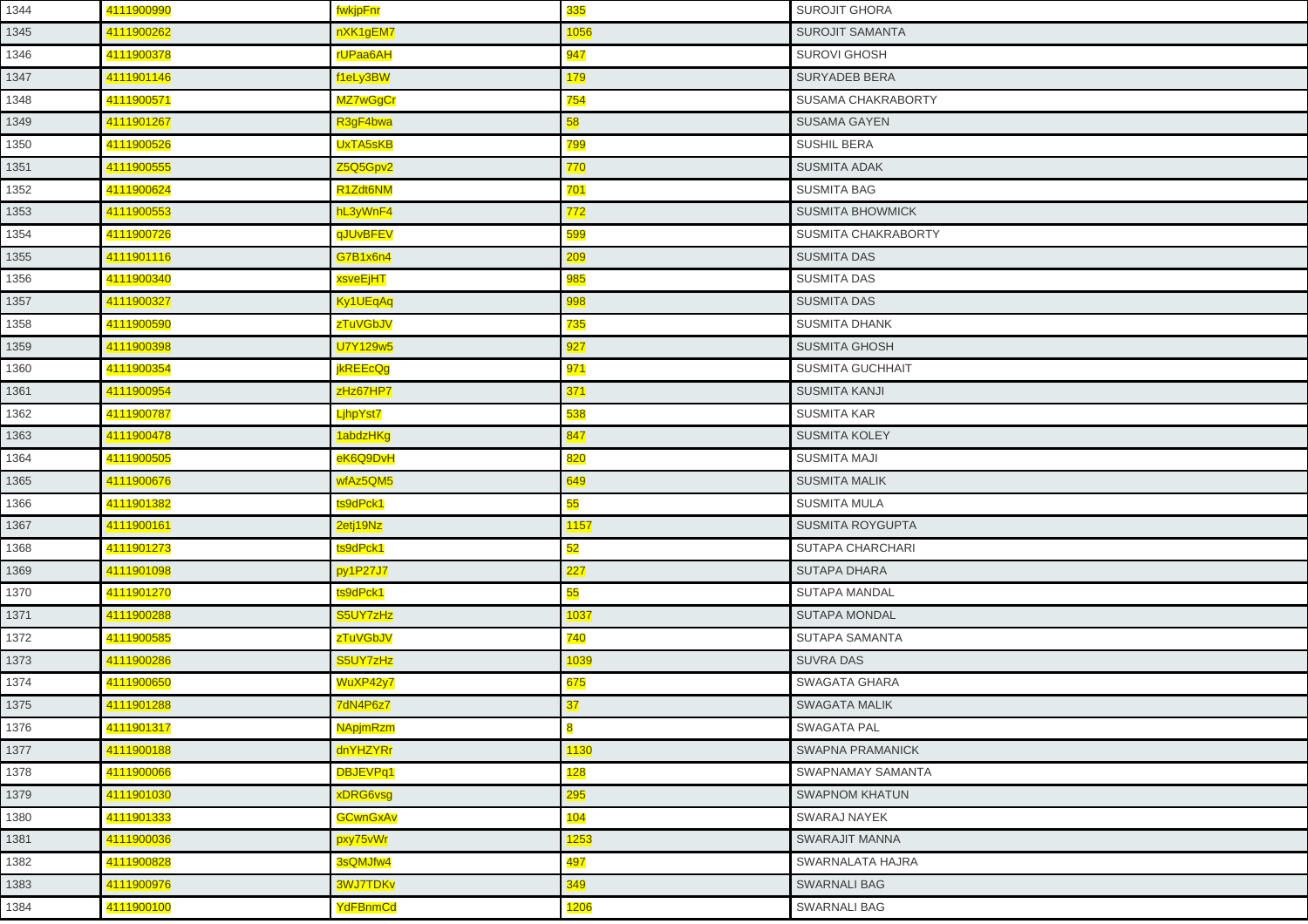| 1344 | 4111900990 | fwkjpFnr | 335 | SUROJIT GHORA |
|---|---|---|---|---|
| 1345 | 4111900262 | nXK1gEM7 | 1056 | SUROJIT SAMANTA |
| 1346 | 4111900378 | rUPaa6AH | 947 | SUROVI GHOSH |
| 1347 | 4111901146 | f1eLy3BW | 179 | SURYADEB BERA |
| 1348 | 4111900571 | MZ7wGgCr | 754 | SUSAMA CHAKRABORTY |
| 1349 | 4111901267 | R3gF4bwa | 58 | SUSAMA GAYEN |
| 1350 | 4111900526 | UxTA5sKB | 799 | SUSHIL BERA |
| 1351 | 4111900555 | Z5Q5Gpv2 | 770 | SUSMITA ADAK |
| 1352 | 4111900624 | R1Zdt6NM | 701 | SUSMITA BAG |
| 1353 | 4111900553 | hL3yWnF4 | 772 | SUSMITA BHOWMICK |
| 1354 | 4111900726 | qJUvBFEV | 599 | SUSMITA CHAKRABORTY |
| 1355 | 4111901116 | G7B1x6n4 | 209 | SUSMITA DAS |
| 1356 | 4111900340 | xsveEjHT | 985 | SUSMITA DAS |
| 1357 | 4111900327 | Ky1UEqAq | 998 | SUSMITA DAS |
| 1358 | 4111900590 | zTuVGbJV | 735 | SUSMITA DHANK |
| 1359 | 4111900398 | U7Y129w5 | 927 | SUSMITA GHOSH |
| 1360 | 4111900354 | jkREEcQg | 971 | SUSMITA GUCHHAIT |
| 1361 | 4111900954 | zHz67HP7 | 371 | SUSMITA KANJI |
| 1362 | 4111900787 | LjhpYst7 | 538 | SUSMITA KAR |
| 1363 | 4111900478 | 1abdzHKg | 847 | SUSMITA KOLEY |
| 1364 | 4111900505 | eK6Q9DvH | 820 | SUSMITA MAJI |
| 1365 | 4111900676 | wfAz5QM5 | 649 | SUSMITA MALIK |
| 1366 | 4111901382 | ts9dPck1 | 55 | SUSMITA MULA |
| 1367 | 4111900161 | 2etj19Nz | 1157 | SUSMITA ROYGUPTA |
| 1368 | 4111901273 | ts9dPck1 | 52 | SUTAPA CHARCHARI |
| 1369 | 4111901098 | py1P27J7 | 227 | SUTAPA DHARA |
| 1370 | 4111901270 | ts9dPck1 | 55 | SUTAPA MANDAL |
| 1371 | 4111900288 | S5UY7zHz | 1037 | SUTAPA MONDAL |
| 1372 | 4111900585 | zTuVGbJV | 740 | SUTAPA SAMANTA |
| 1373 | 4111900286 | S5UY7zHz | 1039 | SUVRA DAS |
| 1374 | 4111900650 | WuXP42y7 | 675 | SWAGATA GHARA |
| 1375 | 4111901288 | 7dN4P6z7 | 37 | SWAGATA MALIK |
| 1376 | 4111901317 | NApjmRzm | 8 | SWAGATA PAL |
| 1377 | 4111900188 | dnYHZYRr | 1130 | SWAPNA PRAMANICK |
| 1378 | 4111900066 | DBJEVPq1 | 128 | SWAPNAMAY SAMANTA |
| 1379 | 4111901030 | xDRG6vsg | 295 | SWAPNOM KHATUN |
| 1380 | 4111901333 | GCwnGxAv | 104 | SWARAJ NAYEK |
| 1381 | 4111900036 | pxy75vWr | 1253 | SWARAJIT MANNA |
| 1382 | 4111900828 | 3sQMJfw4 | 497 | SWARNALATA HAJRA |
| 1383 | 4111900976 | 3WJ7TDKv | 349 | SWARNALI BAG |
| 1384 | 4111900100 | YdFBnmCd | 1206 | SWARNALI BAG |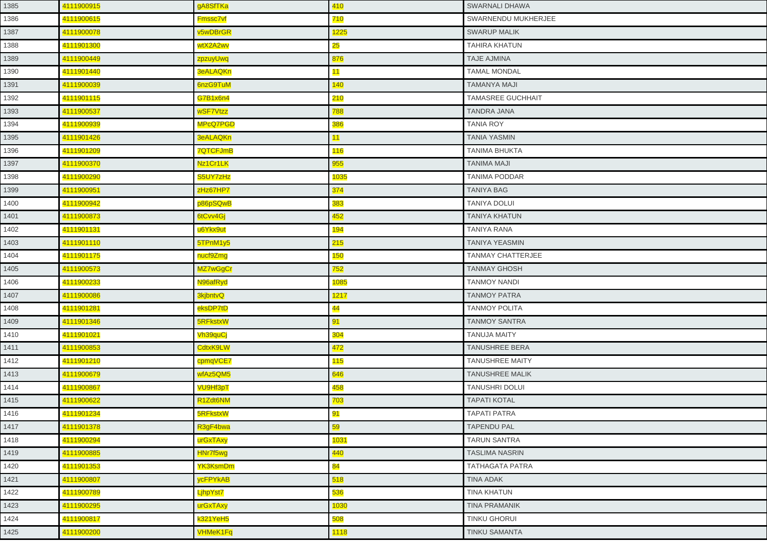| 1385 | 4111900915 | gA8SfTKa | 410 | SWARNALI DHAWA |
|---|---|---|---|---|
| 1386 | 4111900615 | Fmssc7vf | 710 | SWARNENDU MUKHERJEE |
| 1387 | 4111900078 | v5wDBrGR | 1225 | SWARUP MALIK |
| 1388 | 4111901300 | wtX2A2wv | 25 | TAHIRA KHATUN |
| 1389 | 4111900449 | zpzuyUwq | 876 | TAJE AJMINA |
| 1390 | 4111901440 | 3eALAQKn | 11 | TAMAL MONDAL |
| 1391 | 4111900039 | 6nzG9TuM | 140 | TAMANYA MAJI |
| 1392 | 4111901115 | G7B1x6n4 | 210 | TAMASREE GUCHHAIT |
| 1393 | 4111900537 | wSF7Vtzz | 788 | TANDRA JANA |
| 1394 | 4111900939 | MPcQ7PGD | 386 | TANIA ROY |
| 1395 | 4111901426 | 3eALAQKn | 11 | TANIA YASMIN |
| 1396 | 4111901209 | 7QTCFJmB | 116 | TANIMA BHUKTA |
| 1397 | 4111900370 | Nz1Cr1LK | 955 | TANIMA MAJI |
| 1398 | 4111900290 | S5UY7zHz | 1035 | TANIMA PODDAR |
| 1399 | 4111900951 | zHz67HP7 | 374 | TANIYA BAG |
| 1400 | 4111900942 | p86pSQwB | 383 | TANIYA DOLUI |
| 1401 | 4111900873 | 6tCvv4Gj | 452 | TANIYA KHATUN |
| 1402 | 4111901131 | u6Ykx9ut | 194 | TANIYA RANA |
| 1403 | 4111901110 | 5TPnM1y5 | 215 | TANIYA YEASMIN |
| 1404 | 4111901175 | nucf9Zmg | 150 | TANMAY CHATTERJEE |
| 1405 | 4111900573 | MZ7wGgCr | 752 | TANMAY GHOSH |
| 1406 | 4111900233 | N96afRyd | 1085 | TANMOY NANDI |
| 1407 | 4111900086 | 3kjbntvQ | 1217 | TANMOY PATRA |
| 1408 | 4111901281 | eksDP7tD | 44 | TANMOY POLITA |
| 1409 | 4111901346 | 5RFkstxW | 91 | TANMOY SANTRA |
| 1410 | 4111901021 | Vh39quCj | 304 | TANUJA MAITY |
| 1411 | 4111900853 | CdtxK9LW | 472 | TANUSHREE BERA |
| 1412 | 4111901210 | cpmqVCE7 | 115 | TANUSHREE MAITY |
| 1413 | 4111900679 | wfAz5QM5 | 646 | TANUSHREE MALIK |
| 1414 | 4111900867 | VU9Hf3pT | 458 | TANUSHRI DOLUI |
| 1415 | 4111900622 | R1Zdt6NM | 703 | TAPATI KOTAL |
| 1416 | 4111901234 | 5RFkstxW | 91 | TAPATI PATRA |
| 1417 | 4111901378 | R3gF4bwa | 59 | TAPENDU PAL |
| 1418 | 4111900294 | urGxTAxy | 1031 | TARUN SANTRA |
| 1419 | 4111900885 | HNr7f5wg | 440 | TASLIMA NASRIN |
| 1420 | 4111901353 | YK3KsmDm | 84 | TATHAGATA PATRA |
| 1421 | 4111900807 | ycFPYkAB | 518 | TINA ADAK |
| 1422 | 4111900789 | LjhpYst7 | 536 | TINA KHATUN |
| 1423 | 4111900295 | urGxTAxy | 1030 | TINA PRAMANIK |
| 1424 | 4111900817 | k321YeH5 | 508 | TINKU GHORUI |
| 1425 | 4111900200 | VHMeK1Fq | 1118 | TINKU SAMANTA |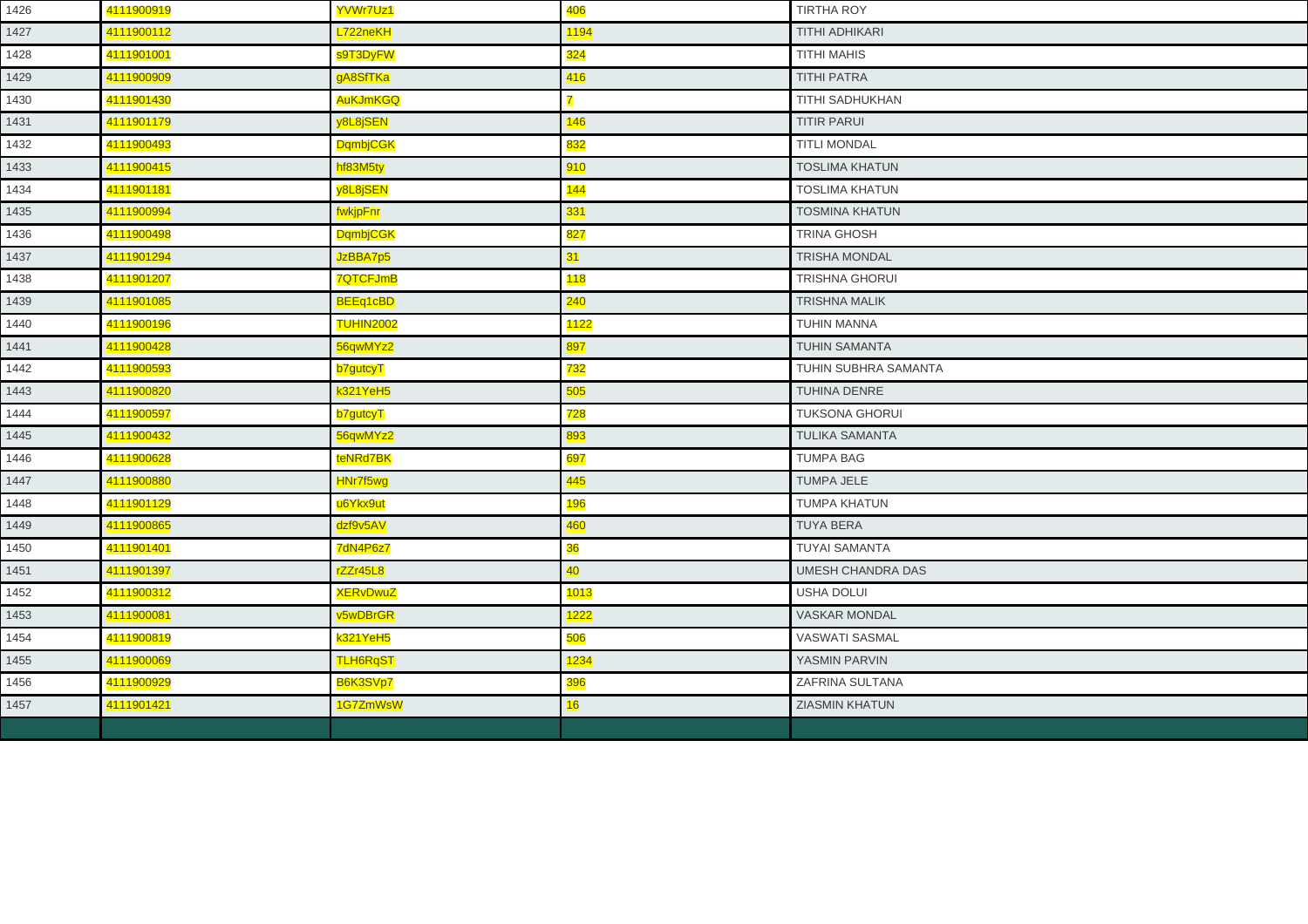| | | | | |
|---|---|---|---|---|
| 1426 | 4111900919 | YVWr7Uz1 | 406 | TIRTHA ROY |
| 1427 | 4111900112 | L722neKH | 1194 | TITHI ADHIKARI |
| 1428 | 4111901001 | s9T3DyFW | 324 | TITHI MAHIS |
| 1429 | 4111900909 | gA8SfTKa | 416 | TITHI PATRA |
| 1430 | 4111901430 | AuKJmKGQ | 7 | TITHI SADHUKHAN |
| 1431 | 4111901179 | y8L8jSEN | 146 | TITIR PARUI |
| 1432 | 4111900493 | DqmbjCGK | 832 | TITLI MONDAL |
| 1433 | 4111900415 | hf83M5ty | 910 | TOSLIMA KHATUN |
| 1434 | 4111901181 | y8L8jSEN | 144 | TOSLIMA KHATUN |
| 1435 | 4111900994 | fwkjpFnr | 331 | TOSMINA KHATUN |
| 1436 | 4111900498 | DqmbjCGK | 827 | TRINA GHOSH |
| 1437 | 4111901294 | JzBBA7p5 | 31 | TRISHA MONDAL |
| 1438 | 4111901207 | 7QTCFJmB | 118 | TRISHNA GHORUI |
| 1439 | 4111901085 | BEEq1cBD | 240 | TRISHNA MALIK |
| 1440 | 4111900196 | TUHIN2002 | 1122 | TUHIN MANNA |
| 1441 | 4111900428 | 56qwMYz2 | 897 | TUHIN SAMANTA |
| 1442 | 4111900593 | b7gutcyT | 732 | TUHIN SUBHRA SAMANTA |
| 1443 | 4111900820 | k321YeH5 | 505 | TUHINA DENRE |
| 1444 | 4111900597 | b7gutcyT | 728 | TUKSONA GHORUI |
| 1445 | 4111900432 | 56qwMYz2 | 893 | TULIKA SAMANTA |
| 1446 | 4111900628 | teNRd7BK | 697 | TUMPA BAG |
| 1447 | 4111900880 | HNr7f5wg | 445 | TUMPA JELE |
| 1448 | 4111901129 | u6Ykx9ut | 196 | TUMPA KHATUN |
| 1449 | 4111900865 | dzf9v5AV | 460 | TUYA BERA |
| 1450 | 4111901401 | 7dN4P6z7 | 36 | TUYAI SAMANTA |
| 1451 | 4111901397 | rZZr45L8 | 40 | UMESH CHANDRA DAS |
| 1452 | 4111900312 | XERvDwuZ | 1013 | USHA DOLUI |
| 1453 | 4111900081 | v5wDBrGR | 1222 | VASKAR MONDAL |
| 1454 | 4111900819 | k321YeH5 | 506 | VASWATI SASMAL |
| 1455 | 4111900069 | TLH6RqST | 1234 | YASMIN PARVIN |
| 1456 | 4111900929 | B6K3SVp7 | 396 | ZAFRINA SULTANA |
| 1457 | 4111901421 | 1G7ZmWsW | 16 | ZIASMIN KHATUN |